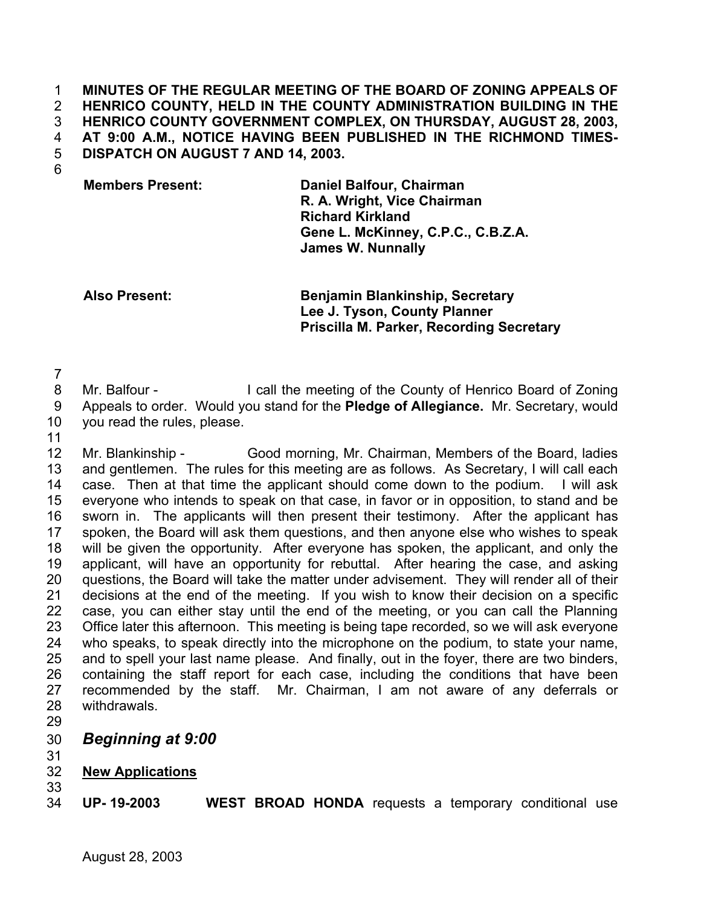**MINUTES OF THE REGULAR MEETING OF THE BOARD OF ZONING APPEALS OF HENRICO COUNTY, HELD IN THE COUNTY ADMINISTRATION BUILDING IN THE HENRICO COUNTY GOVERNMENT COMPLEX, ON THURSDAY, AUGUST 28, 2003, AT 9:00 A.M., NOTICE HAVING BEEN PUBLISHED IN THE RICHMOND TIMES-DISPATCH ON AUGUST 7 AND 14, 2003.**

| | |
|---|---|
| **Members Present:** | **Daniel Balfour, Chairman** |
| | **R. A. Wright, Vice Chairman** |
| | **Richard Kirkland** |
| | **Gene L. McKinney, C.P.C., C.B.Z.A.** |
| | **James W. Nunnally** |
| **Also Present:** | **Benjamin Blankinship, Secretary** |
| | **Lee J. Tyson, County Planner** |
| | **Priscilla M. Parker, Recording Secretary** |

Mr. Balfour - I call the meeting of the County of Henrico Board of Zoning Appeals to order. Would you stand for the **Pledge of Allegiance.** Mr. Secretary, would you read the rules, please.

Mr. Blankinship - Good morning, Mr. Chairman, Members of the Board, ladies and gentlemen. The rules for this meeting are as follows. As Secretary, I will call each case. Then at that time the applicant should come down to the podium. I will ask everyone who intends to speak on that case, in favor or in opposition, to stand and be sworn in. The applicants will then present their testimony. After the applicant has spoken, the Board will ask them questions, and then anyone else who wishes to speak will be given the opportunity. After everyone has spoken, the applicant, and only the applicant, will have an opportunity for rebuttal. After hearing the case, and asking questions, the Board will take the matter under advisement. They will render all of their decisions at the end of the meeting. If you wish to know their decision on a specific case, you can either stay until the end of the meeting, or you can call the Planning Office later this afternoon. This meeting is being tape recorded, so we will ask everyone who speaks, to speak directly into the microphone on the podium, to state your name, and to spell your last name please. And finally, out in the foyer, there are two binders, containing the staff report for each case, including the conditions that have been recommended by the staff. Mr. Chairman, I am not aware of any deferrals or withdrawals.

## *Beginning at 9:00*

**New Applications**

**UP- 19-2003** **WEST BROAD HONDA** requests a temporary conditional use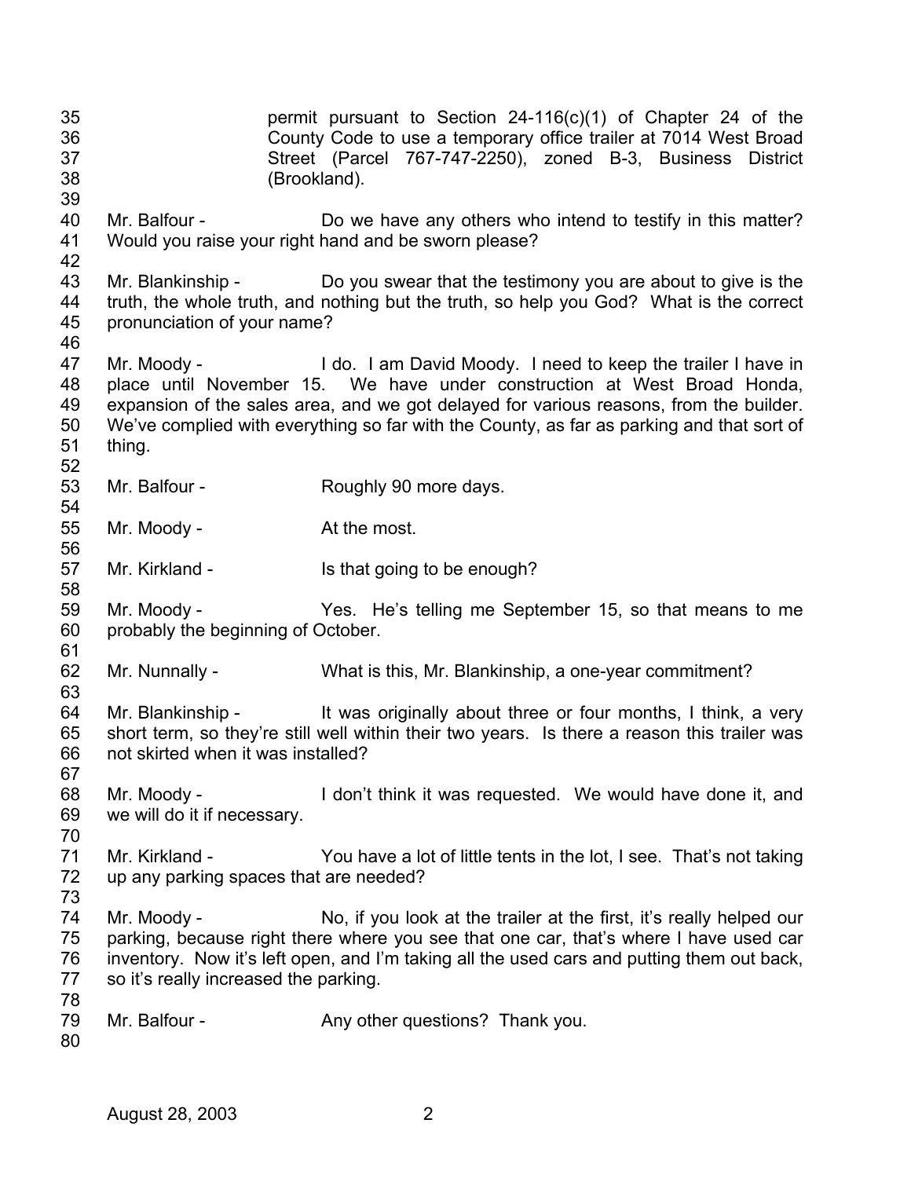permit pursuant to Section 24-116(c)(1) of Chapter 24 of the County Code to use a temporary office trailer at 7014 West Broad Street (Parcel 767-747-2250), zoned B-3, Business District (Brookland).

Mr. Balfour - Do we have any others who intend to testify in this matter? Would you raise your right hand and be sworn please?

Mr. Blankinship - Do you swear that the testimony you are about to give is the truth, the whole truth, and nothing but the truth, so help you God? What is the correct pronunciation of your name?

Mr. Moody - I do. I am David Moody. I need to keep the trailer I have in place until November 15. We have under construction at West Broad Honda, expansion of the sales area, and we got delayed for various reasons, from the builder. We've complied with everything so far with the County, as far as parking and that sort of thing.

Mr. Balfour - Roughly 90 more days.

Mr. Moody - At the most.

Mr. Kirkland - Is that going to be enough?

Mr. Moody - Yes. He's telling me September 15, so that means to me probably the beginning of October.

Mr. Nunnally - What is this, Mr. Blankinship, a one-year commitment?

Mr. Blankinship - It was originally about three or four months, I think, a very short term, so they're still well within their two years. Is there a reason this trailer was not skirted when it was installed?

Mr. Moody - I don't think it was requested. We would have done it, and we will do it if necessary.

Mr. Kirkland - You have a lot of little tents in the lot, I see. That's not taking up any parking spaces that are needed?

Mr. Moody - No, if you look at the trailer at the first, it's really helped our parking, because right there where you see that one car, that's where I have used car inventory. Now it's left open, and I'm taking all the used cars and putting them out back, so it's really increased the parking.

Mr. Balfour - Any other questions? Thank you.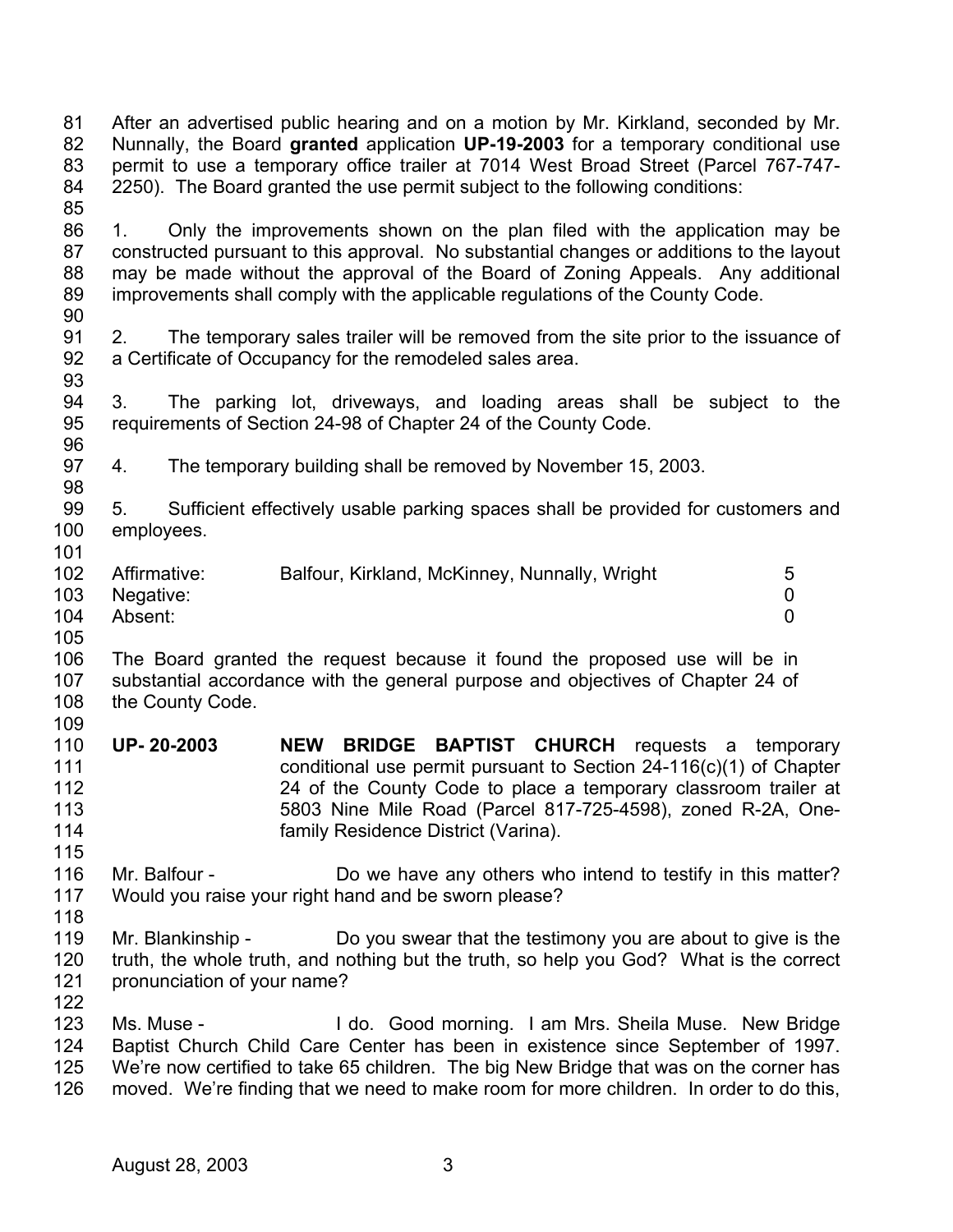After an advertised public hearing and on a motion by Mr. Kirkland, seconded by Mr. Nunnally, the Board **granted** application **UP-19-2003** for a temporary conditional use permit to use a temporary office trailer at 7014 West Broad Street (Parcel 767-747-2250). The Board granted the use permit subject to the following conditions:

1. Only the improvements shown on the plan filed with the application may be constructed pursuant to this approval. No substantial changes or additions to the layout may be made without the approval of the Board of Zoning Appeals. Any additional improvements shall comply with the applicable regulations of the County Code.

2. The temporary sales trailer will be removed from the site prior to the issuance of a Certificate of Occupancy for the remodeled sales area.

3. The parking lot, driveways, and loading areas shall be subject to the requirements of Section 24-98 of Chapter 24 of the County Code.

4. The temporary building shall be removed by November 15, 2003.

5. Sufficient effectively usable parking spaces shall be provided for customers and employees.

| | | |
|---|---|---|
| Affirmative: | Balfour, Kirkland, McKinney, Nunnally, Wright | 5 |
| Negative: | | 0 |
| Absent: | | 0 |

The Board granted the request because it found the proposed use will be in substantial accordance with the general purpose and objectives of Chapter 24 of the County Code.

**UP- 20-2003** **NEW BRIDGE BAPTIST CHURCH** requests a temporary conditional use permit pursuant to Section 24-116(c)(1) of Chapter 24 of the County Code to place a temporary classroom trailer at 5803 Nine Mile Road (Parcel 817-725-4598), zoned R-2A, One-family Residence District (Varina).

Mr. Balfour - Do we have any others who intend to testify in this matter? Would you raise your right hand and be sworn please?

Mr. Blankinship - Do you swear that the testimony you are about to give is the truth, the whole truth, and nothing but the truth, so help you God? What is the correct pronunciation of your name?

Ms. Muse - I do. Good morning. I am Mrs. Sheila Muse. New Bridge Baptist Church Child Care Center has been in existence since September of 1997. We're now certified to take 65 children. The big New Bridge that was on the corner has moved. We're finding that we need to make room for more children. In order to do this,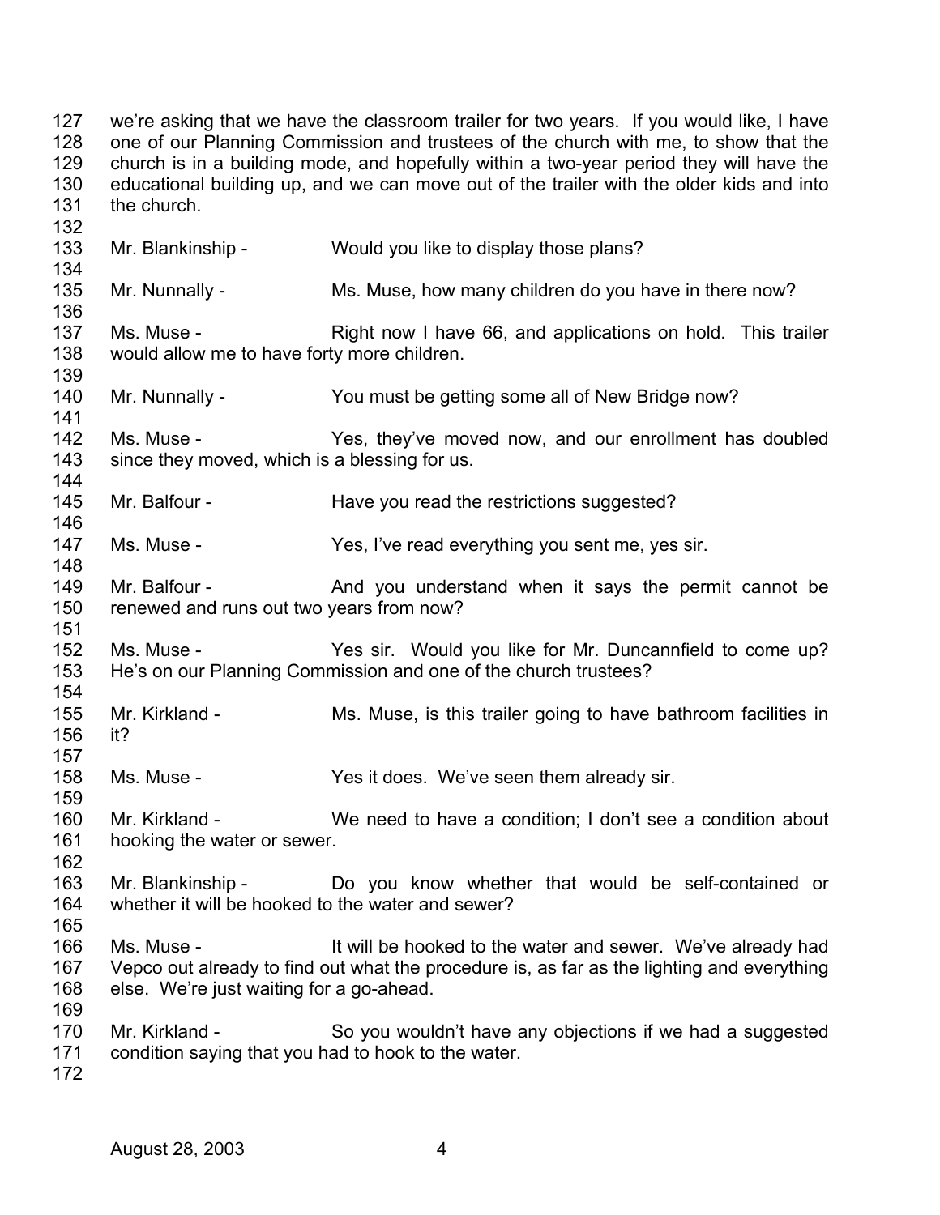we're asking that we have the classroom trailer for two years. If you would like, I have one of our Planning Commission and trustees of the church with me, to show that the church is in a building mode, and hopefully within a two-year period they will have the educational building up, and we can move out of the trailer with the older kids and into the church.

Mr. Blankinship - Would you like to display those plans?

Mr. Nunnally - Ms. Muse, how many children do you have in there now?

Ms. Muse - Right now I have 66, and applications on hold. This trailer would allow me to have forty more children.

Mr. Nunnally - You must be getting some all of New Bridge now?

Ms. Muse - Yes, they've moved now, and our enrollment has doubled since they moved, which is a blessing for us.

Mr. Balfour - Have you read the restrictions suggested?

Ms. Muse - Yes, I've read everything you sent me, yes sir.

Mr. Balfour - And you understand when it says the permit cannot be renewed and runs out two years from now?

Ms. Muse - Yes sir. Would you like for Mr. Duncannfield to come up? He's on our Planning Commission and one of the church trustees?

Mr. Kirkland - Ms. Muse, is this trailer going to have bathroom facilities in it?

Ms. Muse - Yes it does. We've seen them already sir.

Mr. Kirkland - We need to have a condition; I don't see a condition about hooking the water or sewer.

Mr. Blankinship - Do you know whether that would be self-contained or whether it will be hooked to the water and sewer?

Ms. Muse - It will be hooked to the water and sewer. We've already had Vepco out already to find out what the procedure is, as far as the lighting and everything else. We're just waiting for a go-ahead.

Mr. Kirkland - So you wouldn't have any objections if we had a suggested condition saying that you had to hook to the water.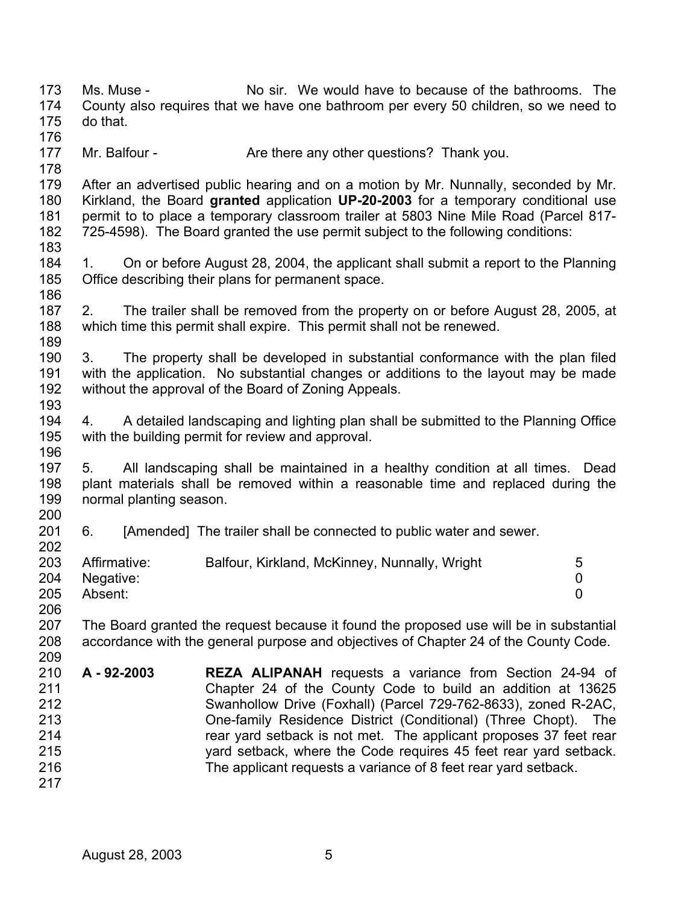Ms. Muse - No sir. We would have to because of the bathrooms. The County also requires that we have one bathroom per every 50 children, so we need to do that.

Mr. Balfour - Are there any other questions? Thank you.

After an advertised public hearing and on a motion by Mr. Nunnally, seconded by Mr. Kirkland, the Board **granted** application **UP-20-2003** for a temporary conditional use permit to to place a temporary classroom trailer at 5803 Nine Mile Road (Parcel 817-725-4598). The Board granted the use permit subject to the following conditions:

1. On or before August 28, 2004, the applicant shall submit a report to the Planning Office describing their plans for permanent space.

2. The trailer shall be removed from the property on or before August 28, 2005, at which time this permit shall expire. This permit shall not be renewed.

3. The property shall be developed in substantial conformance with the plan filed with the application. No substantial changes or additions to the layout may be made without the approval of the Board of Zoning Appeals.

4. A detailed landscaping and lighting plan shall be submitted to the Planning Office with the building permit for review and approval.

5. All landscaping shall be maintained in a healthy condition at all times. Dead plant materials shall be removed within a reasonable time and replaced during the normal planting season.

6. [Amended] The trailer shall be connected to public water and sewer.

| | | |
|---|---|---|
| Affirmative: | Balfour, Kirkland, McKinney, Nunnally, Wright | 5 |
| Negative: | | 0 |
| Absent: | | 0 |

The Board granted the request because it found the proposed use will be in substantial accordance with the general purpose and objectives of Chapter 24 of the County Code.

**A - 92-2003** **REZA ALIPANAH** requests a variance from Section 24-94 of Chapter 24 of the County Code to build an addition at 13625 Swanhollow Drive (Foxhall) (Parcel 729-762-8633), zoned R-2AC, One-family Residence District (Conditional) (Three Chopt). The rear yard setback is not met. The applicant proposes 37 feet rear yard setback, where the Code requires 45 feet rear yard setback. The applicant requests a variance of 8 feet rear yard setback.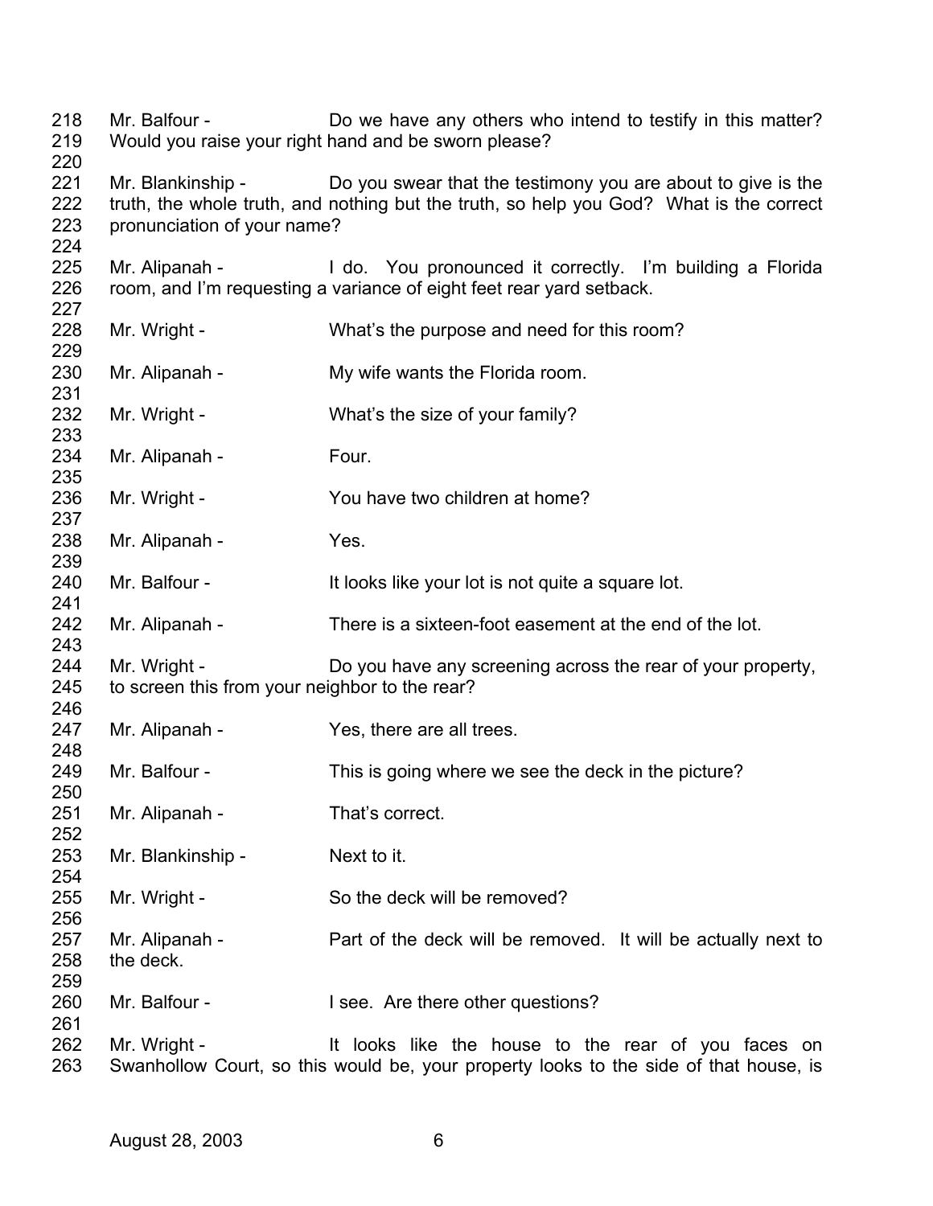218 Mr. Balfour - Do we have any others who intend to testify in this matter?
219 Would you raise your right hand and be sworn please?
220
221 Mr. Blankinship - Do you swear that the testimony you are about to give is the
222 truth, the whole truth, and nothing but the truth, so help you God? What is the correct
223 pronunciation of your name?
224
225 Mr. Alipanah - I do. You pronounced it correctly. I'm building a Florida
226 room, and I'm requesting a variance of eight feet rear yard setback.
227
228 Mr. Wright - What's the purpose and need for this room?
229
230 Mr. Alipanah - My wife wants the Florida room.
231
232 Mr. Wright - What's the size of your family?
233
234 Mr. Alipanah - Four.
235
236 Mr. Wright - You have two children at home?
237
238 Mr. Alipanah - Yes.
239
240 Mr. Balfour - It looks like your lot is not quite a square lot.
241
242 Mr. Alipanah - There is a sixteen-foot easement at the end of the lot.
243
244 Mr. Wright - Do you have any screening across the rear of your property,
245 to screen this from your neighbor to the rear?
246
247 Mr. Alipanah - Yes, there are all trees.
248
249 Mr. Balfour - This is going where we see the deck in the picture?
250
251 Mr. Alipanah - That's correct.
252
253 Mr. Blankinship - Next to it.
254
255 Mr. Wright - So the deck will be removed?
256
257 Mr. Alipanah - Part of the deck will be removed. It will be actually next to
258 the deck.
259
260 Mr. Balfour - I see. Are there other questions?
261
262 Mr. Wright - It looks like the house to the rear of you faces on
263 Swanhollow Court, so this would be, your property looks to the side of that house, is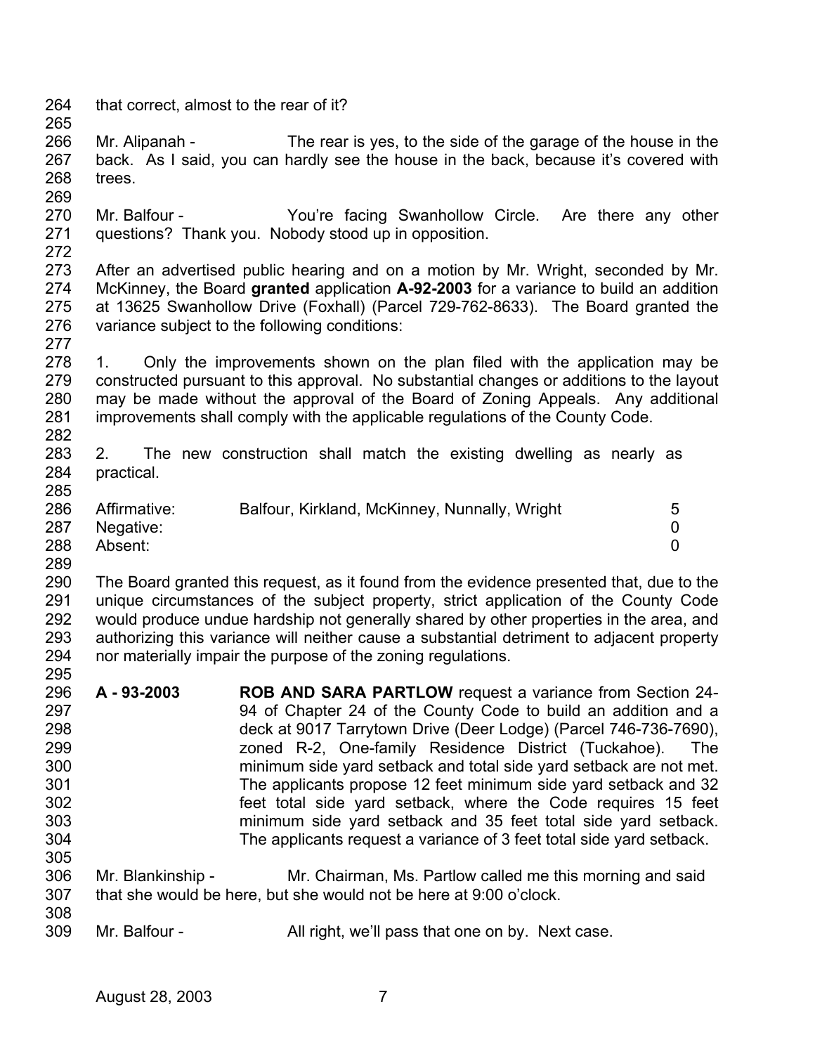that correct, almost to the rear of it?

Mr. Alipanah - The rear is yes, to the side of the garage of the house in the back. As I said, you can hardly see the house in the back, because it's covered with trees.

Mr. Balfour - You're facing Swanhollow Circle. Are there any other questions? Thank you. Nobody stood up in opposition.

After an advertised public hearing and on a motion by Mr. Wright, seconded by Mr. McKinney, the Board **granted** application **A-92-2003** for a variance to build an addition at 13625 Swanhollow Drive (Foxhall) (Parcel 729-762-8633). The Board granted the variance subject to the following conditions:

1. Only the improvements shown on the plan filed with the application may be constructed pursuant to this approval. No substantial changes or additions to the layout may be made without the approval of the Board of Zoning Appeals. Any additional improvements shall comply with the applicable regulations of the County Code.

2. The new construction shall match the existing dwelling as nearly as practical.

| | | |
|---|---|---|
| Affirmative: | Balfour, Kirkland, McKinney, Nunnally, Wright | 5 |
| Negative: | | 0 |
| Absent: | | 0 |

The Board granted this request, as it found from the evidence presented that, due to the unique circumstances of the subject property, strict application of the County Code would produce undue hardship not generally shared by other properties in the area, and authorizing this variance will neither cause a substantial detriment to adjacent property nor materially impair the purpose of the zoning regulations.

**A - 93-2003** **ROB AND SARA PARTLOW** request a variance from Section 24-94 of Chapter 24 of the County Code to build an addition and a deck at 9017 Tarrytown Drive (Deer Lodge) (Parcel 746-736-7690), zoned R-2, One-family Residence District (Tuckahoe). The minimum side yard setback and total side yard setback are not met. The applicants propose 12 feet minimum side yard setback and 32 feet total side yard setback, where the Code requires 15 feet minimum side yard setback and 35 feet total side yard setback. The applicants request a variance of 3 feet total side yard setback.

Mr. Blankinship - Mr. Chairman, Ms. Partlow called me this morning and said that she would be here, but she would not be here at 9:00 o'clock.

Mr. Balfour - All right, we'll pass that one on by. Next case.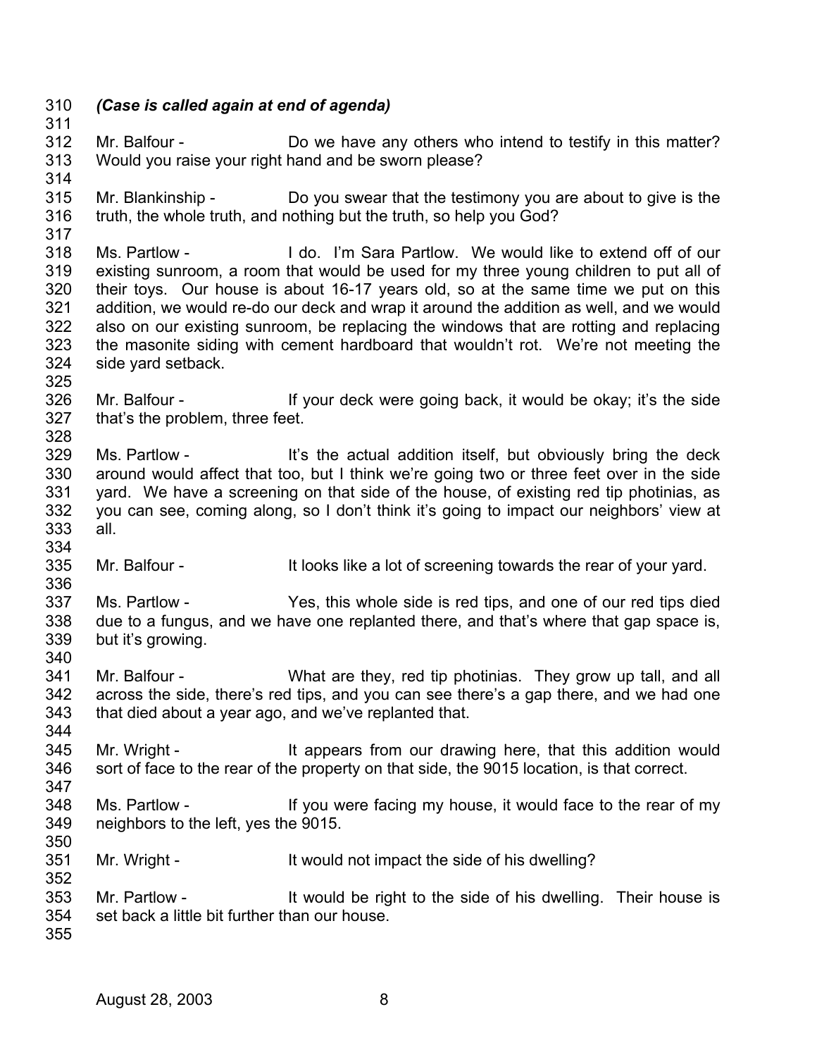*(Case is called again at end of agenda)*

Mr. Balfour - Do we have any others who intend to testify in this matter? Would you raise your right hand and be sworn please?

Mr. Blankinship - Do you swear that the testimony you are about to give is the truth, the whole truth, and nothing but the truth, so help you God?

Ms. Partlow - I do. I'm Sara Partlow. We would like to extend off of our existing sunroom, a room that would be used for my three young children to put all of their toys. Our house is about 16-17 years old, so at the same time we put on this addition, we would re-do our deck and wrap it around the addition as well, and we would also on our existing sunroom, be replacing the windows that are rotting and replacing the masonite siding with cement hardboard that wouldn't rot. We're not meeting the side yard setback.

Mr. Balfour - If your deck were going back, it would be okay; it's the side that's the problem, three feet.

Ms. Partlow - It's the actual addition itself, but obviously bring the deck around would affect that too, but I think we're going two or three feet over in the side yard. We have a screening on that side of the house, of existing red tip photinias, as you can see, coming along, so I don't think it's going to impact our neighbors' view at all.

Mr. Balfour - It looks like a lot of screening towards the rear of your yard.

Ms. Partlow - Yes, this whole side is red tips, and one of our red tips died due to a fungus, and we have one replanted there, and that's where that gap space is, but it's growing.

Mr. Balfour - What are they, red tip photinias. They grow up tall, and all across the side, there's red tips, and you can see there's a gap there, and we had one that died about a year ago, and we've replanted that.

Mr. Wright - It appears from our drawing here, that this addition would sort of face to the rear of the property on that side, the 9015 location, is that correct.

Ms. Partlow - If you were facing my house, it would face to the rear of my neighbors to the left, yes the 9015.

Mr. Wright - It would not impact the side of his dwelling?

Mr. Partlow - It would be right to the side of his dwelling. Their house is set back a little bit further than our house.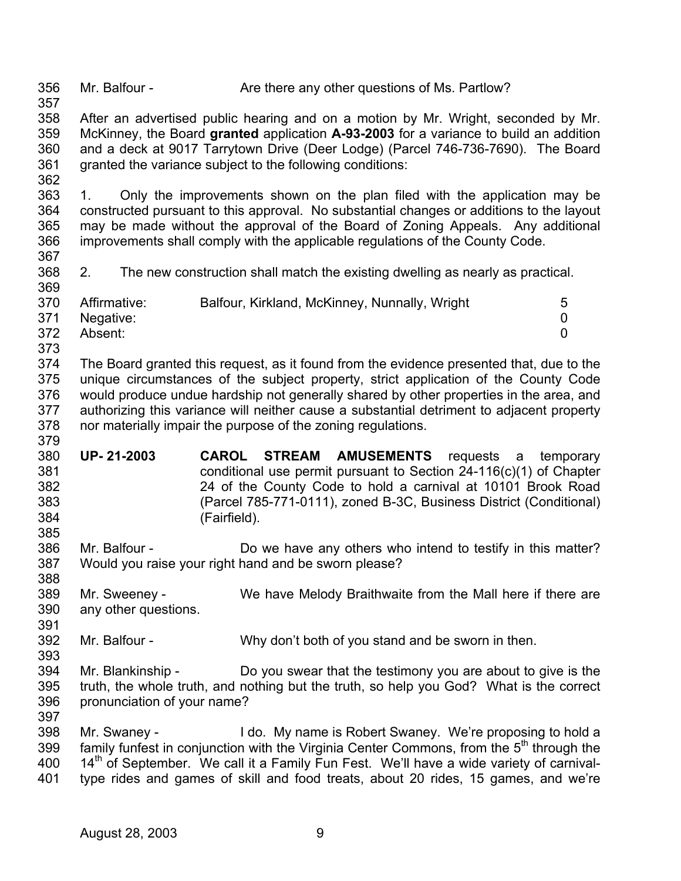Mr. Balfour - Are there any other questions of Ms. Partlow?

After an advertised public hearing and on a motion by Mr. Wright, seconded by Mr. McKinney, the Board **granted** application **A-93-2003** for a variance to build an addition and a deck at 9017 Tarrytown Drive (Deer Lodge) (Parcel 746-736-7690). The Board granted the variance subject to the following conditions:

1. Only the improvements shown on the plan filed with the application may be constructed pursuant to this approval. No substantial changes or additions to the layout may be made without the approval of the Board of Zoning Appeals. Any additional improvements shall comply with the applicable regulations of the County Code.

2. The new construction shall match the existing dwelling as nearly as practical.

| | | |
|---|---|---|
| Affirmative: | Balfour, Kirkland, McKinney, Nunnally, Wright | 5 |
| Negative: | | 0 |
| Absent: | | 0 |

The Board granted this request, as it found from the evidence presented that, due to the unique circumstances of the subject property, strict application of the County Code would produce undue hardship not generally shared by other properties in the area, and authorizing this variance will neither cause a substantial detriment to adjacent property nor materially impair the purpose of the zoning regulations.

**UP- 21-2003** **CAROL STREAM AMUSEMENTS** requests a temporary conditional use permit pursuant to Section 24-116(c)(1) of Chapter 24 of the County Code to hold a carnival at 10101 Brook Road (Parcel 785-771-0111), zoned B-3C, Business District (Conditional) (Fairfield).

Mr. Balfour - Do we have any others who intend to testify in this matter? Would you raise your right hand and be sworn please?

Mr. Sweeney - We have Melody Braithwaite from the Mall here if there are any other questions.

Mr. Balfour - Why don't both of you stand and be sworn in then.

Mr. Blankinship - Do you swear that the testimony you are about to give is the truth, the whole truth, and nothing but the truth, so help you God? What is the correct pronunciation of your name?

Mr. Swaney - I do. My name is Robert Swaney. We're proposing to hold a family funfest in conjunction with the Virginia Center Commons, from the 5th through the 14th of September. We call it a Family Fun Fest. We'll have a wide variety of carnival-type rides and games of skill and food treats, about 20 rides, 15 games, and we're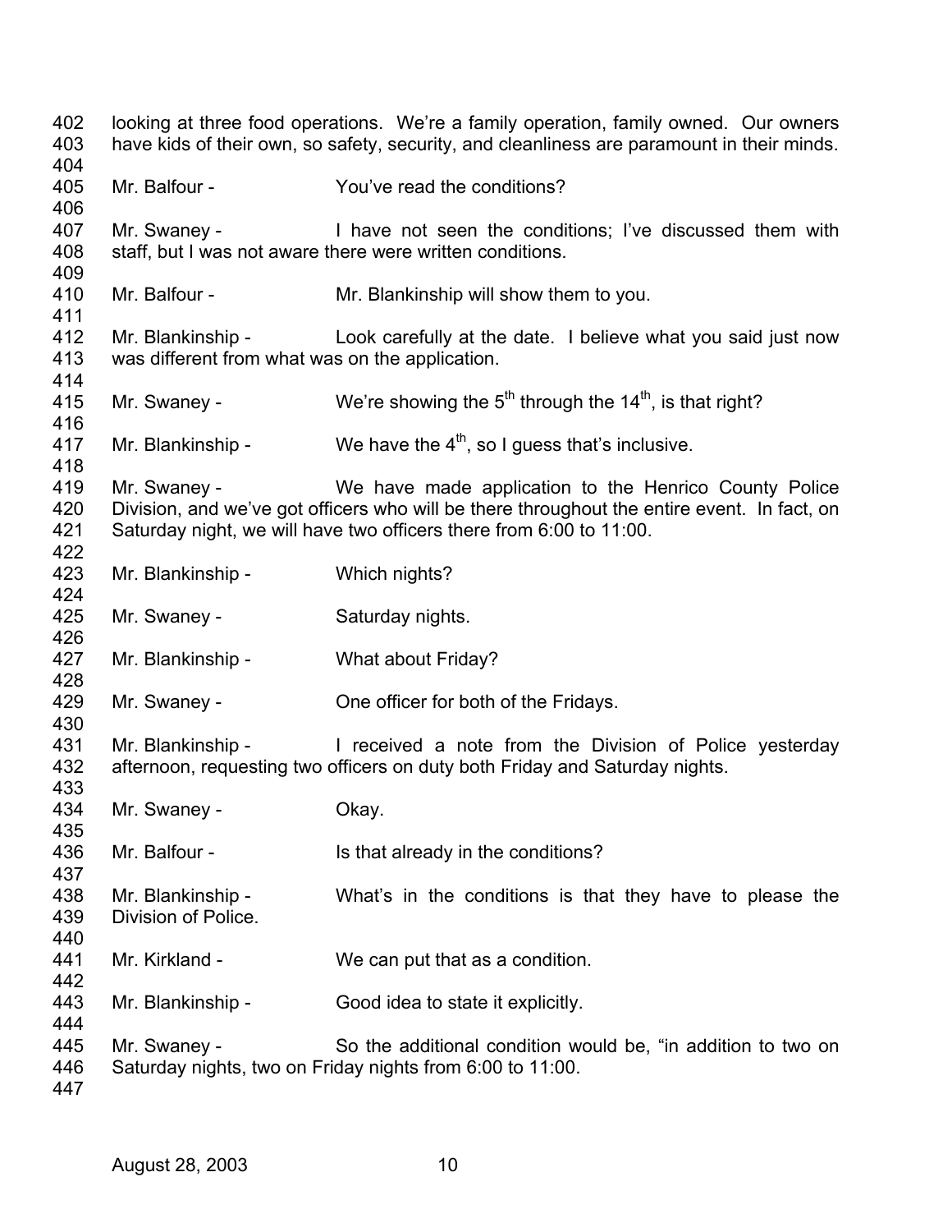looking at three food operations. We're a family operation, family owned. Our owners have kids of their own, so safety, security, and cleanliness are paramount in their minds.

Mr. Balfour - You've read the conditions?

Mr. Swaney - I have not seen the conditions; I've discussed them with staff, but I was not aware there were written conditions.

Mr. Balfour - Mr. Blankinship will show them to you.

Mr. Blankinship - Look carefully at the date. I believe what you said just now was different from what was on the application.

Mr. Swaney - We're showing the 5th through the 14th, is that right?

Mr. Blankinship - We have the 4th, so I guess that's inclusive.

Mr. Swaney - We have made application to the Henrico County Police Division, and we've got officers who will be there throughout the entire event. In fact, on Saturday night, we will have two officers there from 6:00 to 11:00.

Mr. Blankinship - Which nights?

Mr. Swaney - Saturday nights.

Mr. Blankinship - What about Friday?

Mr. Swaney - One officer for both of the Fridays.

Mr. Blankinship - I received a note from the Division of Police yesterday afternoon, requesting two officers on duty both Friday and Saturday nights.

Mr. Swaney - Okay.

Mr. Balfour - Is that already in the conditions?

Mr. Blankinship - What's in the conditions is that they have to please the Division of Police.

Mr. Kirkland - We can put that as a condition.

Mr. Blankinship - Good idea to state it explicitly.

Mr. Swaney - So the additional condition would be, "in addition to two on Saturday nights, two on Friday nights from 6:00 to 11:00.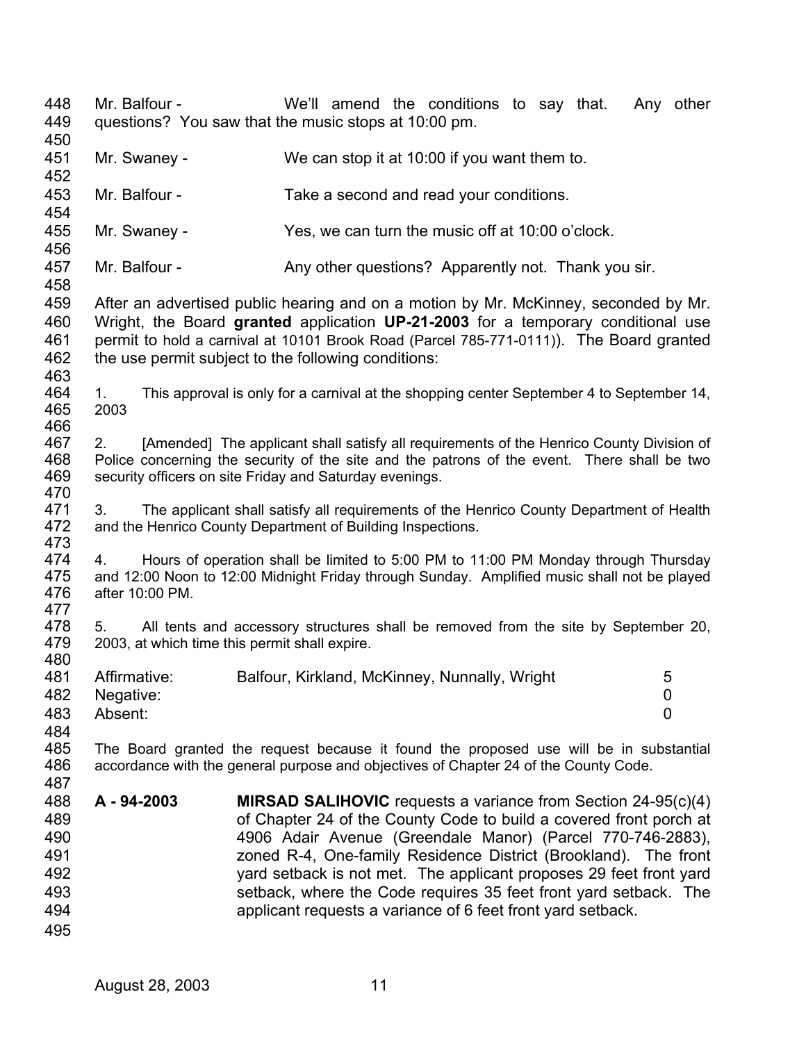Mr. Balfour - We'll amend the conditions to say that. Any other questions? You saw that the music stops at 10:00 pm.

Mr. Swaney - We can stop it at 10:00 if you want them to.

Mr. Balfour - Take a second and read your conditions.

Mr. Swaney - Yes, we can turn the music off at 10:00 o'clock.

Mr. Balfour - Any other questions? Apparently not. Thank you sir.

After an advertised public hearing and on a motion by Mr. McKinney, seconded by Mr. Wright, the Board **granted** application **UP-21-2003** for a temporary conditional use permit to hold a carnival at 10101 Brook Road (Parcel 785-771-0111)). The Board granted the use permit subject to the following conditions:

1. This approval is only for a carnival at the shopping center September 4 to September 14, 2003

2. [Amended] The applicant shall satisfy all requirements of the Henrico County Division of Police concerning the security of the site and the patrons of the event. There shall be two security officers on site Friday and Saturday evenings.

3. The applicant shall satisfy all requirements of the Henrico County Department of Health and the Henrico County Department of Building Inspections.

4. Hours of operation shall be limited to 5:00 PM to 11:00 PM Monday through Thursday and 12:00 Noon to 12:00 Midnight Friday through Sunday. Amplified music shall not be played after 10:00 PM.

5. All tents and accessory structures shall be removed from the site by September 20, 2003, at which time this permit shall expire.

| | | |
|---|---|---|
| Affirmative: | Balfour, Kirkland, McKinney, Nunnally, Wright | 5 |
| Negative: | | 0 |
| Absent: | | 0 |

The Board granted the request because it found the proposed use will be in substantial accordance with the general purpose and objectives of Chapter 24 of the County Code.

**A - 94-2003** **MIRSAD SALIHOVIC** requests a variance from Section 24-95(c)(4) of Chapter 24 of the County Code to build a covered front porch at 4906 Adair Avenue (Greendale Manor) (Parcel 770-746-2883), zoned R-4, One-family Residence District (Brookland). The front yard setback is not met. The applicant proposes 29 feet front yard setback, where the Code requires 35 feet front yard setback. The applicant requests a variance of 6 feet front yard setback.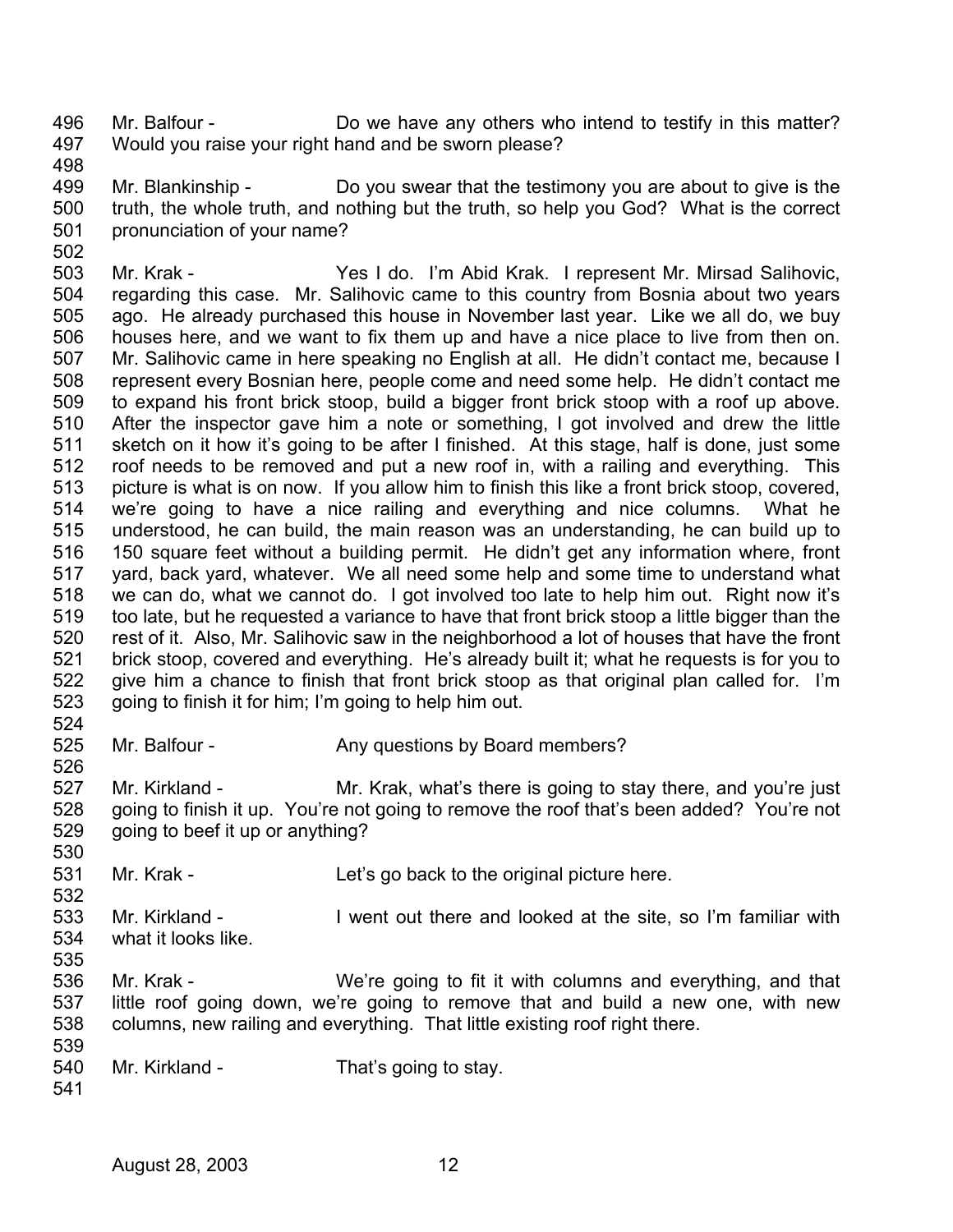Mr. Balfour - Do we have any others who intend to testify in this matter? Would you raise your right hand and be sworn please?

Mr. Blankinship - Do you swear that the testimony you are about to give is the truth, the whole truth, and nothing but the truth, so help you God? What is the correct pronunciation of your name?

Mr. Krak - Yes I do. I'm Abid Krak. I represent Mr. Mirsad Salihovic, regarding this case. Mr. Salihovic came to this country from Bosnia about two years ago. He already purchased this house in November last year. Like we all do, we buy houses here, and we want to fix them up and have a nice place to live from then on. Mr. Salihovic came in here speaking no English at all. He didn't contact me, because I represent every Bosnian here, people come and need some help. He didn't contact me to expand his front brick stoop, build a bigger front brick stoop with a roof up above. After the inspector gave him a note or something, I got involved and drew the little sketch on it how it's going to be after I finished. At this stage, half is done, just some roof needs to be removed and put a new roof in, with a railing and everything. This picture is what is on now. If you allow him to finish this like a front brick stoop, covered, we're going to have a nice railing and everything and nice columns. What he understood, he can build, the main reason was an understanding, he can build up to 150 square feet without a building permit. He didn't get any information where, front yard, back yard, whatever. We all need some help and some time to understand what we can do, what we cannot do. I got involved too late to help him out. Right now it's too late, but he requested a variance to have that front brick stoop a little bigger than the rest of it. Also, Mr. Salihovic saw in the neighborhood a lot of houses that have the front brick stoop, covered and everything. He's already built it; what he requests is for you to give him a chance to finish that front brick stoop as that original plan called for. I'm going to finish it for him; I'm going to help him out.

Mr. Balfour - Any questions by Board members?

Mr. Kirkland - Mr. Krak, what's there is going to stay there, and you're just going to finish it up. You're not going to remove the roof that's been added? You're not going to beef it up or anything?

Mr. Krak - Let's go back to the original picture here.

Mr. Kirkland - I went out there and looked at the site, so I'm familiar with what it looks like.

Mr. Krak - We're going to fit it with columns and everything, and that little roof going down, we're going to remove that and build a new one, with new columns, new railing and everything. That little existing roof right there.

Mr. Kirkland - That's going to stay.

August 28, 2003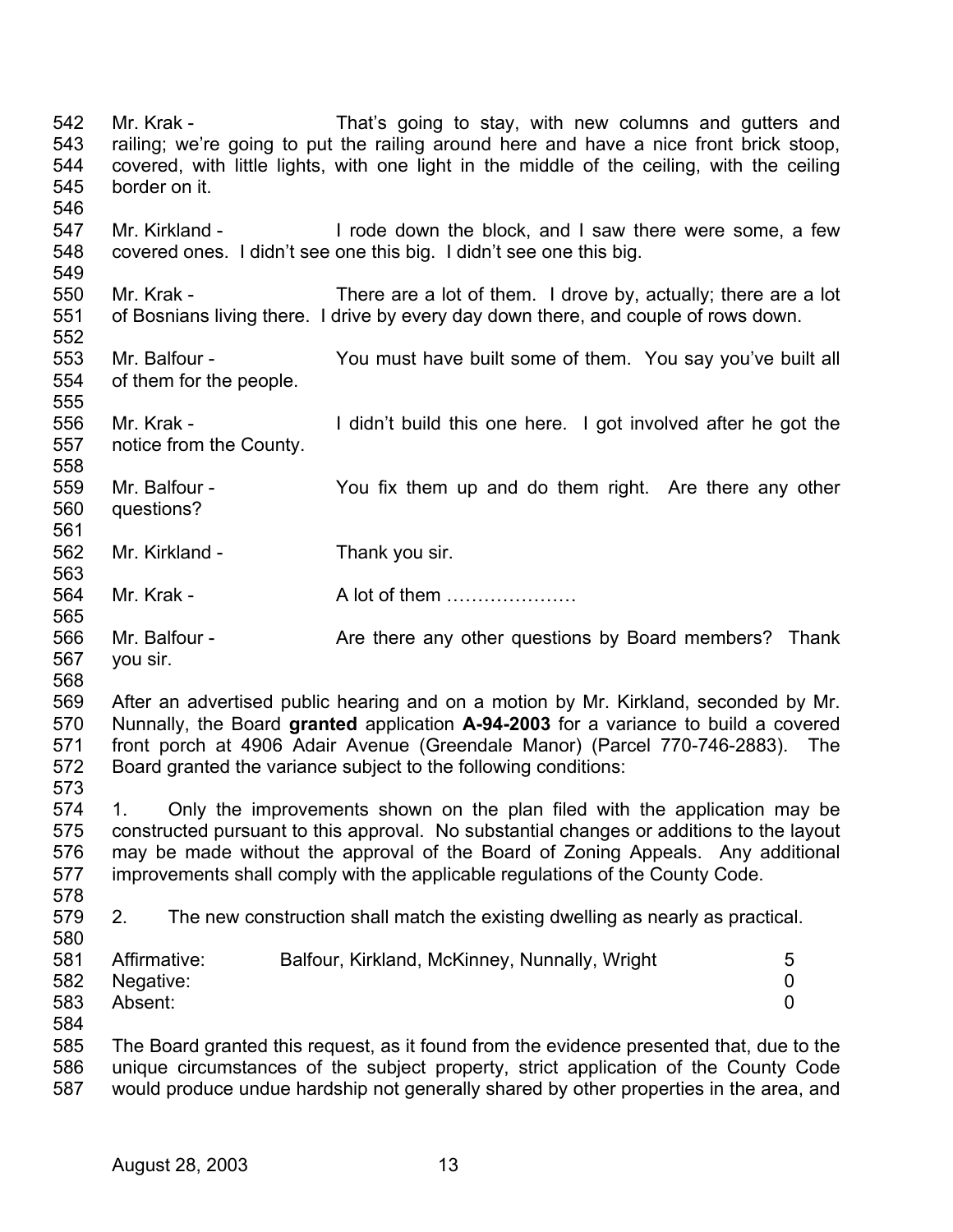Mr. Krak - That's going to stay, with new columns and gutters and railing; we're going to put the railing around here and have a nice front brick stoop, covered, with little lights, with one light in the middle of the ceiling, with the ceiling border on it.

Mr. Kirkland - I rode down the block, and I saw there were some, a few covered ones. I didn't see one this big. I didn't see one this big.

Mr. Krak - There are a lot of them. I drove by, actually; there are a lot of Bosnians living there. I drive by every day down there, and couple of rows down.

Mr. Balfour - You must have built some of them. You say you've built all of them for the people.

Mr. Krak - I didn't build this one here. I got involved after he got the notice from the County.

Mr. Balfour - You fix them up and do them right. Are there any other questions?

Mr. Kirkland - Thank you sir.

Mr. Krak - A lot of them …………………

Mr. Balfour - Are there any other questions by Board members? Thank you sir.

After an advertised public hearing and on a motion by Mr. Kirkland, seconded by Mr. Nunnally, the Board **granted** application **A-94-2003** for a variance to build a covered front porch at 4906 Adair Avenue (Greendale Manor) (Parcel 770-746-2883). The Board granted the variance subject to the following conditions:

1. Only the improvements shown on the plan filed with the application may be constructed pursuant to this approval. No substantial changes or additions to the layout may be made without the approval of the Board of Zoning Appeals. Any additional improvements shall comply with the applicable regulations of the County Code.

2. The new construction shall match the existing dwelling as nearly as practical.

| | | |
|---|---|---|
| Affirmative: | Balfour, Kirkland, McKinney, Nunnally, Wright | 5 |
| Negative: | | 0 |
| Absent: | | 0 |

The Board granted this request, as it found from the evidence presented that, due to the unique circumstances of the subject property, strict application of the County Code would produce undue hardship not generally shared by other properties in the area, and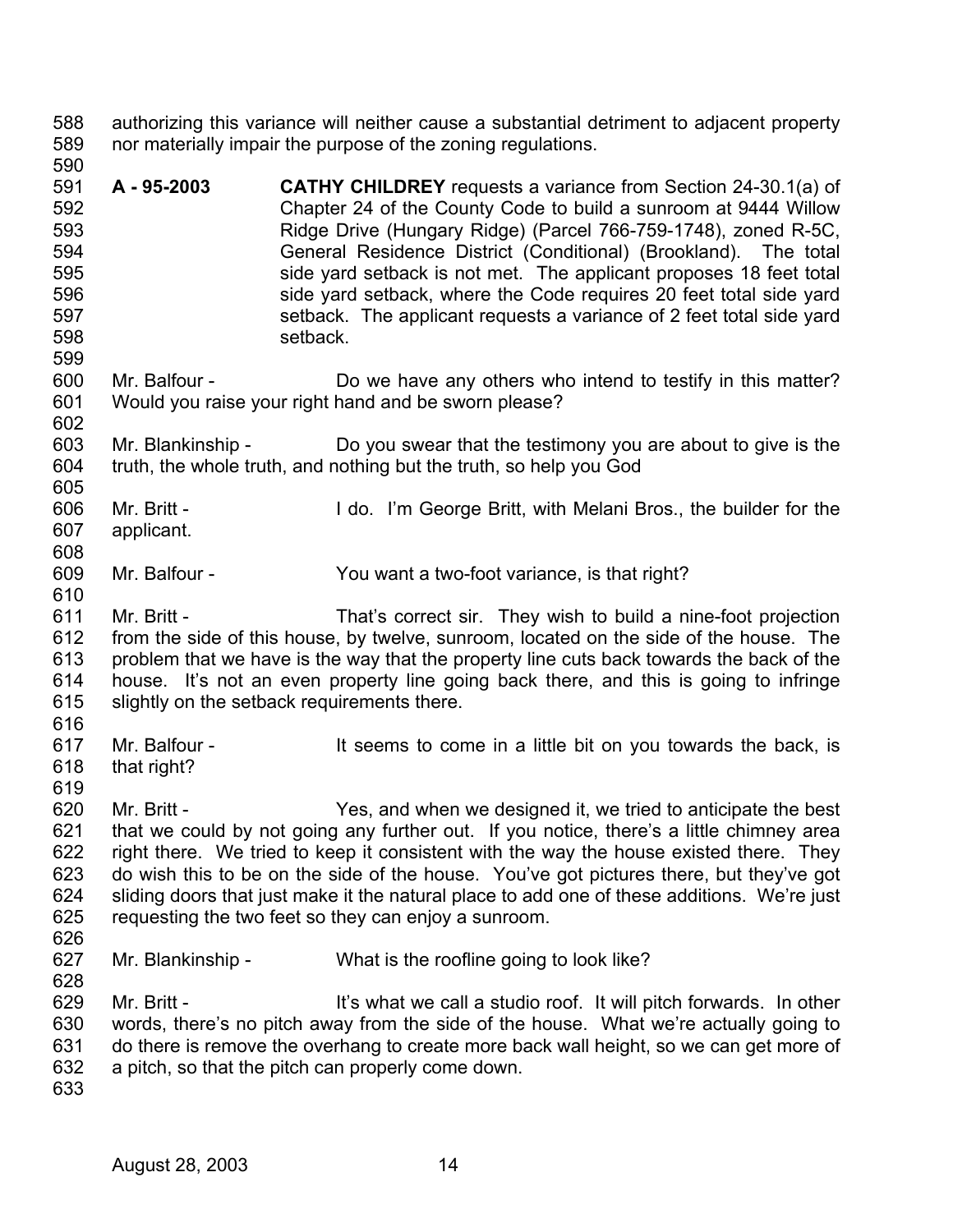authorizing this variance will neither cause a substantial detriment to adjacent property nor materially impair the purpose of the zoning regulations.

**A - 95-2003** **CATHY CHILDREY** requests a variance from Section 24-30.1(a) of Chapter 24 of the County Code to build a sunroom at 9444 Willow Ridge Drive (Hungary Ridge) (Parcel 766-759-1748), zoned R-5C, General Residence District (Conditional) (Brookland). The total side yard setback is not met. The applicant proposes 18 feet total side yard setback, where the Code requires 20 feet total side yard setback. The applicant requests a variance of 2 feet total side yard setback.

Mr. Balfour - Do we have any others who intend to testify in this matter? Would you raise your right hand and be sworn please?

Mr. Blankinship - Do you swear that the testimony you are about to give is the truth, the whole truth, and nothing but the truth, so help you God

Mr. Britt - I do. I'm George Britt, with Melani Bros., the builder for the applicant.

Mr. Balfour - You want a two-foot variance, is that right?

Mr. Britt - That's correct sir. They wish to build a nine-foot projection from the side of this house, by twelve, sunroom, located on the side of the house. The problem that we have is the way that the property line cuts back towards the back of the house. It's not an even property line going back there, and this is going to infringe slightly on the setback requirements there.

Mr. Balfour - It seems to come in a little bit on you towards the back, is that right?

Mr. Britt - Yes, and when we designed it, we tried to anticipate the best that we could by not going any further out. If you notice, there's a little chimney area right there. We tried to keep it consistent with the way the house existed there. They do wish this to be on the side of the house. You've got pictures there, but they've got sliding doors that just make it the natural place to add one of these additions. We're just requesting the two feet so they can enjoy a sunroom.

Mr. Blankinship - What is the roofline going to look like?

Mr. Britt - It's what we call a studio roof. It will pitch forwards. In other words, there's no pitch away from the side of the house. What we're actually going to do there is remove the overhang to create more back wall height, so we can get more of a pitch, so that the pitch can properly come down.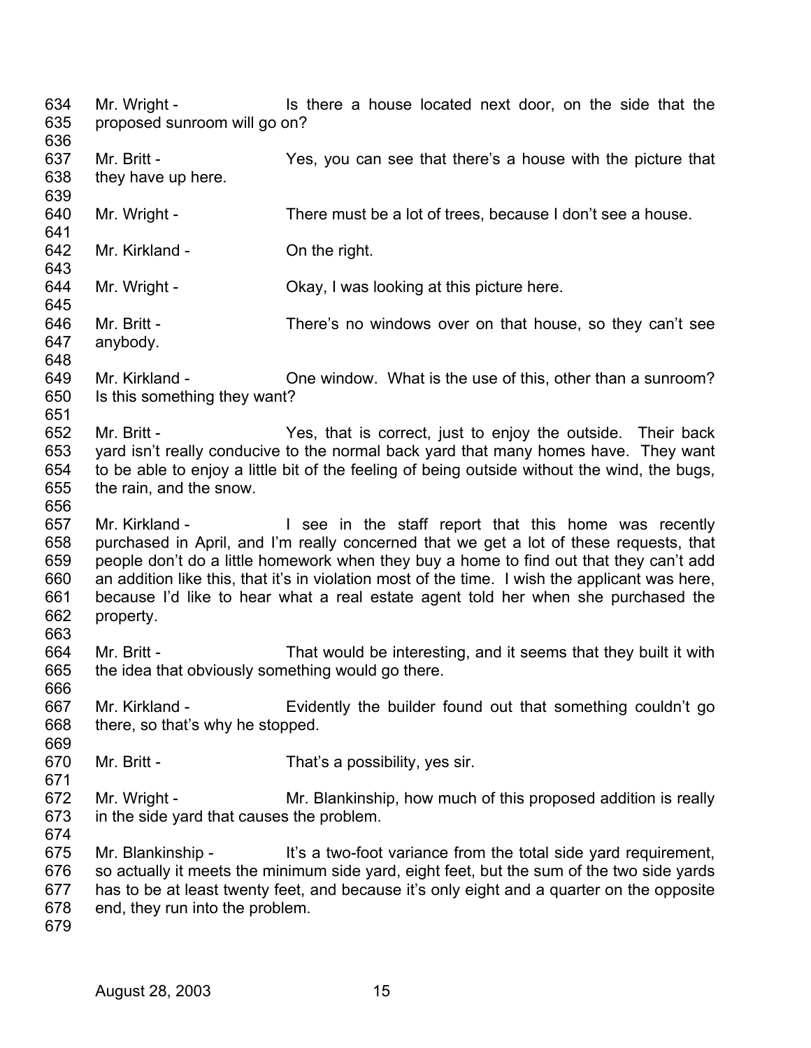634 Mr. Wright - Is there a house located next door, on the side that the
635 proposed sunroom will go on?
636
637 Mr. Britt - Yes, you can see that there's a house with the picture that
638 they have up here.
639
640 Mr. Wright - There must be a lot of trees, because I don't see a house.
641
642 Mr. Kirkland - On the right.
643
644 Mr. Wright - Okay, I was looking at this picture here.
645
646 Mr. Britt - There's no windows over on that house, so they can't see
647 anybody.
648
649 Mr. Kirkland - One window. What is the use of this, other than a sunroom?
650 Is this something they want?
651
652 Mr. Britt - Yes, that is correct, just to enjoy the outside. Their back
653 yard isn't really conducive to the normal back yard that many homes have. They want
654 to be able to enjoy a little bit of the feeling of being outside without the wind, the bugs,
655 the rain, and the snow.
656
657 Mr. Kirkland - I see in the staff report that this home was recently
658 purchased in April, and I'm really concerned that we get a lot of these requests, that
659 people don't do a little homework when they buy a home to find out that they can't add
660 an addition like this, that it's in violation most of the time. I wish the applicant was here,
661 because I'd like to hear what a real estate agent told her when she purchased the
662 property.
663
664 Mr. Britt - That would be interesting, and it seems that they built it with
665 the idea that obviously something would go there.
666
667 Mr. Kirkland - Evidently the builder found out that something couldn't go
668 there, so that's why he stopped.
669
670 Mr. Britt - That's a possibility, yes sir.
671
672 Mr. Wright - Mr. Blankinship, how much of this proposed addition is really
673 in the side yard that causes the problem.
674
675 Mr. Blankinship - It's a two-foot variance from the total side yard requirement,
676 so actually it meets the minimum side yard, eight feet, but the sum of the two side yards
677 has to be at least twenty feet, and because it's only eight and a quarter on the opposite
678 end, they run into the problem.
679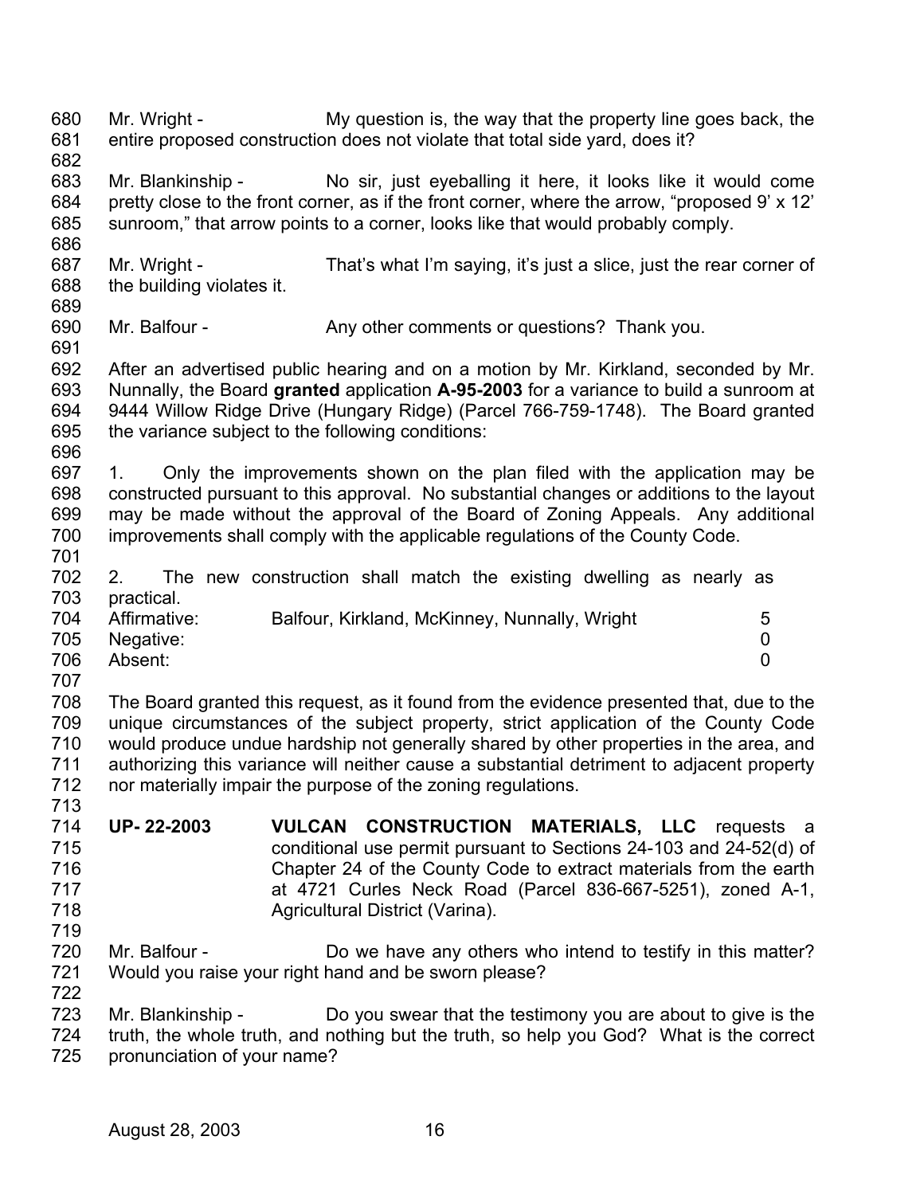Mr. Wright - My question is, the way that the property line goes back, the entire proposed construction does not violate that total side yard, does it?

Mr. Blankinship - No sir, just eyeballing it here, it looks like it would come pretty close to the front corner, as if the front corner, where the arrow, "proposed 9' x 12' sunroom," that arrow points to a corner, looks like that would probably comply.

Mr. Wright - That's what I'm saying, it's just a slice, just the rear corner of the building violates it.

Mr. Balfour - Any other comments or questions? Thank you.

After an advertised public hearing and on a motion by Mr. Kirkland, seconded by Mr. Nunnally, the Board **granted** application **A-95-2003** for a variance to build a sunroom at 9444 Willow Ridge Drive (Hungary Ridge) (Parcel 766-759-1748). The Board granted the variance subject to the following conditions:

1. Only the improvements shown on the plan filed with the application may be constructed pursuant to this approval. No substantial changes or additions to the layout may be made without the approval of the Board of Zoning Appeals. Any additional improvements shall comply with the applicable regulations of the County Code.

2. The new construction shall match the existing dwelling as nearly as practical.

| | | |
|---|---|---|
| Affirmative: | Balfour, Kirkland, McKinney, Nunnally, Wright | 5 |
| Negative: | | 0 |
| Absent: | | 0 |

The Board granted this request, as it found from the evidence presented that, due to the unique circumstances of the subject property, strict application of the County Code would produce undue hardship not generally shared by other properties in the area, and authorizing this variance will neither cause a substantial detriment to adjacent property nor materially impair the purpose of the zoning regulations.

**UP- 22-2003** **VULCAN CONSTRUCTION MATERIALS, LLC** requests a conditional use permit pursuant to Sections 24-103 and 24-52(d) of Chapter 24 of the County Code to extract materials from the earth at 4721 Curles Neck Road (Parcel 836-667-5251), zoned A-1, Agricultural District (Varina).

Mr. Balfour - Do we have any others who intend to testify in this matter? Would you raise your right hand and be sworn please?

Mr. Blankinship - Do you swear that the testimony you are about to give is the truth, the whole truth, and nothing but the truth, so help you God? What is the correct pronunciation of your name?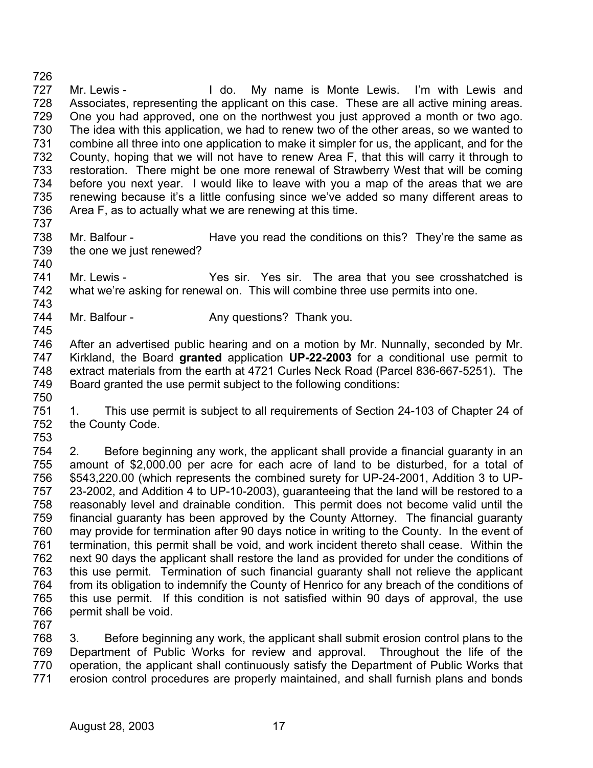Mr. Lewis - I do. My name is Monte Lewis. I'm with Lewis and Associates, representing the applicant on this case. These are all active mining areas. One you had approved, one on the northwest you just approved a month or two ago. The idea with this application, we had to renew two of the other areas, so we wanted to combine all three into one application to make it simpler for us, the applicant, and for the County, hoping that we will not have to renew Area F, that this will carry it through to restoration. There might be one more renewal of Strawberry West that will be coming before you next year. I would like to leave with you a map of the areas that we are renewing because it's a little confusing since we've added so many different areas to Area F, as to actually what we are renewing at this time.

Mr. Balfour - Have you read the conditions on this? They're the same as the one we just renewed?

Mr. Lewis - Yes sir. Yes sir. The area that you see crosshatched is what we're asking for renewal on. This will combine three use permits into one.

Mr. Balfour - Any questions? Thank you.

After an advertised public hearing and on a motion by Mr. Nunnally, seconded by Mr. Kirkland, the Board **granted** application **UP-22-2003** for a conditional use permit to extract materials from the earth at 4721 Curles Neck Road (Parcel 836-667-5251). The Board granted the use permit subject to the following conditions:

1. This use permit is subject to all requirements of Section 24-103 of Chapter 24 of the County Code.

2. Before beginning any work, the applicant shall provide a financial guaranty in an amount of $2,000.00 per acre for each acre of land to be disturbed, for a total of $543,220.00 (which represents the combined surety for UP-24-2001, Addition 3 to UP-23-2002, and Addition 4 to UP-10-2003), guaranteeing that the land will be restored to a reasonably level and drainable condition. This permit does not become valid until the financial guaranty has been approved by the County Attorney. The financial guaranty may provide for termination after 90 days notice in writing to the County. In the event of termination, this permit shall be void, and work incident thereto shall cease. Within the next 90 days the applicant shall restore the land as provided for under the conditions of this use permit. Termination of such financial guaranty shall not relieve the applicant from its obligation to indemnify the County of Henrico for any breach of the conditions of this use permit. If this condition is not satisfied within 90 days of approval, the use permit shall be void.

3. Before beginning any work, the applicant shall submit erosion control plans to the Department of Public Works for review and approval. Throughout the life of the operation, the applicant shall continuously satisfy the Department of Public Works that erosion control procedures are properly maintained, and shall furnish plans and bonds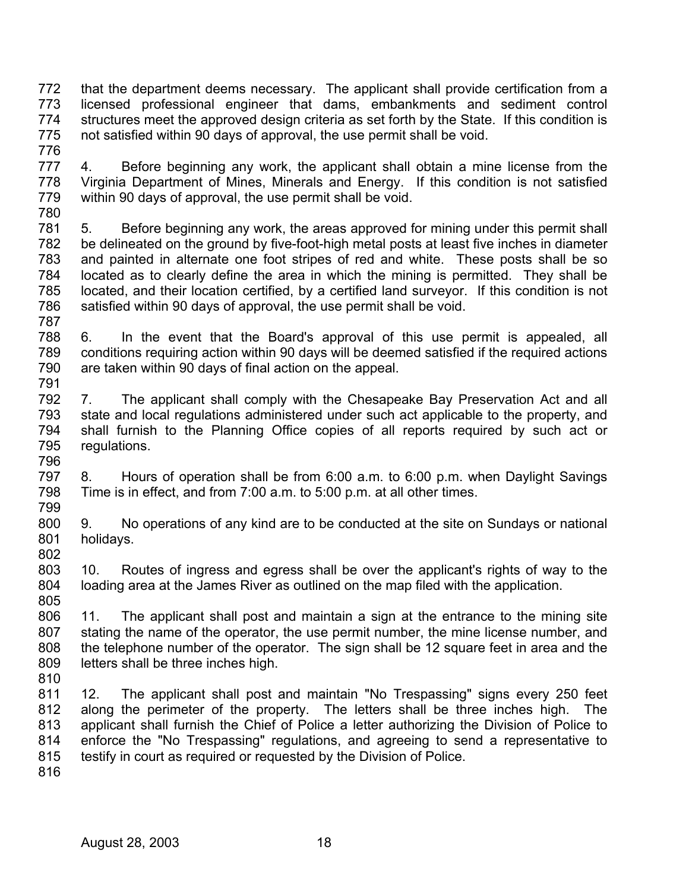that the department deems necessary. The applicant shall provide certification from a licensed professional engineer that dams, embankments and sediment control structures meet the approved design criteria as set forth by the State. If this condition is not satisfied within 90 days of approval, the use permit shall be void.

4. Before beginning any work, the applicant shall obtain a mine license from the Virginia Department of Mines, Minerals and Energy. If this condition is not satisfied within 90 days of approval, the use permit shall be void.

5. Before beginning any work, the areas approved for mining under this permit shall be delineated on the ground by five-foot-high metal posts at least five inches in diameter and painted in alternate one foot stripes of red and white. These posts shall be so located as to clearly define the area in which the mining is permitted. They shall be located, and their location certified, by a certified land surveyor. If this condition is not satisfied within 90 days of approval, the use permit shall be void.

6. In the event that the Board's approval of this use permit is appealed, all conditions requiring action within 90 days will be deemed satisfied if the required actions are taken within 90 days of final action on the appeal.

7. The applicant shall comply with the Chesapeake Bay Preservation Act and all state and local regulations administered under such act applicable to the property, and shall furnish to the Planning Office copies of all reports required by such act or regulations.

8. Hours of operation shall be from 6:00 a.m. to 6:00 p.m. when Daylight Savings Time is in effect, and from 7:00 a.m. to 5:00 p.m. at all other times.

9. No operations of any kind are to be conducted at the site on Sundays or national holidays.

10. Routes of ingress and egress shall be over the applicant's rights of way to the loading area at the James River as outlined on the map filed with the application.

11. The applicant shall post and maintain a sign at the entrance to the mining site stating the name of the operator, the use permit number, the mine license number, and the telephone number of the operator. The sign shall be 12 square feet in area and the letters shall be three inches high.

12. The applicant shall post and maintain "No Trespassing" signs every 250 feet along the perimeter of the property. The letters shall be three inches high. The applicant shall furnish the Chief of Police a letter authorizing the Division of Police to enforce the "No Trespassing" regulations, and agreeing to send a representative to testify in court as required or requested by the Division of Police.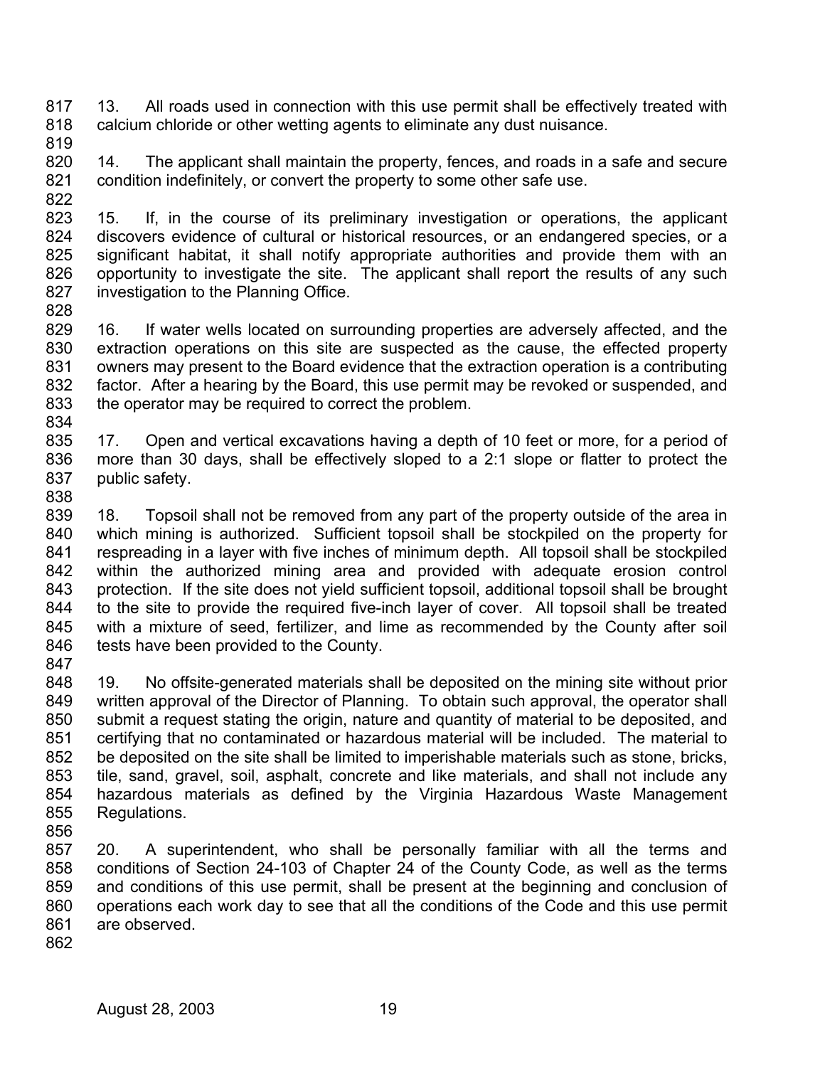13. All roads used in connection with this use permit shall be effectively treated with calcium chloride or other wetting agents to eliminate any dust nuisance.

14. The applicant shall maintain the property, fences, and roads in a safe and secure condition indefinitely, or convert the property to some other safe use.

15. If, in the course of its preliminary investigation or operations, the applicant discovers evidence of cultural or historical resources, or an endangered species, or a significant habitat, it shall notify appropriate authorities and provide them with an opportunity to investigate the site. The applicant shall report the results of any such investigation to the Planning Office.

16. If water wells located on surrounding properties are adversely affected, and the extraction operations on this site are suspected as the cause, the effected property owners may present to the Board evidence that the extraction operation is a contributing factor. After a hearing by the Board, this use permit may be revoked or suspended, and the operator may be required to correct the problem.

17. Open and vertical excavations having a depth of 10 feet or more, for a period of more than 30 days, shall be effectively sloped to a 2:1 slope or flatter to protect the public safety.

18. Topsoil shall not be removed from any part of the property outside of the area in which mining is authorized. Sufficient topsoil shall be stockpiled on the property for respreading in a layer with five inches of minimum depth. All topsoil shall be stockpiled within the authorized mining area and provided with adequate erosion control protection. If the site does not yield sufficient topsoil, additional topsoil shall be brought to the site to provide the required five-inch layer of cover. All topsoil shall be treated with a mixture of seed, fertilizer, and lime as recommended by the County after soil tests have been provided to the County.

19. No offsite-generated materials shall be deposited on the mining site without prior written approval of the Director of Planning. To obtain such approval, the operator shall submit a request stating the origin, nature and quantity of material to be deposited, and certifying that no contaminated or hazardous material will be included. The material to be deposited on the site shall be limited to imperishable materials such as stone, bricks, tile, sand, gravel, soil, asphalt, concrete and like materials, and shall not include any hazardous materials as defined by the Virginia Hazardous Waste Management Regulations.

20. A superintendent, who shall be personally familiar with all the terms and conditions of Section 24-103 of Chapter 24 of the County Code, as well as the terms and conditions of this use permit, shall be present at the beginning and conclusion of operations each work day to see that all the conditions of the Code and this use permit are observed.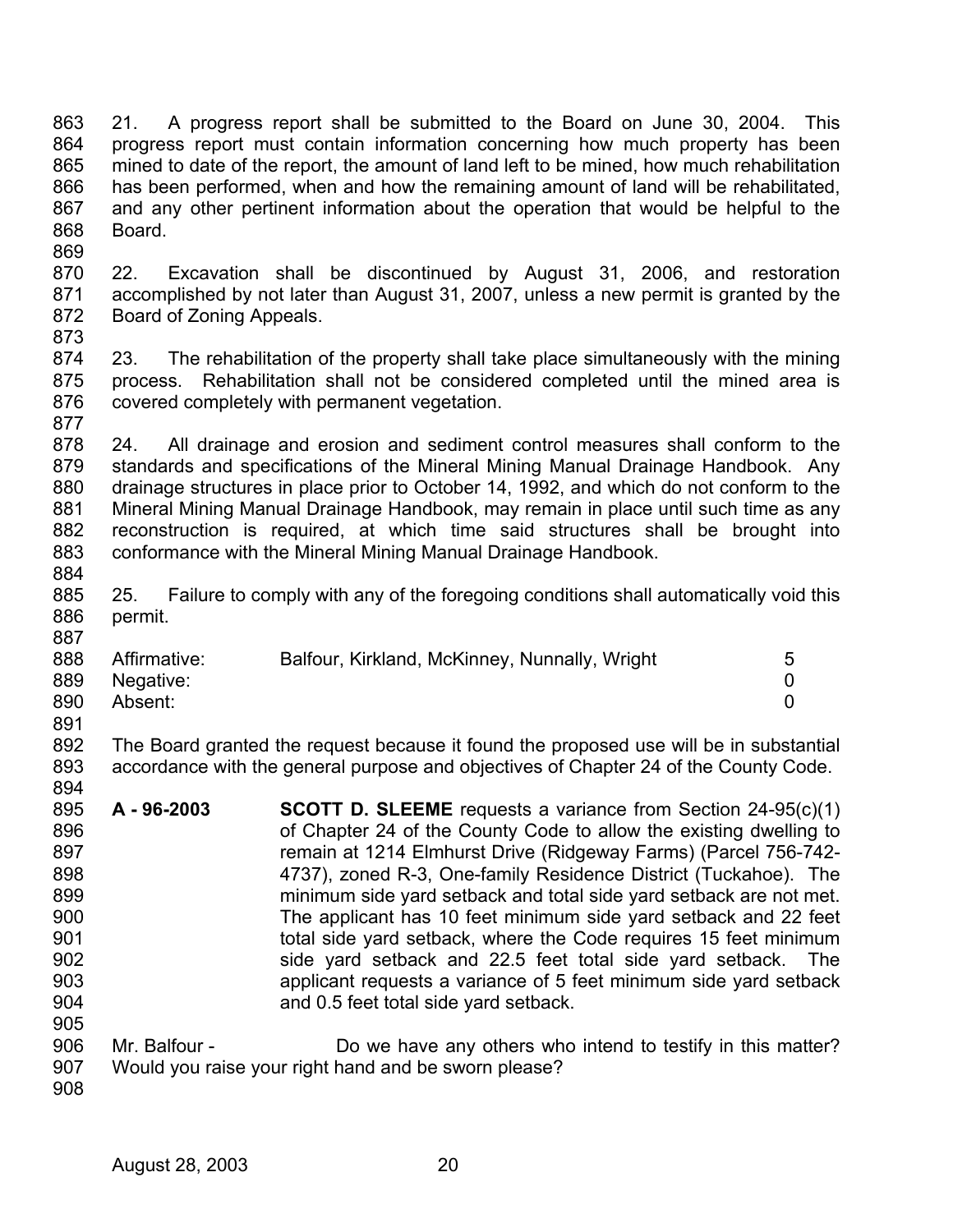21. A progress report shall be submitted to the Board on June 30, 2004. This progress report must contain information concerning how much property has been mined to date of the report, the amount of land left to be mined, how much rehabilitation has been performed, when and how the remaining amount of land will be rehabilitated, and any other pertinent information about the operation that would be helpful to the Board.

22. Excavation shall be discontinued by August 31, 2006, and restoration accomplished by not later than August 31, 2007, unless a new permit is granted by the Board of Zoning Appeals.

23. The rehabilitation of the property shall take place simultaneously with the mining process. Rehabilitation shall not be considered completed until the mined area is covered completely with permanent vegetation.

24. All drainage and erosion and sediment control measures shall conform to the standards and specifications of the Mineral Mining Manual Drainage Handbook. Any drainage structures in place prior to October 14, 1992, and which do not conform to the Mineral Mining Manual Drainage Handbook, may remain in place until such time as any reconstruction is required, at which time said structures shall be brought into conformance with the Mineral Mining Manual Drainage Handbook.

25. Failure to comply with any of the foregoing conditions shall automatically void this permit.

| | | |
|---|---|---|
| Affirmative: | Balfour, Kirkland, McKinney, Nunnally, Wright | 5 |
| Negative: | | 0 |
| Absent: | | 0 |

The Board granted the request because it found the proposed use will be in substantial accordance with the general purpose and objectives of Chapter 24 of the County Code.

**A - 96-2003** **SCOTT D. SLEEME** requests a variance from Section 24-95(c)(1) of Chapter 24 of the County Code to allow the existing dwelling to remain at 1214 Elmhurst Drive (Ridgeway Farms) (Parcel 756-742-4737), zoned R-3, One-family Residence District (Tuckahoe). The minimum side yard setback and total side yard setback are not met. The applicant has 10 feet minimum side yard setback and 22 feet total side yard setback, where the Code requires 15 feet minimum side yard setback and 22.5 feet total side yard setback. The applicant requests a variance of 5 feet minimum side yard setback and 0.5 feet total side yard setback.

Mr. Balfour - Do we have any others who intend to testify in this matter? Would you raise your right hand and be sworn please?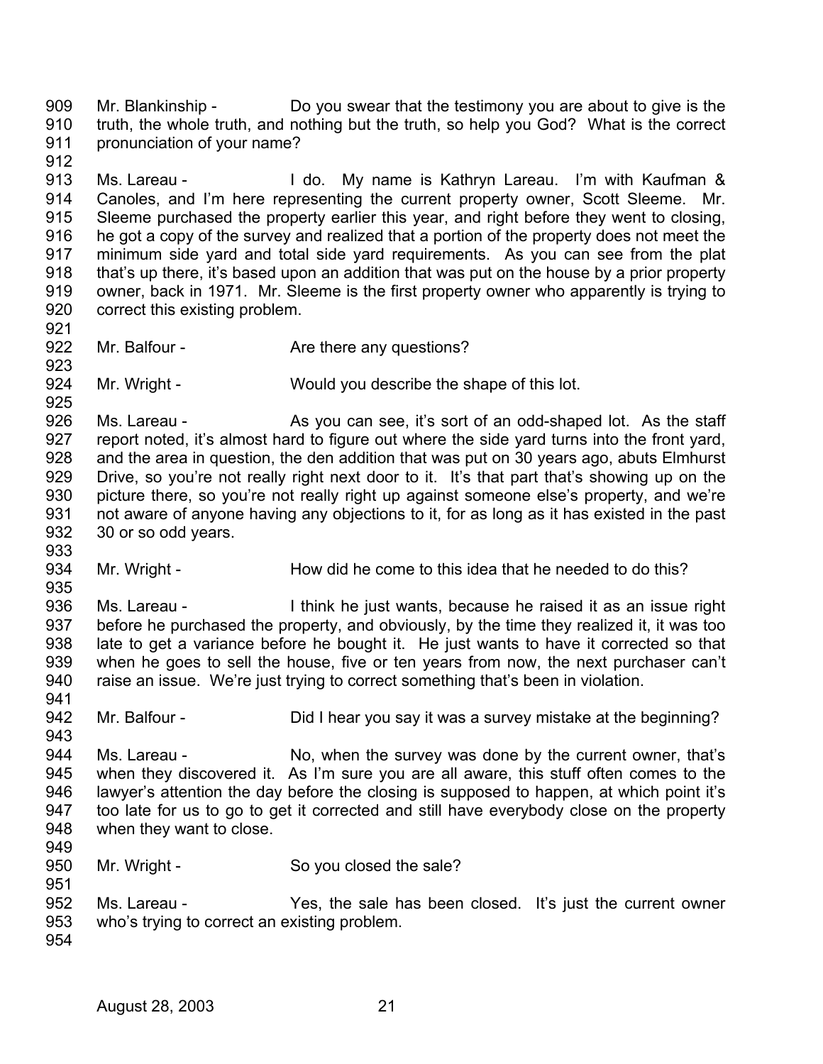909 Mr. Blankinship - Do you swear that the testimony you are about to give is the
910 truth, the whole truth, and nothing but the truth, so help you God? What is the correct
911 pronunciation of your name?
912
913 Ms. Lareau - I do. My name is Kathryn Lareau. I'm with Kaufman &
914 Canoles, and I'm here representing the current property owner, Scott Sleeme. Mr.
915 Sleeme purchased the property earlier this year, and right before they went to closing,
916 he got a copy of the survey and realized that a portion of the property does not meet the
917 minimum side yard and total side yard requirements. As you can see from the plat
918 that's up there, it's based upon an addition that was put on the house by a prior property
919 owner, back in 1971. Mr. Sleeme is the first property owner who apparently is trying to
920 correct this existing problem.
921
922 Mr. Balfour - Are there any questions?
923
924 Mr. Wright - Would you describe the shape of this lot.
925
926 Ms. Lareau - As you can see, it's sort of an odd-shaped lot. As the staff
927 report noted, it's almost hard to figure out where the side yard turns into the front yard,
928 and the area in question, the den addition that was put on 30 years ago, abuts Elmhurst
929 Drive, so you're not really right next door to it. It's that part that's showing up on the
930 picture there, so you're not really right up against someone else's property, and we're
931 not aware of anyone having any objections to it, for as long as it has existed in the past
932 30 or so odd years.
933
934 Mr. Wright - How did he come to this idea that he needed to do this?
935
936 Ms. Lareau - I think he just wants, because he raised it as an issue right
937 before he purchased the property, and obviously, by the time they realized it, it was too
938 late to get a variance before he bought it. He just wants to have it corrected so that
939 when he goes to sell the house, five or ten years from now, the next purchaser can't
940 raise an issue. We're just trying to correct something that's been in violation.
941
942 Mr. Balfour - Did I hear you say it was a survey mistake at the beginning?
943
944 Ms. Lareau - No, when the survey was done by the current owner, that's
945 when they discovered it. As I'm sure you are all aware, this stuff often comes to the
946 lawyer's attention the day before the closing is supposed to happen, at which point it's
947 too late for us to go to get it corrected and still have everybody close on the property
948 when they want to close.
949
950 Mr. Wright - So you closed the sale?
951
952 Ms. Lareau - Yes, the sale has been closed. It's just the current owner
953 who's trying to correct an existing problem.
954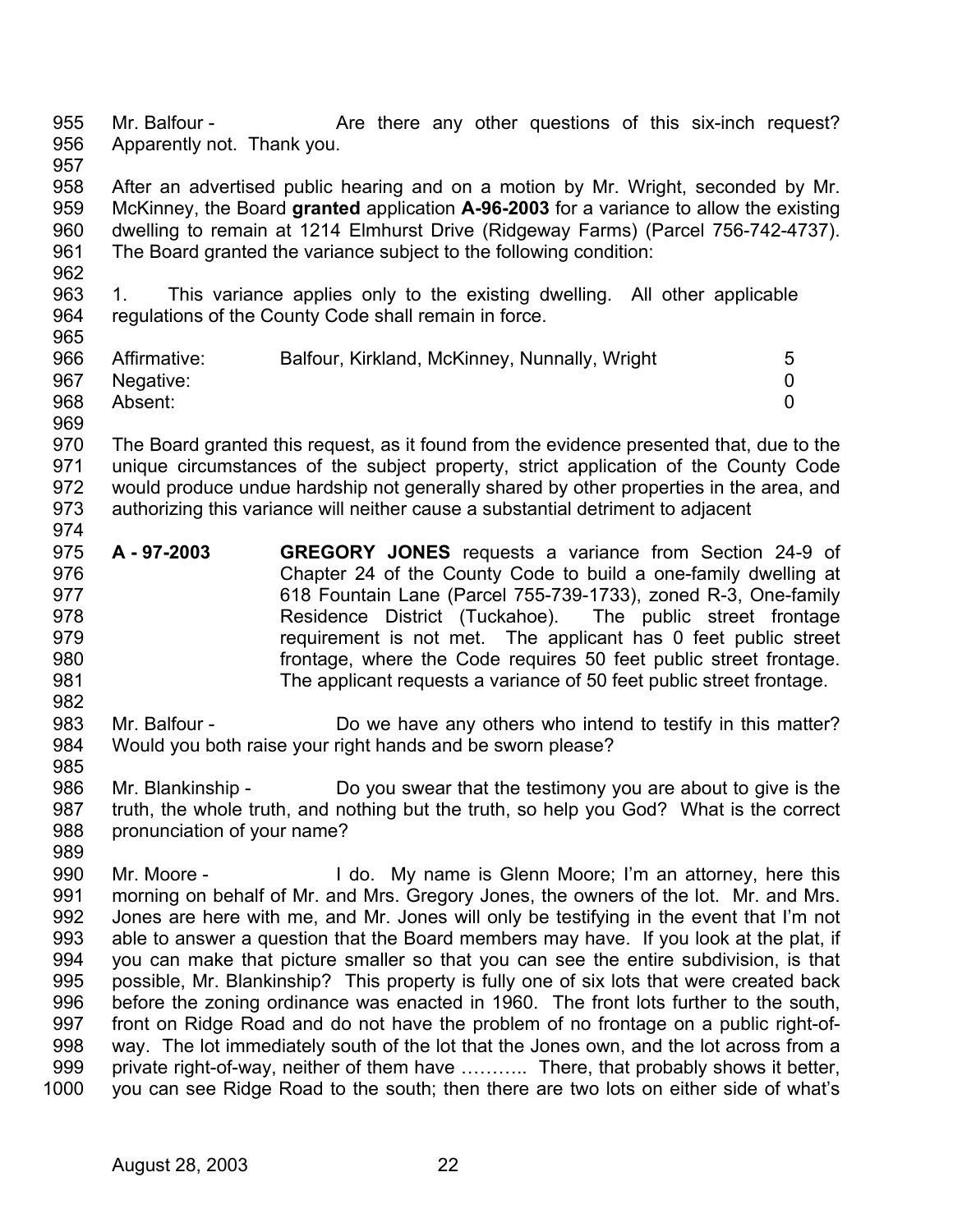Mr. Balfour - Are there any other questions of this six-inch request? Apparently not. Thank you.

After an advertised public hearing and on a motion by Mr. Wright, seconded by Mr. McKinney, the Board **granted** application **A-96-2003** for a variance to allow the existing dwelling to remain at 1214 Elmhurst Drive (Ridgeway Farms) (Parcel 756-742-4737). The Board granted the variance subject to the following condition:

1. This variance applies only to the existing dwelling. All other applicable regulations of the County Code shall remain in force.

| | | |
|---|---|---|
| Affirmative: | Balfour, Kirkland, McKinney, Nunnally, Wright | 5 |
| Negative: | | 0 |
| Absent: | | 0 |

The Board granted this request, as it found from the evidence presented that, due to the unique circumstances of the subject property, strict application of the County Code would produce undue hardship not generally shared by other properties in the area, and authorizing this variance will neither cause a substantial detriment to adjacent

**A - 97-2003** **GREGORY JONES** requests a variance from Section 24-9 of Chapter 24 of the County Code to build a one-family dwelling at 618 Fountain Lane (Parcel 755-739-1733), zoned R-3, One-family Residence District (Tuckahoe). The public street frontage requirement is not met. The applicant has 0 feet public street frontage, where the Code requires 50 feet public street frontage. The applicant requests a variance of 50 feet public street frontage.

Mr. Balfour - Do we have any others who intend to testify in this matter? Would you both raise your right hands and be sworn please?

Mr. Blankinship - Do you swear that the testimony you are about to give is the truth, the whole truth, and nothing but the truth, so help you God? What is the correct pronunciation of your name?

Mr. Moore - I do. My name is Glenn Moore; I'm an attorney, here this morning on behalf of Mr. and Mrs. Gregory Jones, the owners of the lot. Mr. and Mrs. Jones are here with me, and Mr. Jones will only be testifying in the event that I'm not able to answer a question that the Board members may have. If you look at the plat, if you can make that picture smaller so that you can see the entire subdivision, is that possible, Mr. Blankinship? This property is fully one of six lots that were created back before the zoning ordinance was enacted in 1960. The front lots further to the south, front on Ridge Road and do not have the problem of no frontage on a public right-of-way. The lot immediately south of the lot that the Jones own, and the lot across from a private right-of-way, neither of them have ……….. There, that probably shows it better, you can see Ridge Road to the south; then there are two lots on either side of what's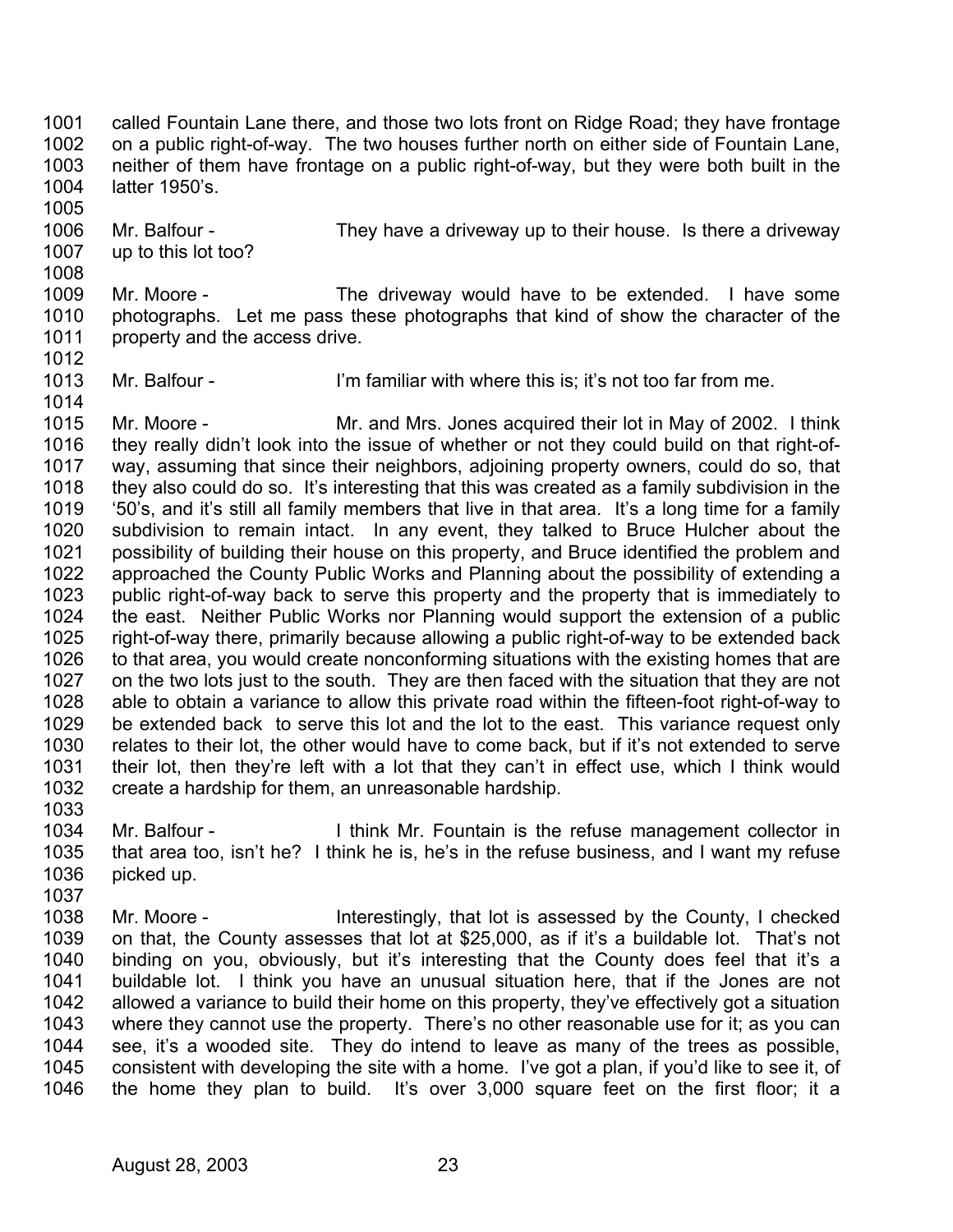called Fountain Lane there, and those two lots front on Ridge Road; they have frontage on a public right-of-way. The two houses further north on either side of Fountain Lane, neither of them have frontage on a public right-of-way, but they were both built in the latter 1950's.

Mr. Balfour - They have a driveway up to their house. Is there a driveway up to this lot too?

Mr. Moore - The driveway would have to be extended. I have some photographs. Let me pass these photographs that kind of show the character of the property and the access drive.

Mr. Balfour - I'm familiar with where this is; it's not too far from me.

Mr. Moore - Mr. and Mrs. Jones acquired their lot in May of 2002. I think they really didn't look into the issue of whether or not they could build on that right-of-way, assuming that since their neighbors, adjoining property owners, could do so, that they also could do so. It's interesting that this was created as a family subdivision in the '50's, and it's still all family members that live in that area. It's a long time for a family subdivision to remain intact. In any event, they talked to Bruce Hulcher about the possibility of building their house on this property, and Bruce identified the problem and approached the County Public Works and Planning about the possibility of extending a public right-of-way back to serve this property and the property that is immediately to the east. Neither Public Works nor Planning would support the extension of a public right-of-way there, primarily because allowing a public right-of-way to be extended back to that area, you would create nonconforming situations with the existing homes that are on the two lots just to the south. They are then faced with the situation that they are not able to obtain a variance to allow this private road within the fifteen-foot right-of-way to be extended back to serve this lot and the lot to the east. This variance request only relates to their lot, the other would have to come back, but if it's not extended to serve their lot, then they're left with a lot that they can't in effect use, which I think would create a hardship for them, an unreasonable hardship.

Mr. Balfour - I think Mr. Fountain is the refuse management collector in that area too, isn't he? I think he is, he's in the refuse business, and I want my refuse picked up.

Mr. Moore - Interestingly, that lot is assessed by the County, I checked on that, the County assesses that lot at $25,000, as if it's a buildable lot. That's not binding on you, obviously, but it's interesting that the County does feel that it's a buildable lot. I think you have an unusual situation here, that if the Jones are not allowed a variance to build their home on this property, they've effectively got a situation where they cannot use the property. There's no other reasonable use for it; as you can see, it's a wooded site. They do intend to leave as many of the trees as possible, consistent with developing the site with a home. I've got a plan, if you'd like to see it, of the home they plan to build. It's over 3,000 square feet on the first floor; it a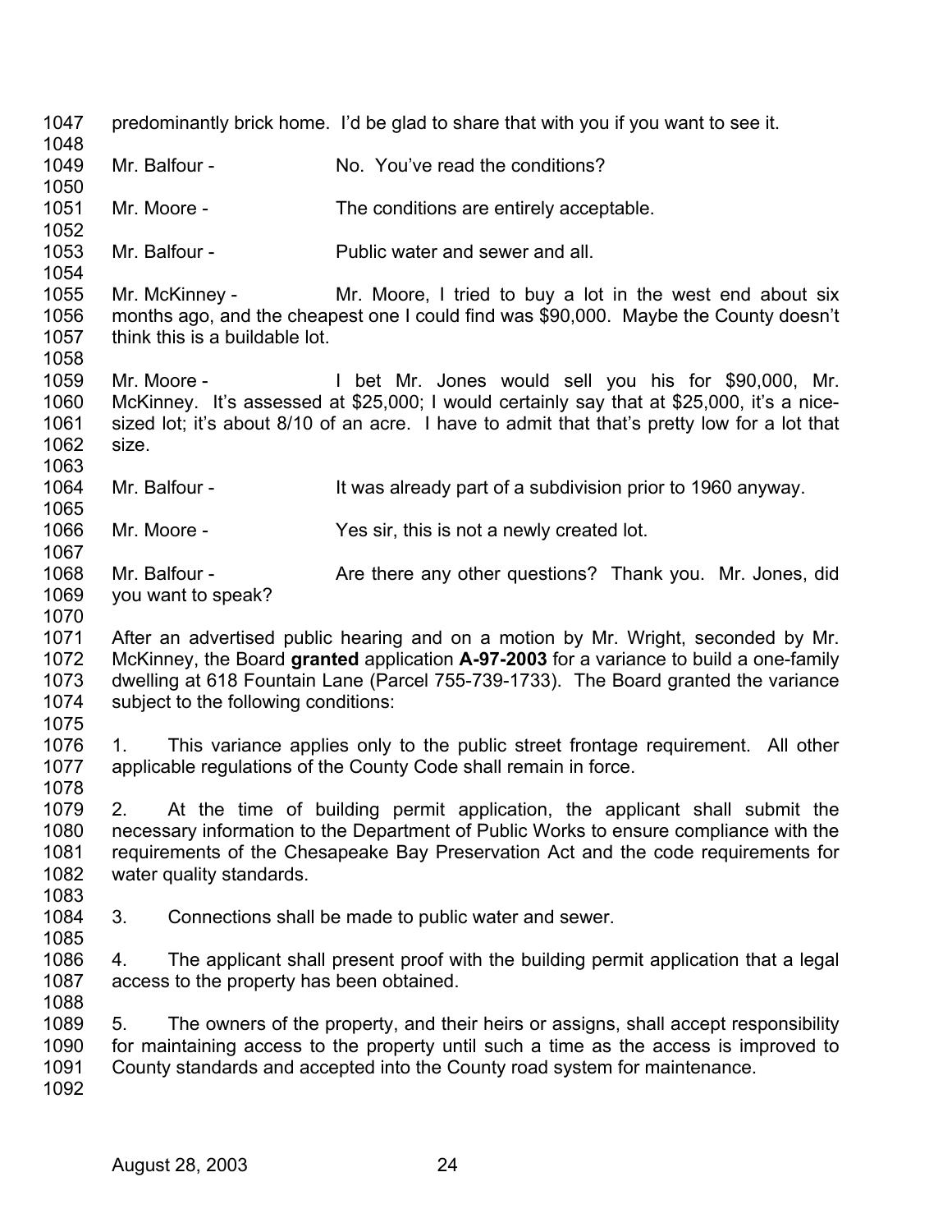predominantly brick home. I'd be glad to share that with you if you want to see it.

Mr. Balfour - No. You've read the conditions?

Mr. Moore - The conditions are entirely acceptable.

Mr. Balfour - Public water and sewer and all.

Mr. McKinney - Mr. Moore, I tried to buy a lot in the west end about six months ago, and the cheapest one I could find was $90,000. Maybe the County doesn't think this is a buildable lot.

Mr. Moore - I bet Mr. Jones would sell you his for $90,000, Mr. McKinney. It's assessed at $25,000; I would certainly say that at $25,000, it's a nice-sized lot; it's about 8/10 of an acre. I have to admit that that's pretty low for a lot that size.

Mr. Balfour - It was already part of a subdivision prior to 1960 anyway.

Mr. Moore - Yes sir, this is not a newly created lot.

Mr. Balfour - Are there any other questions? Thank you. Mr. Jones, did you want to speak?

After an advertised public hearing and on a motion by Mr. Wright, seconded by Mr. McKinney, the Board **granted** application **A-97-2003** for a variance to build a one-family dwelling at 618 Fountain Lane (Parcel 755-739-1733). The Board granted the variance subject to the following conditions:

1. This variance applies only to the public street frontage requirement. All other applicable regulations of the County Code shall remain in force.

2. At the time of building permit application, the applicant shall submit the necessary information to the Department of Public Works to ensure compliance with the requirements of the Chesapeake Bay Preservation Act and the code requirements for water quality standards.

3. Connections shall be made to public water and sewer.

4. The applicant shall present proof with the building permit application that a legal access to the property has been obtained.

5. The owners of the property, and their heirs or assigns, shall accept responsibility for maintaining access to the property until such a time as the access is improved to County standards and accepted into the County road system for maintenance.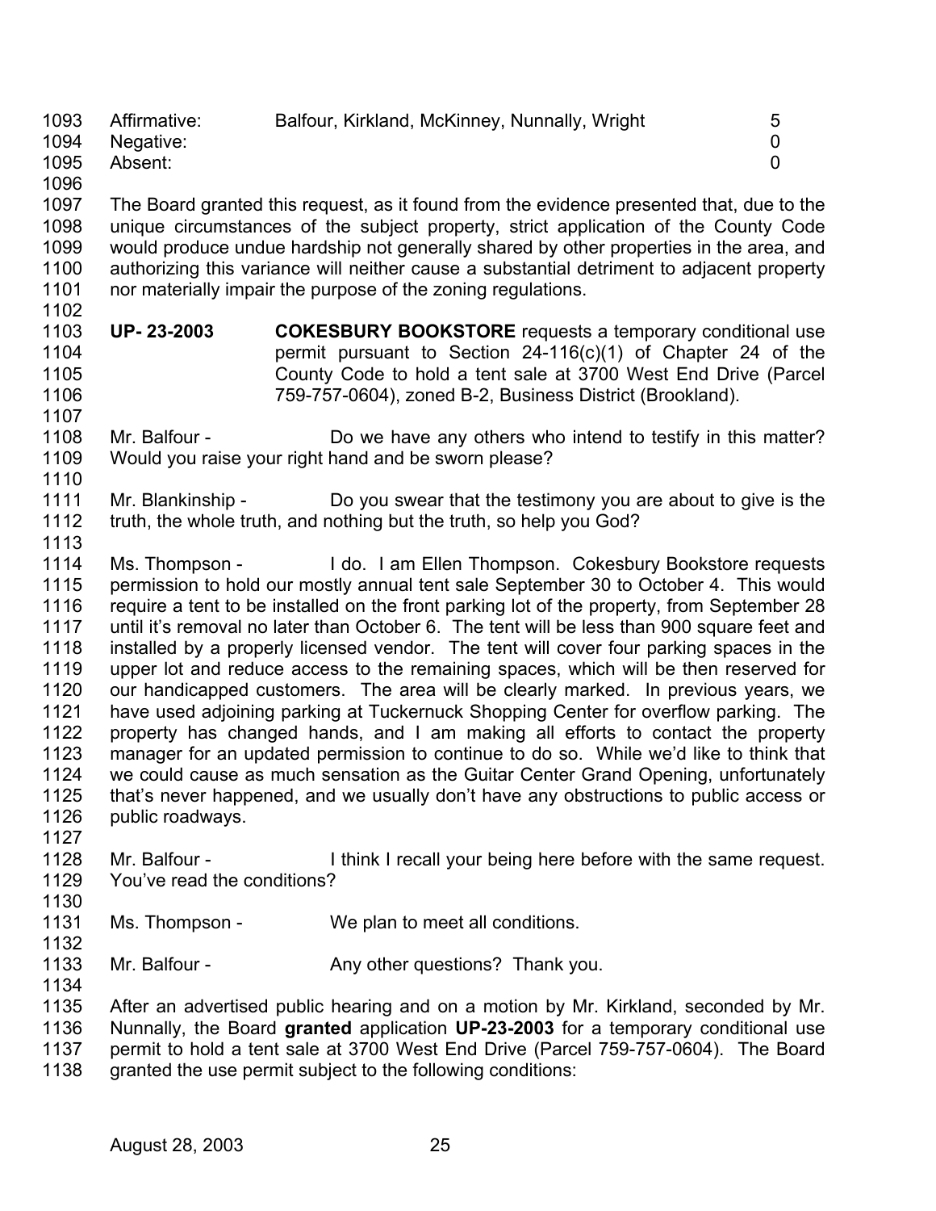| Affirmative: | Balfour, Kirkland, McKinney, Nunnally, Wright | 5 |
|---|---|---|
| Negative: | | 0 |
| Absent: | | 0 |

The Board granted this request, as it found from the evidence presented that, due to the unique circumstances of the subject property, strict application of the County Code would produce undue hardship not generally shared by other properties in the area, and authorizing this variance will neither cause a substantial detriment to adjacent property nor materially impair the purpose of the zoning regulations.

**UP- 23-2003** **COKESBURY BOOKSTORE** requests a temporary conditional use permit pursuant to Section 24-116(c)(1) of Chapter 24 of the County Code to hold a tent sale at 3700 West End Drive (Parcel 759-757-0604), zoned B-2, Business District (Brookland).

Mr. Balfour - Do we have any others who intend to testify in this matter? Would you raise your right hand and be sworn please?

Mr. Blankinship - Do you swear that the testimony you are about to give is the truth, the whole truth, and nothing but the truth, so help you God?

Ms. Thompson - I do. I am Ellen Thompson. Cokesbury Bookstore requests permission to hold our mostly annual tent sale September 30 to October 4. This would require a tent to be installed on the front parking lot of the property, from September 28 until it's removal no later than October 6. The tent will be less than 900 square feet and installed by a properly licensed vendor. The tent will cover four parking spaces in the upper lot and reduce access to the remaining spaces, which will be then reserved for our handicapped customers. The area will be clearly marked. In previous years, we have used adjoining parking at Tuckernuck Shopping Center for overflow parking. The property has changed hands, and I am making all efforts to contact the property manager for an updated permission to continue to do so. While we'd like to think that we could cause as much sensation as the Guitar Center Grand Opening, unfortunately that's never happened, and we usually don't have any obstructions to public access or public roadways.

Mr. Balfour - I think I recall your being here before with the same request. You've read the conditions?

Ms. Thompson - We plan to meet all conditions.

Mr. Balfour - Any other questions? Thank you.

After an advertised public hearing and on a motion by Mr. Kirkland, seconded by Mr. Nunnally, the Board **granted** application **UP-23-2003** for a temporary conditional use permit to hold a tent sale at 3700 West End Drive (Parcel 759-757-0604). The Board granted the use permit subject to the following conditions: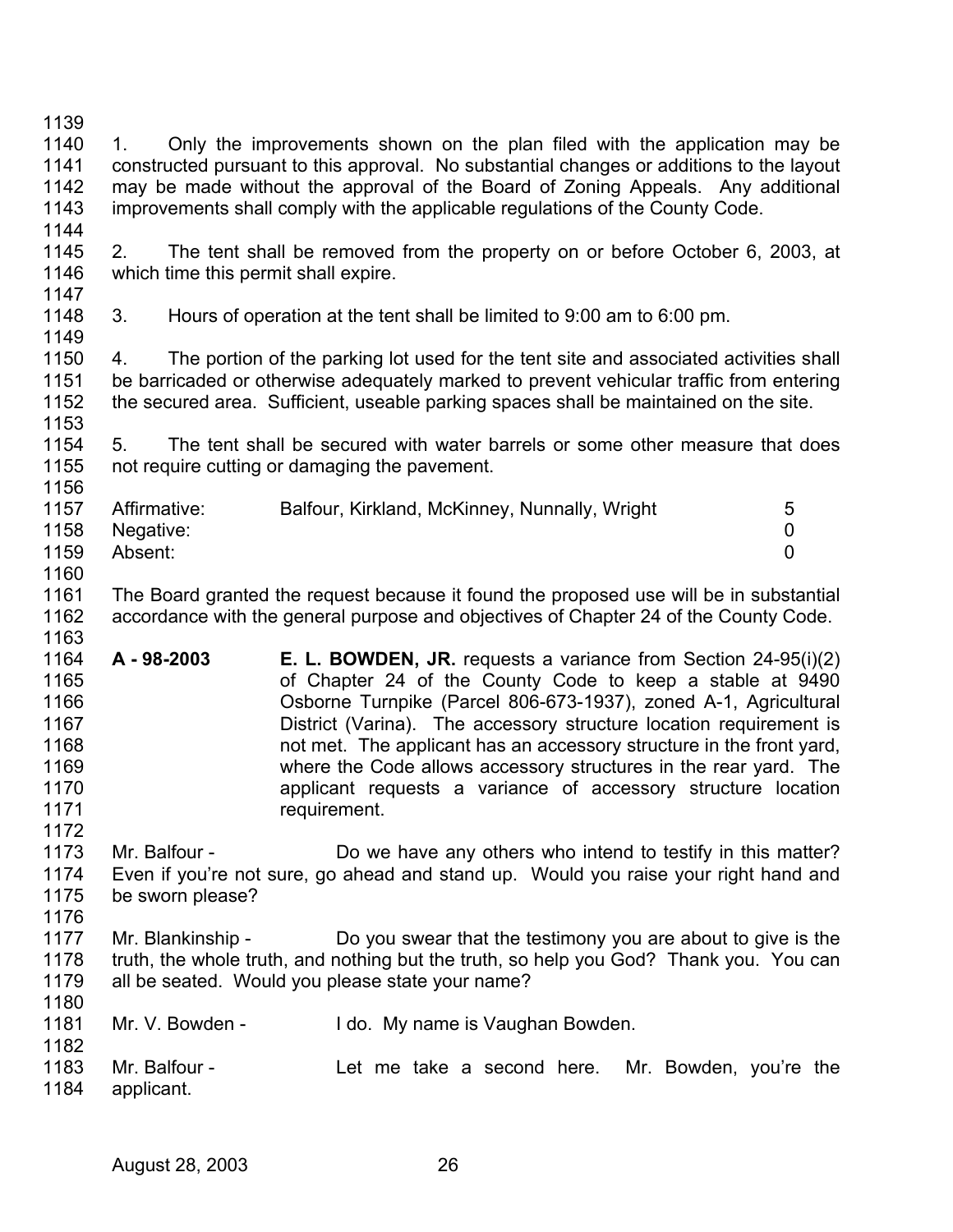1. Only the improvements shown on the plan filed with the application may be constructed pursuant to this approval. No substantial changes or additions to the layout may be made without the approval of the Board of Zoning Appeals. Any additional improvements shall comply with the applicable regulations of the County Code.

2. The tent shall be removed from the property on or before October 6, 2003, at which time this permit shall expire.

3. Hours of operation at the tent shall be limited to 9:00 am to 6:00 pm.

4. The portion of the parking lot used for the tent site and associated activities shall be barricaded or otherwise adequately marked to prevent vehicular traffic from entering the secured area. Sufficient, useable parking spaces shall be maintained on the site.

5. The tent shall be secured with water barrels or some other measure that does not require cutting or damaging the pavement.

| | | |
|---|---|---|
| Affirmative: | Balfour, Kirkland, McKinney, Nunnally, Wright | 5 |
| Negative: | | 0 |
| Absent: | | 0 |

The Board granted the request because it found the proposed use will be in substantial accordance with the general purpose and objectives of Chapter 24 of the County Code.

**A - 98-2003** **E. L. BOWDEN, JR.** requests a variance from Section 24-95(i)(2) of Chapter 24 of the County Code to keep a stable at 9490 Osborne Turnpike (Parcel 806-673-1937), zoned A-1, Agricultural District (Varina). The accessory structure location requirement is not met. The applicant has an accessory structure in the front yard, where the Code allows accessory structures in the rear yard. The applicant requests a variance of accessory structure location requirement.

Mr. Balfour - Do we have any others who intend to testify in this matter? Even if you're not sure, go ahead and stand up. Would you raise your right hand and be sworn please?

Mr. Blankinship - Do you swear that the testimony you are about to give is the truth, the whole truth, and nothing but the truth, so help you God? Thank you. You can all be seated. Would you please state your name?

Mr. V. Bowden - I do. My name is Vaughan Bowden.

Mr. Balfour - Let me take a second here. Mr. Bowden, you're the applicant.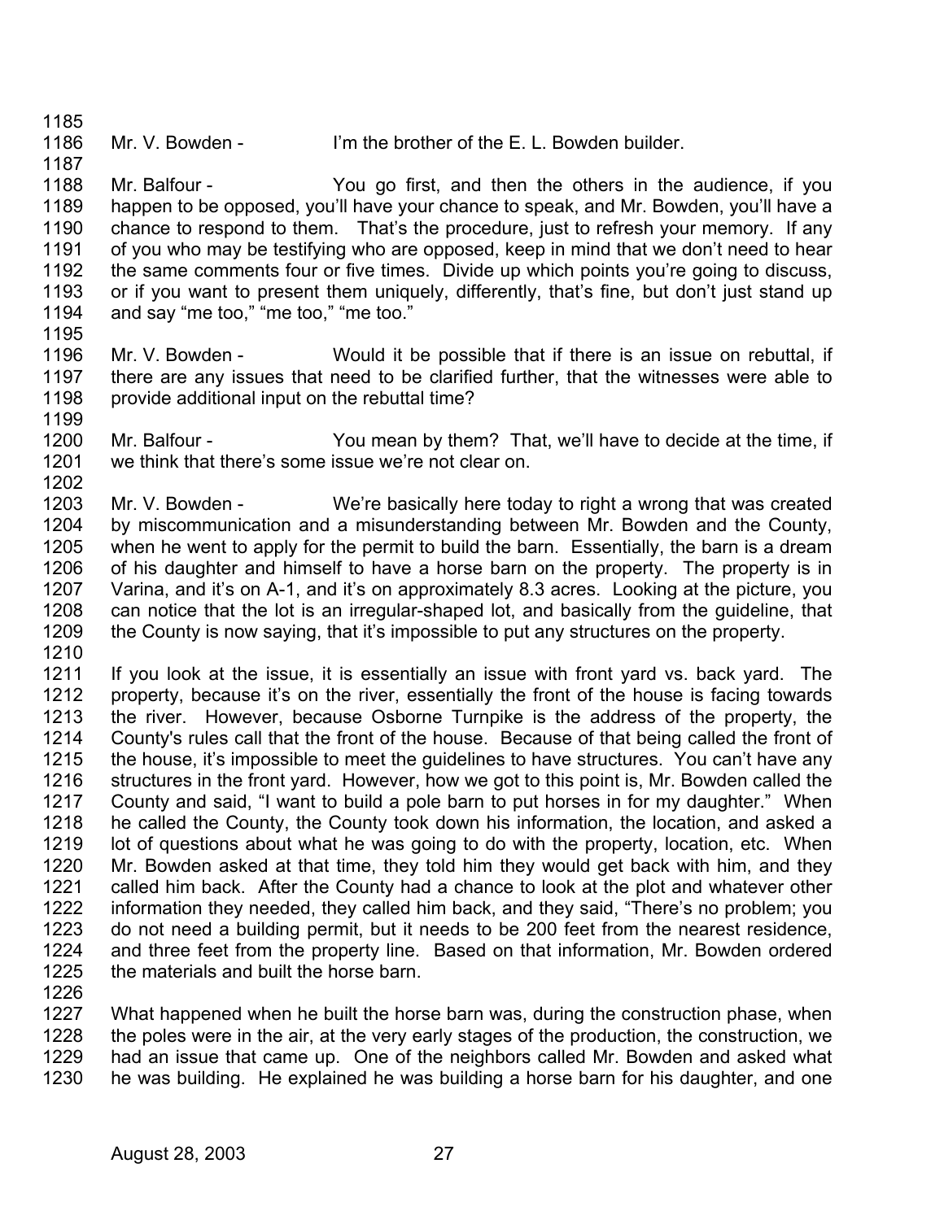Mr. V. Bowden - I'm the brother of the E. L. Bowden builder.

Mr. Balfour - You go first, and then the others in the audience, if you happen to be opposed, you'll have your chance to speak, and Mr. Bowden, you'll have a chance to respond to them. That's the procedure, just to refresh your memory. If any of you who may be testifying who are opposed, keep in mind that we don't need to hear the same comments four or five times. Divide up which points you're going to discuss, or if you want to present them uniquely, differently, that's fine, but don't just stand up and say "me too," "me too," "me too."

Mr. V. Bowden - Would it be possible that if there is an issue on rebuttal, if there are any issues that need to be clarified further, that the witnesses were able to provide additional input on the rebuttal time?

Mr. Balfour - You mean by them? That, we'll have to decide at the time, if we think that there's some issue we're not clear on.

Mr. V. Bowden - We're basically here today to right a wrong that was created by miscommunication and a misunderstanding between Mr. Bowden and the County, when he went to apply for the permit to build the barn. Essentially, the barn is a dream of his daughter and himself to have a horse barn on the property. The property is in Varina, and it's on A-1, and it's on approximately 8.3 acres. Looking at the picture, you can notice that the lot is an irregular-shaped lot, and basically from the guideline, that the County is now saying, that it's impossible to put any structures on the property.

If you look at the issue, it is essentially an issue with front yard vs. back yard. The property, because it's on the river, essentially the front of the house is facing towards the river. However, because Osborne Turnpike is the address of the property, the County's rules call that the front of the house. Because of that being called the front of the house, it's impossible to meet the guidelines to have structures. You can't have any structures in the front yard. However, how we got to this point is, Mr. Bowden called the County and said, "I want to build a pole barn to put horses in for my daughter." When he called the County, the County took down his information, the location, and asked a lot of questions about what he was going to do with the property, location, etc. When Mr. Bowden asked at that time, they told him they would get back with him, and they called him back. After the County had a chance to look at the plot and whatever other information they needed, they called him back, and they said, "There's no problem; you do not need a building permit, but it needs to be 200 feet from the nearest residence, and three feet from the property line. Based on that information, Mr. Bowden ordered the materials and built the horse barn.

What happened when he built the horse barn was, during the construction phase, when the poles were in the air, at the very early stages of the production, the construction, we had an issue that came up. One of the neighbors called Mr. Bowden and asked what he was building. He explained he was building a horse barn for his daughter, and one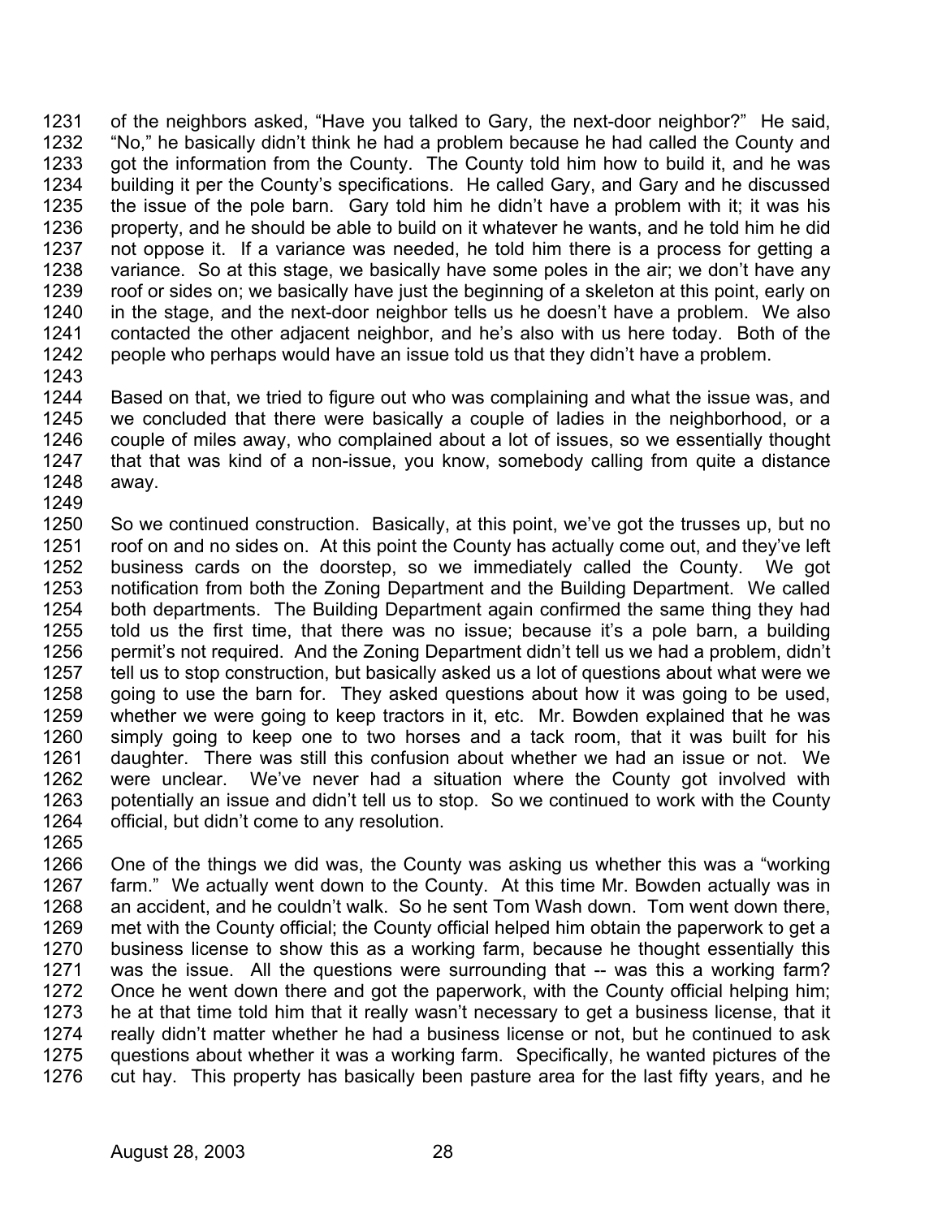of the neighbors asked, "Have you talked to Gary, the next-door neighbor?" He said, "No," he basically didn't think he had a problem because he had called the County and got the information from the County. The County told him how to build it, and he was building it per the County's specifications. He called Gary, and Gary and he discussed the issue of the pole barn. Gary told him he didn't have a problem with it; it was his property, and he should be able to build on it whatever he wants, and he told him he did not oppose it. If a variance was needed, he told him there is a process for getting a variance. So at this stage, we basically have some poles in the air; we don't have any roof or sides on; we basically have just the beginning of a skeleton at this point, early on in the stage, and the next-door neighbor tells us he doesn't have a problem. We also contacted the other adjacent neighbor, and he's also with us here today. Both of the people who perhaps would have an issue told us that they didn't have a problem.

Based on that, we tried to figure out who was complaining and what the issue was, and we concluded that there were basically a couple of ladies in the neighborhood, or a couple of miles away, who complained about a lot of issues, so we essentially thought that that was kind of a non-issue, you know, somebody calling from quite a distance away.

So we continued construction. Basically, at this point, we've got the trusses up, but no roof on and no sides on. At this point the County has actually come out, and they've left business cards on the doorstep, so we immediately called the County. We got notification from both the Zoning Department and the Building Department. We called both departments. The Building Department again confirmed the same thing they had told us the first time, that there was no issue; because it's a pole barn, a building permit's not required. And the Zoning Department didn't tell us we had a problem, didn't tell us to stop construction, but basically asked us a lot of questions about what were we going to use the barn for. They asked questions about how it was going to be used, whether we were going to keep tractors in it, etc. Mr. Bowden explained that he was simply going to keep one to two horses and a tack room, that it was built for his daughter. There was still this confusion about whether we had an issue or not. We were unclear. We've never had a situation where the County got involved with potentially an issue and didn't tell us to stop. So we continued to work with the County official, but didn't come to any resolution.

One of the things we did was, the County was asking us whether this was a "working farm." We actually went down to the County. At this time Mr. Bowden actually was in an accident, and he couldn't walk. So he sent Tom Wash down. Tom went down there, met with the County official; the County official helped him obtain the paperwork to get a business license to show this as a working farm, because he thought essentially this was the issue. All the questions were surrounding that -- was this a working farm? Once he went down there and got the paperwork, with the County official helping him; he at that time told him that it really wasn't necessary to get a business license, that it really didn't matter whether he had a business license or not, but he continued to ask questions about whether it was a working farm. Specifically, he wanted pictures of the cut hay. This property has basically been pasture area for the last fifty years, and he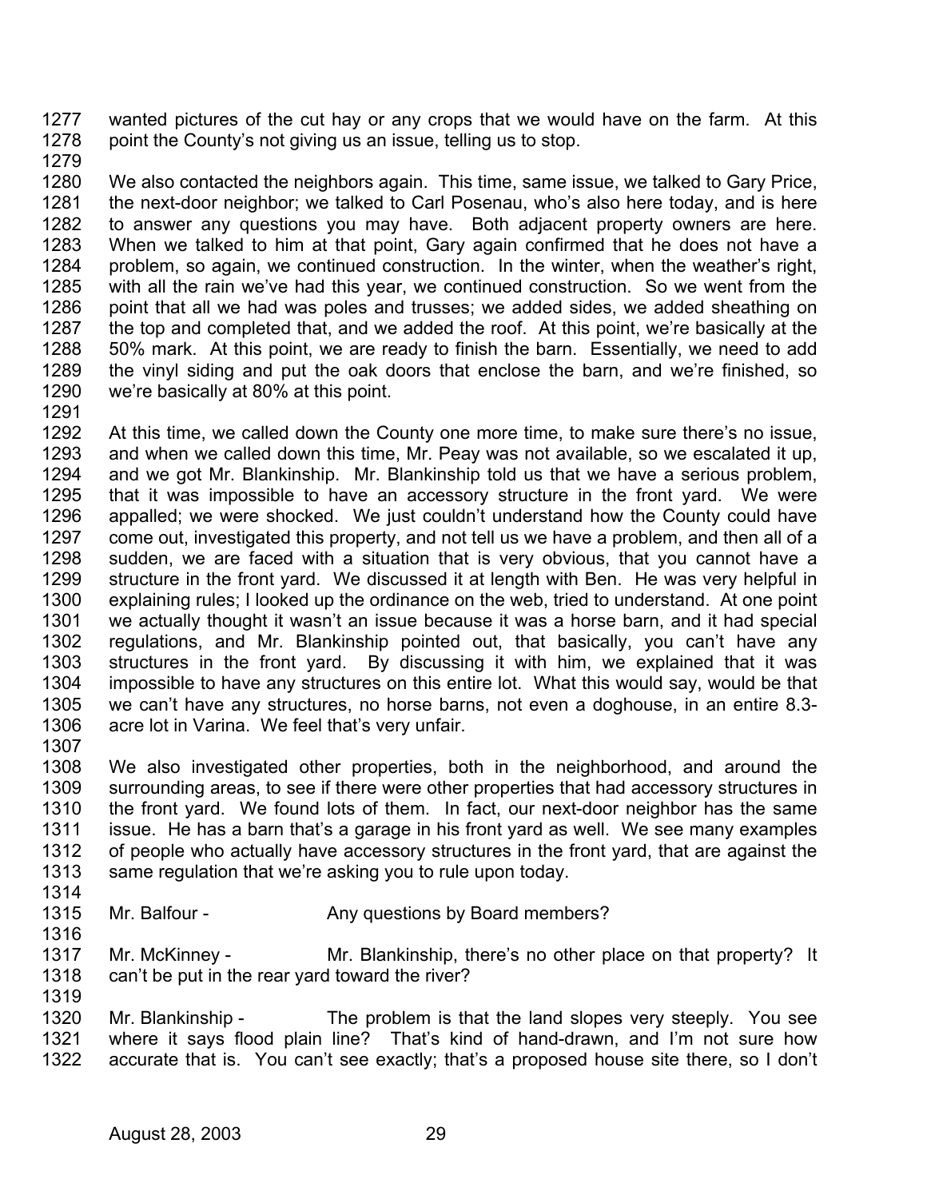wanted pictures of the cut hay or any crops that we would have on the farm. At this point the County's not giving us an issue, telling us to stop.

We also contacted the neighbors again. This time, same issue, we talked to Gary Price, the next-door neighbor; we talked to Carl Posenau, who's also here today, and is here to answer any questions you may have. Both adjacent property owners are here. When we talked to him at that point, Gary again confirmed that he does not have a problem, so again, we continued construction. In the winter, when the weather's right, with all the rain we've had this year, we continued construction. So we went from the point that all we had was poles and trusses; we added sides, we added sheathing on the top and completed that, and we added the roof. At this point, we're basically at the 50% mark. At this point, we are ready to finish the barn. Essentially, we need to add the vinyl siding and put the oak doors that enclose the barn, and we're finished, so we're basically at 80% at this point.

At this time, we called down the County one more time, to make sure there's no issue, and when we called down this time, Mr. Peay was not available, so we escalated it up, and we got Mr. Blankinship. Mr. Blankinship told us that we have a serious problem, that it was impossible to have an accessory structure in the front yard. We were appalled; we were shocked. We just couldn't understand how the County could have come out, investigated this property, and not tell us we have a problem, and then all of a sudden, we are faced with a situation that is very obvious, that you cannot have a structure in the front yard. We discussed it at length with Ben. He was very helpful in explaining rules; I looked up the ordinance on the web, tried to understand. At one point we actually thought it wasn't an issue because it was a horse barn, and it had special regulations, and Mr. Blankinship pointed out, that basically, you can't have any structures in the front yard. By discussing it with him, we explained that it was impossible to have any structures on this entire lot. What this would say, would be that we can't have any structures, no horse barns, not even a doghouse, in an entire 8.3-acre lot in Varina. We feel that's very unfair.

We also investigated other properties, both in the neighborhood, and around the surrounding areas, to see if there were other properties that had accessory structures in the front yard. We found lots of them. In fact, our next-door neighbor has the same issue. He has a barn that's a garage in his front yard as well. We see many examples of people who actually have accessory structures in the front yard, that are against the same regulation that we're asking you to rule upon today.

Mr. Balfour - Any questions by Board members?

Mr. McKinney - Mr. Blankinship, there's no other place on that property? It can't be put in the rear yard toward the river?

Mr. Blankinship - The problem is that the land slopes very steeply. You see where it says flood plain line? That's kind of hand-drawn, and I'm not sure how accurate that is. You can't see exactly; that's a proposed house site there, so I don't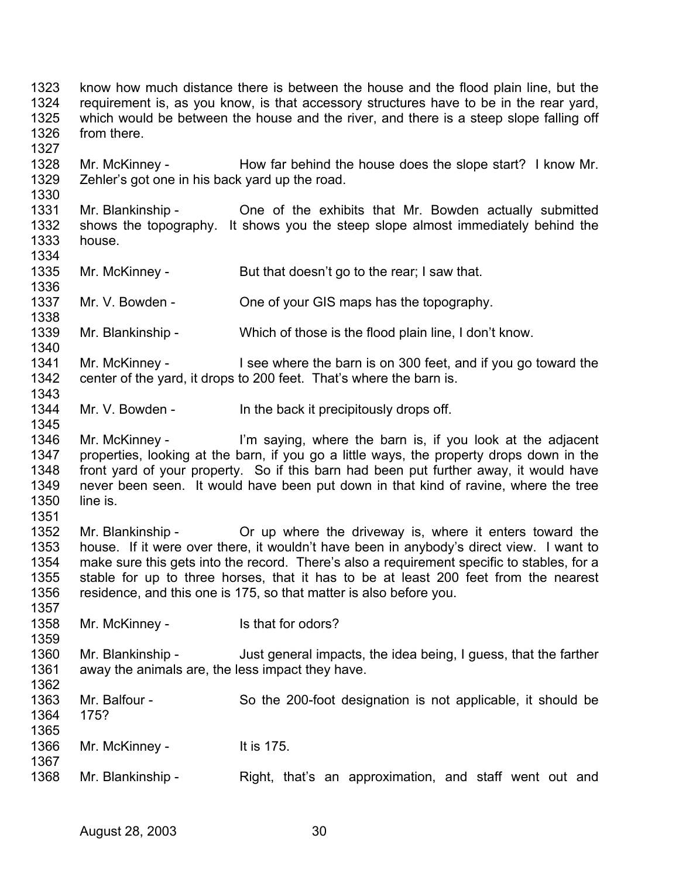know how much distance there is between the house and the flood plain line, but the requirement is, as you know, is that accessory structures have to be in the rear yard, which would be between the house and the river, and there is a steep slope falling off from there.

Mr. McKinney - How far behind the house does the slope start? I know Mr. Zehler's got one in his back yard up the road.

Mr. Blankinship - One of the exhibits that Mr. Bowden actually submitted shows the topography. It shows you the steep slope almost immediately behind the house.

Mr. McKinney - But that doesn't go to the rear; I saw that.

Mr. V. Bowden - One of your GIS maps has the topography.

Mr. Blankinship - Which of those is the flood plain line, I don't know.

Mr. McKinney - I see where the barn is on 300 feet, and if you go toward the center of the yard, it drops to 200 feet. That's where the barn is.

Mr. V. Bowden - In the back it precipitously drops off.

Mr. McKinney - I'm saying, where the barn is, if you look at the adjacent properties, looking at the barn, if you go a little ways, the property drops down in the front yard of your property. So if this barn had been put further away, it would have never been seen. It would have been put down in that kind of ravine, where the tree line is.

Mr. Blankinship - Or up where the driveway is, where it enters toward the house. If it were over there, it wouldn't have been in anybody's direct view. I want to make sure this gets into the record. There's also a requirement specific to stables, for a stable for up to three horses, that it has to be at least 200 feet from the nearest residence, and this one is 175, so that matter is also before you.

Mr. McKinney - Is that for odors?

Mr. Blankinship - Just general impacts, the idea being, I guess, that the farther away the animals are, the less impact they have.

Mr. Balfour - So the 200-foot designation is not applicable, it should be 175?

Mr. McKinney - It is 175.

Mr. Blankinship - Right, that's an approximation, and staff went out and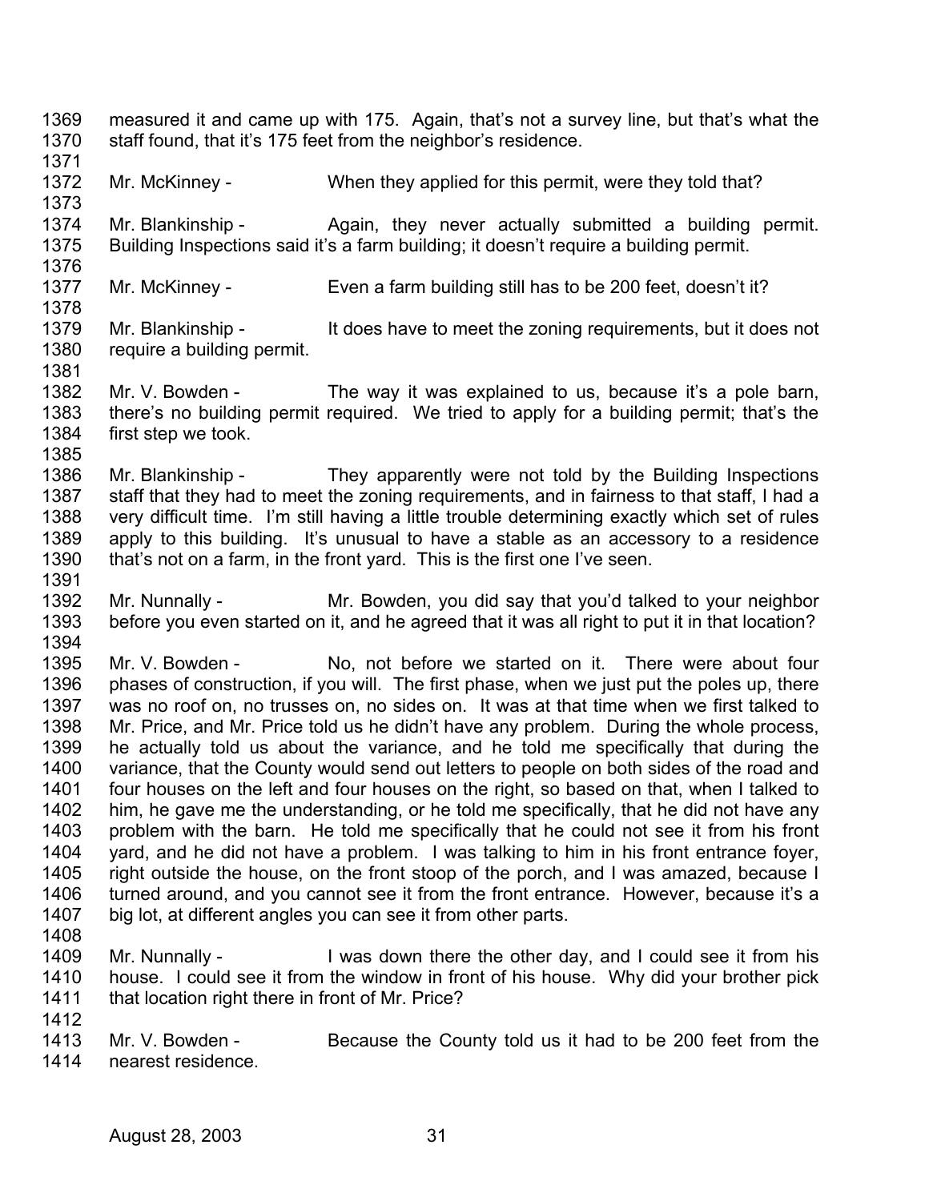measured it and came up with 175. Again, that's not a survey line, but that's what the staff found, that it's 175 feet from the neighbor's residence.

Mr. McKinney - When they applied for this permit, were they told that?

Mr. Blankinship - Again, they never actually submitted a building permit. Building Inspections said it's a farm building; it doesn't require a building permit.

Mr. McKinney - Even a farm building still has to be 200 feet, doesn't it?

Mr. Blankinship - It does have to meet the zoning requirements, but it does not require a building permit.

Mr. V. Bowden - The way it was explained to us, because it's a pole barn, there's no building permit required. We tried to apply for a building permit; that's the first step we took.

Mr. Blankinship - They apparently were not told by the Building Inspections staff that they had to meet the zoning requirements, and in fairness to that staff, I had a very difficult time. I'm still having a little trouble determining exactly which set of rules apply to this building. It's unusual to have a stable as an accessory to a residence that's not on a farm, in the front yard. This is the first one I've seen.

Mr. Nunnally - Mr. Bowden, you did say that you'd talked to your neighbor before you even started on it, and he agreed that it was all right to put it in that location?

Mr. V. Bowden - No, not before we started on it. There were about four phases of construction, if you will. The first phase, when we just put the poles up, there was no roof on, no trusses on, no sides on. It was at that time when we first talked to Mr. Price, and Mr. Price told us he didn't have any problem. During the whole process, he actually told us about the variance, and he told me specifically that during the variance, that the County would send out letters to people on both sides of the road and four houses on the left and four houses on the right, so based on that, when I talked to him, he gave me the understanding, or he told me specifically, that he did not have any problem with the barn. He told me specifically that he could not see it from his front yard, and he did not have a problem. I was talking to him in his front entrance foyer, right outside the house, on the front stoop of the porch, and I was amazed, because I turned around, and you cannot see it from the front entrance. However, because it's a big lot, at different angles you can see it from other parts.

Mr. Nunnally - I was down there the other day, and I could see it from his house. I could see it from the window in front of his house. Why did your brother pick that location right there in front of Mr. Price?

Mr. V. Bowden - Because the County told us it had to be 200 feet from the nearest residence.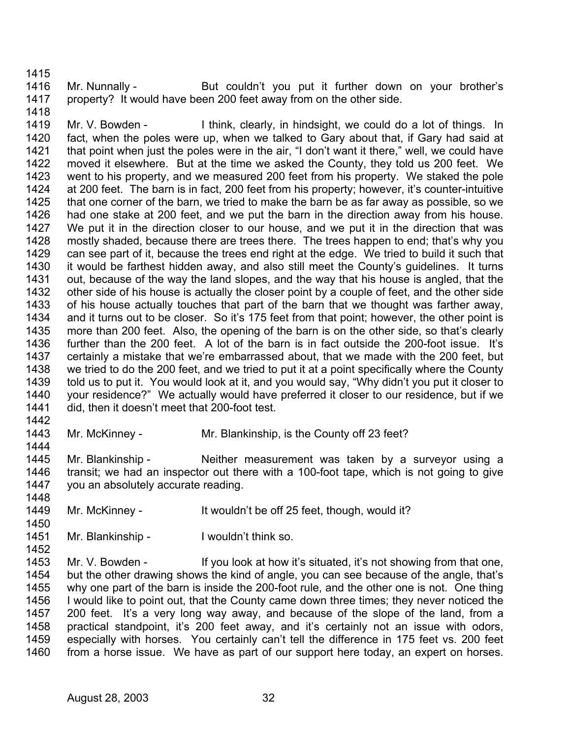Mr. Nunnally - But couldn't you put it further down on your brother's property? It would have been 200 feet away from on the other side.

Mr. V. Bowden - I think, clearly, in hindsight, we could do a lot of things. In fact, when the poles were up, when we talked to Gary about that, if Gary had said at that point when just the poles were in the air, "I don't want it there," well, we could have moved it elsewhere. But at the time we asked the County, they told us 200 feet. We went to his property, and we measured 200 feet from his property. We staked the pole at 200 feet. The barn is in fact, 200 feet from his property; however, it's counter-intuitive that one corner of the barn, we tried to make the barn be as far away as possible, so we had one stake at 200 feet, and we put the barn in the direction away from his house. We put it in the direction closer to our house, and we put it in the direction that was mostly shaded, because there are trees there. The trees happen to end; that's why you can see part of it, because the trees end right at the edge. We tried to build it such that it would be farthest hidden away, and also still meet the County's guidelines. It turns out, because of the way the land slopes, and the way that his house is angled, that the other side of his house is actually the closer point by a couple of feet, and the other side of his house actually touches that part of the barn that we thought was farther away, and it turns out to be closer. So it's 175 feet from that point; however, the other point is more than 200 feet. Also, the opening of the barn is on the other side, so that's clearly further than the 200 feet. A lot of the barn is in fact outside the 200-foot issue. It's certainly a mistake that we're embarrassed about, that we made with the 200 feet, but we tried to do the 200 feet, and we tried to put it at a point specifically where the County told us to put it. You would look at it, and you would say, "Why didn't you put it closer to your residence?" We actually would have preferred it closer to our residence, but if we did, then it doesn't meet that 200-foot test.

Mr. McKinney - Mr. Blankinship, is the County off 23 feet?

Mr. Blankinship - Neither measurement was taken by a surveyor using a transit; we had an inspector out there with a 100-foot tape, which is not going to give you an absolutely accurate reading.

Mr. McKinney - It wouldn't be off 25 feet, though, would it?

Mr. Blankinship - I wouldn't think so.

Mr. V. Bowden - If you look at how it's situated, it's not showing from that one, but the other drawing shows the kind of angle, you can see because of the angle, that's why one part of the barn is inside the 200-foot rule, and the other one is not. One thing I would like to point out, that the County came down three times; they never noticed the 200 feet. It's a very long way away, and because of the slope of the land, from a practical standpoint, it's 200 feet away, and it's certainly not an issue with odors, especially with horses. You certainly can't tell the difference in 175 feet vs. 200 feet from a horse issue. We have as part of our support here today, an expert on horses.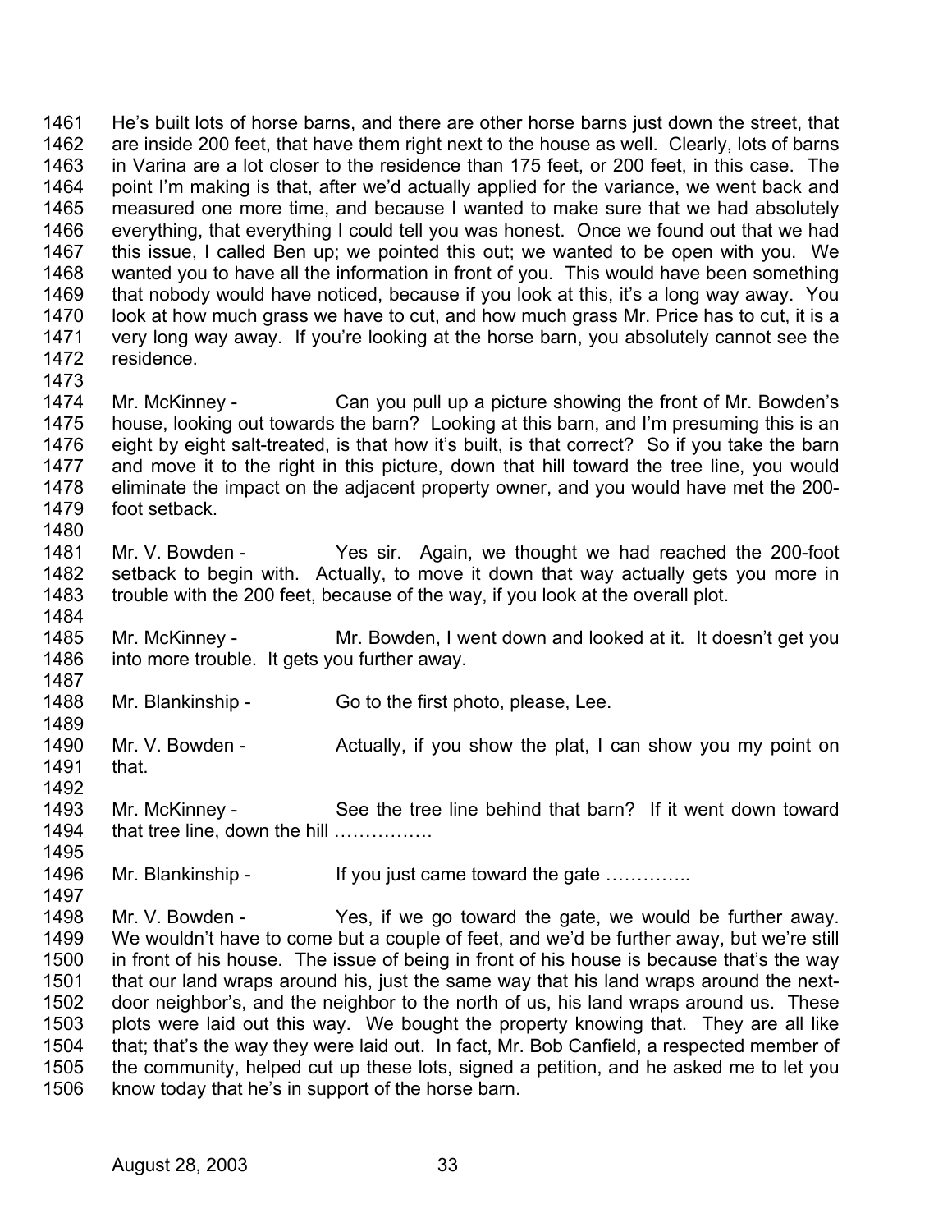1461 He's built lots of horse barns, and there are other horse barns just down the street, that
1462 are inside 200 feet, that have them right next to the house as well. Clearly, lots of barns
1463 in Varina are a lot closer to the residence than 175 feet, or 200 feet, in this case. The
1464 point I'm making is that, after we'd actually applied for the variance, we went back and
1465 measured one more time, and because I wanted to make sure that we had absolutely
1466 everything, that everything I could tell you was honest. Once we found out that we had
1467 this issue, I called Ben up; we pointed this out; we wanted to be open with you. We
1468 wanted you to have all the information in front of you. This would have been something
1469 that nobody would have noticed, because if you look at this, it's a long way away. You
1470 look at how much grass we have to cut, and how much grass Mr. Price has to cut, it is a
1471 very long way away. If you're looking at the horse barn, you absolutely cannot see the
1472 residence.
1473
1474 Mr. McKinney - Can you pull up a picture showing the front of Mr. Bowden's
1475 house, looking out towards the barn? Looking at this barn, and I'm presuming this is an
1476 eight by eight salt-treated, is that how it's built, is that correct? So if you take the barn
1477 and move it to the right in this picture, down that hill toward the tree line, you would
1478 eliminate the impact on the adjacent property owner, and you would have met the 200-
1479 foot setback.
1480
1481 Mr. V. Bowden - Yes sir. Again, we thought we had reached the 200-foot
1482 setback to begin with. Actually, to move it down that way actually gets you more in
1483 trouble with the 200 feet, because of the way, if you look at the overall plot.
1484
1485 Mr. McKinney - Mr. Bowden, I went down and looked at it. It doesn't get you
1486 into more trouble. It gets you further away.
1487
1488 Mr. Blankinship - Go to the first photo, please, Lee.
1489
1490 Mr. V. Bowden - Actually, if you show the plat, I can show you my point on
1491 that.
1492
1493 Mr. McKinney - See the tree line behind that barn? If it went down toward
1494 that tree line, down the hill …………….
1495
1496 Mr. Blankinship - If you just came toward the gate …………..
1497
1498 Mr. V. Bowden - Yes, if we go toward the gate, we would be further away.
1499 We wouldn't have to come but a couple of feet, and we'd be further away, but we're still
1500 in front of his house. The issue of being in front of his house is because that's the way
1501 that our land wraps around his, just the same way that his land wraps around the next-
1502 door neighbor's, and the neighbor to the north of us, his land wraps around us. These
1503 plots were laid out this way. We bought the property knowing that. They are all like
1504 that; that's the way they were laid out. In fact, Mr. Bob Canfield, a respected member of
1505 the community, helped cut up these lots, signed a petition, and he asked me to let you
1506 know today that he's in support of the horse barn.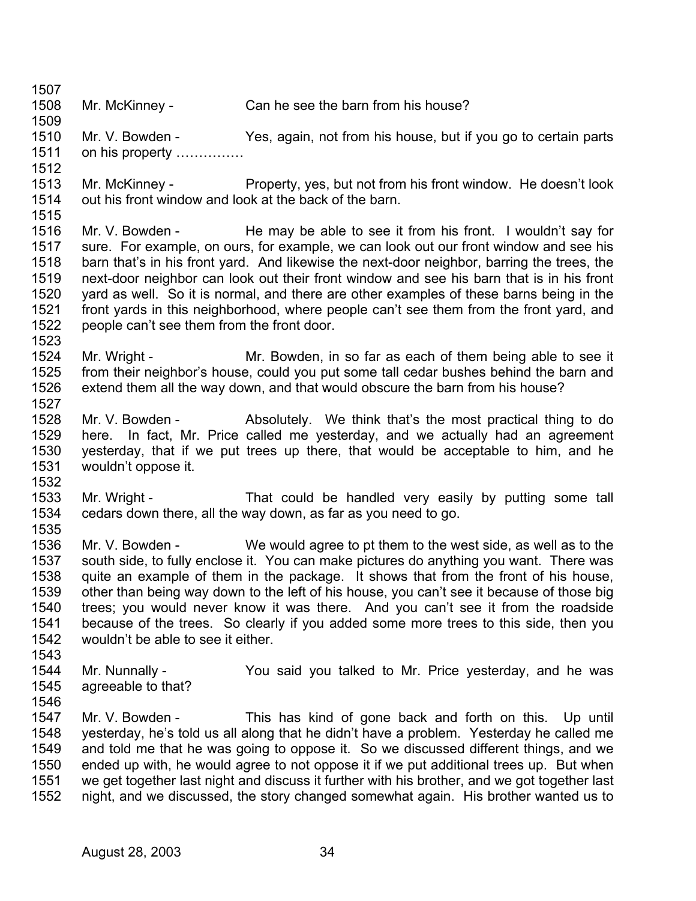Mr. McKinney - Can he see the barn from his house?

Mr. V. Bowden - Yes, again, not from his house, but if you go to certain parts on his property ……………

Mr. McKinney - Property, yes, but not from his front window. He doesn't look out his front window and look at the back of the barn.

Mr. V. Bowden - He may be able to see it from his front. I wouldn't say for sure. For example, on ours, for example, we can look out our front window and see his barn that's in his front yard. And likewise the next-door neighbor, barring the trees, the next-door neighbor can look out their front window and see his barn that is in his front yard as well. So it is normal, and there are other examples of these barns being in the front yards in this neighborhood, where people can't see them from the front yard, and people can't see them from the front door.

Mr. Wright - Mr. Bowden, in so far as each of them being able to see it from their neighbor's house, could you put some tall cedar bushes behind the barn and extend them all the way down, and that would obscure the barn from his house?

Mr. V. Bowden - Absolutely. We think that's the most practical thing to do here. In fact, Mr. Price called me yesterday, and we actually had an agreement yesterday, that if we put trees up there, that would be acceptable to him, and he wouldn't oppose it.

Mr. Wright - That could be handled very easily by putting some tall cedars down there, all the way down, as far as you need to go.

Mr. V. Bowden - We would agree to pt them to the west side, as well as to the south side, to fully enclose it. You can make pictures do anything you want. There was quite an example of them in the package. It shows that from the front of his house, other than being way down to the left of his house, you can't see it because of those big trees; you would never know it was there. And you can't see it from the roadside because of the trees. So clearly if you added some more trees to this side, then you wouldn't be able to see it either.

Mr. Nunnally - You said you talked to Mr. Price yesterday, and he was agreeable to that?

Mr. V. Bowden - This has kind of gone back and forth on this. Up until yesterday, he's told us all along that he didn't have a problem. Yesterday he called me and told me that he was going to oppose it. So we discussed different things, and we ended up with, he would agree to not oppose it if we put additional trees up. But when we get together last night and discuss it further with his brother, and we got together last night, and we discussed, the story changed somewhat again. His brother wanted us to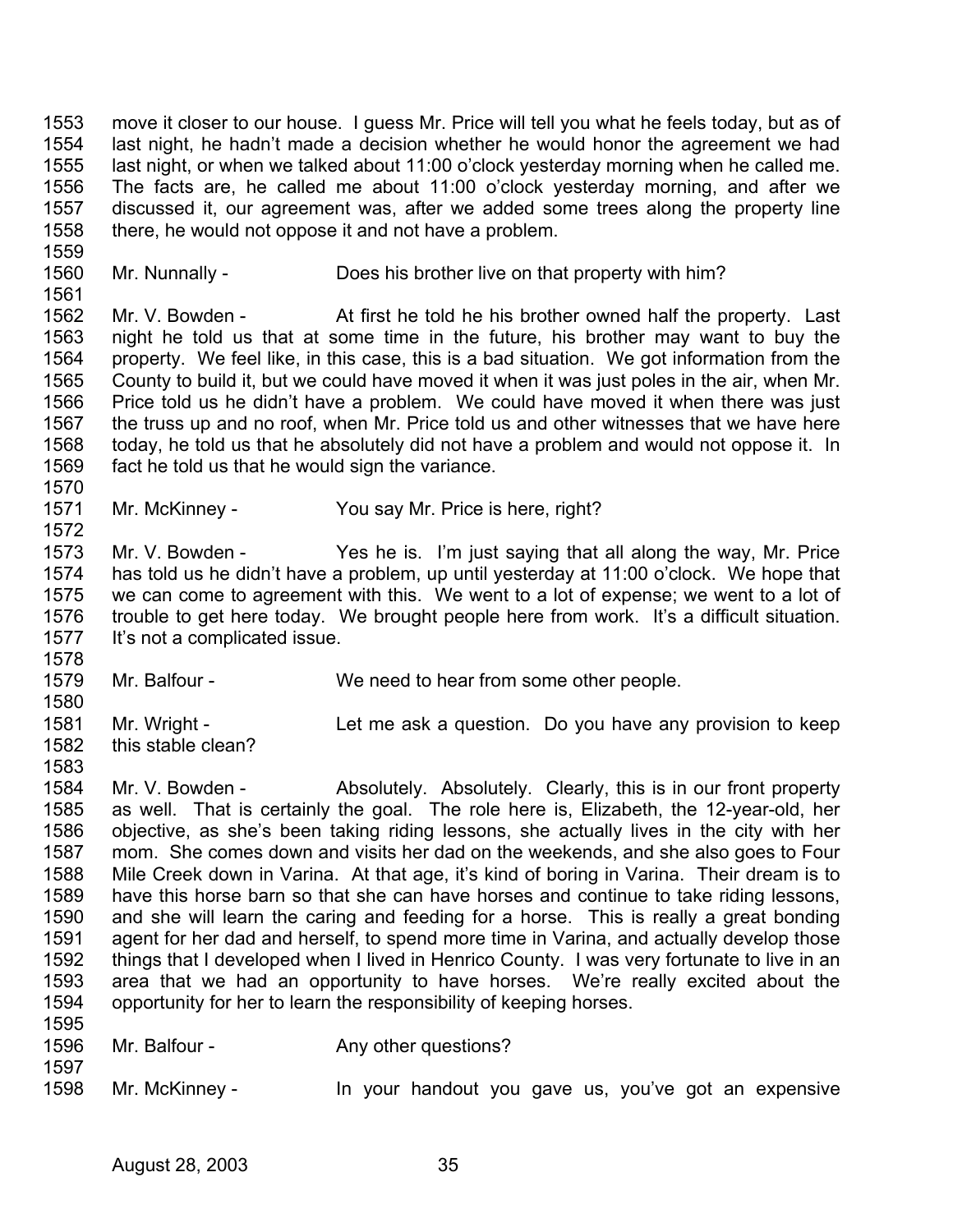1553 move it closer to our house. I guess Mr. Price will tell you what he feels today, but as of
1554 last night, he hadn't made a decision whether he would honor the agreement we had
1555 last night, or when we talked about 11:00 o'clock yesterday morning when he called me.
1556 The facts are, he called me about 11:00 o'clock yesterday morning, and after we
1557 discussed it, our agreement was, after we added some trees along the property line
1558 there, he would not oppose it and not have a problem.
1559
1560 Mr. Nunnally - Does his brother live on that property with him?
1561
1562 Mr. V. Bowden - At first he told he his brother owned half the property. Last
1563 night he told us that at some time in the future, his brother may want to buy the
1564 property. We feel like, in this case, this is a bad situation. We got information from the
1565 County to build it, but we could have moved it when it was just poles in the air, when Mr.
1566 Price told us he didn't have a problem. We could have moved it when there was just
1567 the truss up and no roof, when Mr. Price told us and other witnesses that we have here
1568 today, he told us that he absolutely did not have a problem and would not oppose it. In
1569 fact he told us that he would sign the variance.
1570
1571 Mr. McKinney - You say Mr. Price is here, right?
1572
1573 Mr. V. Bowden - Yes he is. I'm just saying that all along the way, Mr. Price
1574 has told us he didn't have a problem, up until yesterday at 11:00 o'clock. We hope that
1575 we can come to agreement with this. We went to a lot of expense; we went to a lot of
1576 trouble to get here today. We brought people here from work. It's a difficult situation.
1577 It's not a complicated issue.
1578
1579 Mr. Balfour - We need to hear from some other people.
1580
1581 Mr. Wright - Let me ask a question. Do you have any provision to keep
1582 this stable clean?
1583
1584 Mr. V. Bowden - Absolutely. Absolutely. Clearly, this is in our front property
1585 as well. That is certainly the goal. The role here is, Elizabeth, the 12-year-old, her
1586 objective, as she's been taking riding lessons, she actually lives in the city with her
1587 mom. She comes down and visits her dad on the weekends, and she also goes to Four
1588 Mile Creek down in Varina. At that age, it's kind of boring in Varina. Their dream is to
1589 have this horse barn so that she can have horses and continue to take riding lessons,
1590 and she will learn the caring and feeding for a horse. This is really a great bonding
1591 agent for her dad and herself, to spend more time in Varina, and actually develop those
1592 things that I developed when I lived in Henrico County. I was very fortunate to live in an
1593 area that we had an opportunity to have horses. We're really excited about the
1594 opportunity for her to learn the responsibility of keeping horses.
1595
1596 Mr. Balfour - Any other questions?
1597
1598 Mr. McKinney - In your handout you gave us, you've got an expensive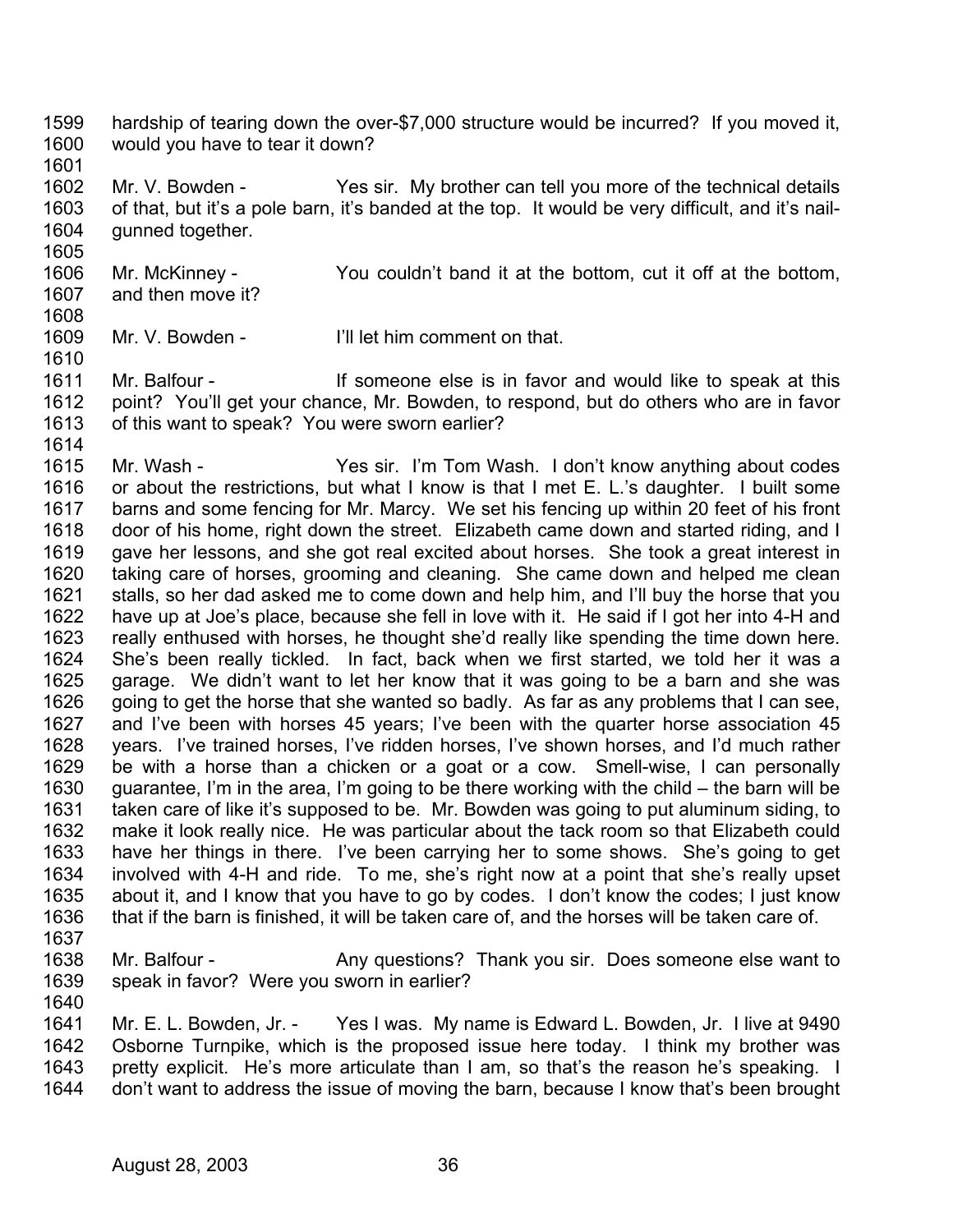hardship of tearing down the over-$7,000 structure would be incurred? If you moved it, would you have to tear it down?

Mr. V. Bowden - Yes sir. My brother can tell you more of the technical details of that, but it's a pole barn, it's banded at the top. It would be very difficult, and it's nail-gunned together.

Mr. McKinney - You couldn't band it at the bottom, cut it off at the bottom, and then move it?

Mr. V. Bowden - I'll let him comment on that.

Mr. Balfour - If someone else is in favor and would like to speak at this point? You'll get your chance, Mr. Bowden, to respond, but do others who are in favor of this want to speak? You were sworn earlier?

Mr. Wash - Yes sir. I'm Tom Wash. I don't know anything about codes or about the restrictions, but what I know is that I met E. L.'s daughter. I built some barns and some fencing for Mr. Marcy. We set his fencing up within 20 feet of his front door of his home, right down the street. Elizabeth came down and started riding, and I gave her lessons, and she got real excited about horses. She took a great interest in taking care of horses, grooming and cleaning. She came down and helped me clean stalls, so her dad asked me to come down and help him, and I'll buy the horse that you have up at Joe's place, because she fell in love with it. He said if I got her into 4-H and really enthused with horses, he thought she'd really like spending the time down here. She's been really tickled. In fact, back when we first started, we told her it was a garage. We didn't want to let her know that it was going to be a barn and she was going to get the horse that she wanted so badly. As far as any problems that I can see, and I've been with horses 45 years; I've been with the quarter horse association 45 years. I've trained horses, I've ridden horses, I've shown horses, and I'd much rather be with a horse than a chicken or a goat or a cow. Smell-wise, I can personally guarantee, I'm in the area, I'm going to be there working with the child – the barn will be taken care of like it's supposed to be. Mr. Bowden was going to put aluminum siding, to make it look really nice. He was particular about the tack room so that Elizabeth could have her things in there. I've been carrying her to some shows. She's going to get involved with 4-H and ride. To me, she's right now at a point that she's really upset about it, and I know that you have to go by codes. I don't know the codes; I just know that if the barn is finished, it will be taken care of, and the horses will be taken care of.

Mr. Balfour - Any questions? Thank you sir. Does someone else want to speak in favor? Were you sworn in earlier?

Mr. E. L. Bowden, Jr. - Yes I was. My name is Edward L. Bowden, Jr. I live at 9490 Osborne Turnpike, which is the proposed issue here today. I think my brother was pretty explicit. He's more articulate than I am, so that's the reason he's speaking. I don't want to address the issue of moving the barn, because I know that's been brought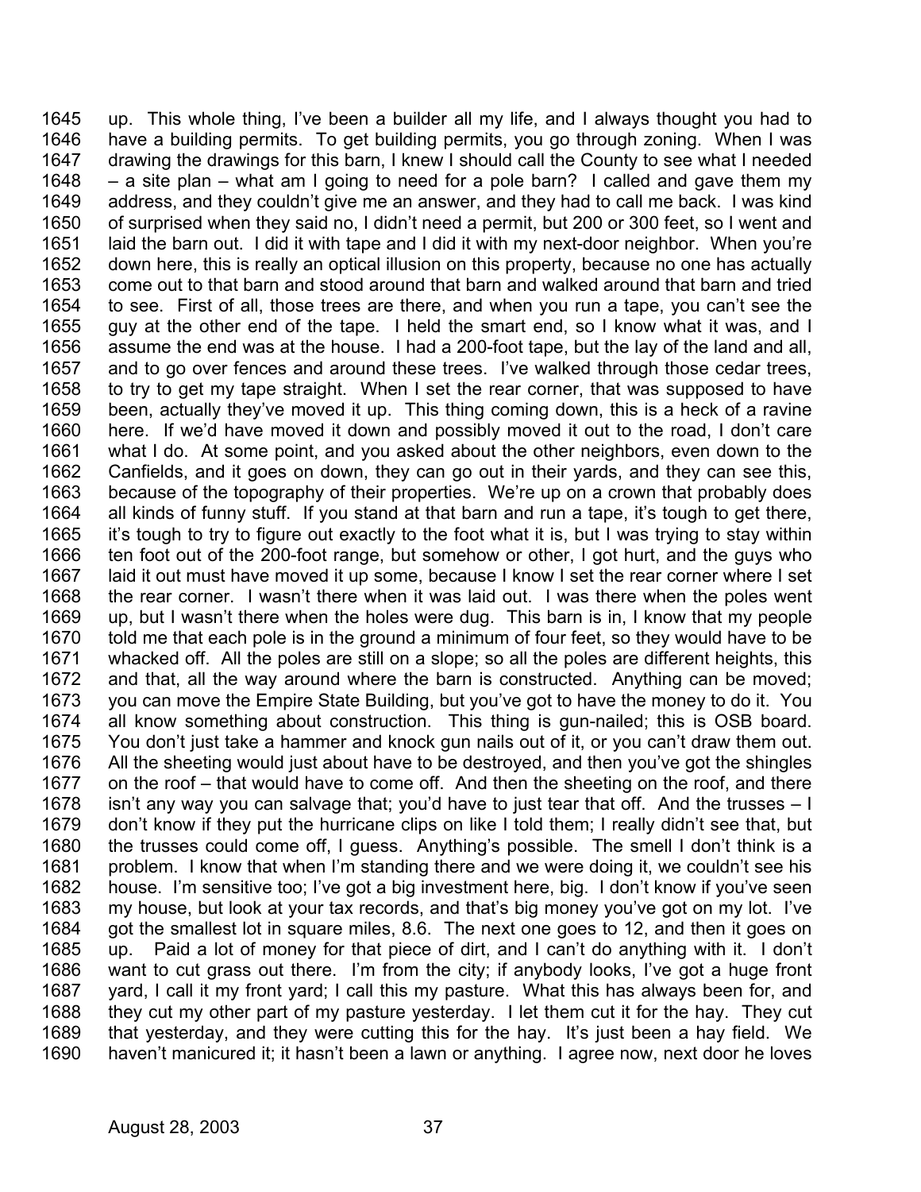1645 up. This whole thing, I've been a builder all my life, and I always thought you had to
1646 have a building permits. To get building permits, you go through zoning. When I was
1647 drawing the drawings for this barn, I knew I should call the County to see what I needed
1648 – a site plan – what am I going to need for a pole barn? I called and gave them my
1649 address, and they couldn't give me an answer, and they had to call me back. I was kind
1650 of surprised when they said no, I didn't need a permit, but 200 or 300 feet, so I went and
1651 laid the barn out. I did it with tape and I did it with my next-door neighbor. When you're
1652 down here, this is really an optical illusion on this property, because no one has actually
1653 come out to that barn and stood around that barn and walked around that barn and tried
1654 to see. First of all, those trees are there, and when you run a tape, you can't see the
1655 guy at the other end of the tape. I held the smart end, so I know what it was, and I
1656 assume the end was at the house. I had a 200-foot tape, but the lay of the land and all,
1657 and to go over fences and around these trees. I've walked through those cedar trees,
1658 to try to get my tape straight. When I set the rear corner, that was supposed to have
1659 been, actually they've moved it up. This thing coming down, this is a heck of a ravine
1660 here. If we'd have moved it down and possibly moved it out to the road, I don't care
1661 what I do. At some point, and you asked about the other neighbors, even down to the
1662 Canfields, and it goes on down, they can go out in their yards, and they can see this,
1663 because of the topography of their properties. We're up on a crown that probably does
1664 all kinds of funny stuff. If you stand at that barn and run a tape, it's tough to get there,
1665 it's tough to try to figure out exactly to the foot what it is, but I was trying to stay within
1666 ten foot out of the 200-foot range, but somehow or other, I got hurt, and the guys who
1667 laid it out must have moved it up some, because I know I set the rear corner where I set
1668 the rear corner. I wasn't there when it was laid out. I was there when the poles went
1669 up, but I wasn't there when the holes were dug. This barn is in, I know that my people
1670 told me that each pole is in the ground a minimum of four feet, so they would have to be
1671 whacked off. All the poles are still on a slope; so all the poles are different heights, this
1672 and that, all the way around where the barn is constructed. Anything can be moved;
1673 you can move the Empire State Building, but you've got to have the money to do it. You
1674 all know something about construction. This thing is gun-nailed; this is OSB board.
1675 You don't just take a hammer and knock gun nails out of it, or you can't draw them out.
1676 All the sheeting would just about have to be destroyed, and then you've got the shingles
1677 on the roof – that would have to come off. And then the sheeting on the roof, and there
1678 isn't any way you can salvage that; you'd have to just tear that off. And the trusses – I
1679 don't know if they put the hurricane clips on like I told them; I really didn't see that, but
1680 the trusses could come off, I guess. Anything's possible. The smell I don't think is a
1681 problem. I know that when I'm standing there and we were doing it, we couldn't see his
1682 house. I'm sensitive too; I've got a big investment here, big. I don't know if you've seen
1683 my house, but look at your tax records, and that's big money you've got on my lot. I've
1684 got the smallest lot in square miles, 8.6. The next one goes to 12, and then it goes on
1685 up. Paid a lot of money for that piece of dirt, and I can't do anything with it. I don't
1686 want to cut grass out there. I'm from the city; if anybody looks, I've got a huge front
1687 yard, I call it my front yard; I call this my pasture. What this has always been for, and
1688 they cut my other part of my pasture yesterday. I let them cut it for the hay. They cut
1689 that yesterday, and they were cutting this for the hay. It's just been a hay field. We
1690 haven't manicured it; it hasn't been a lawn or anything. I agree now, next door he loves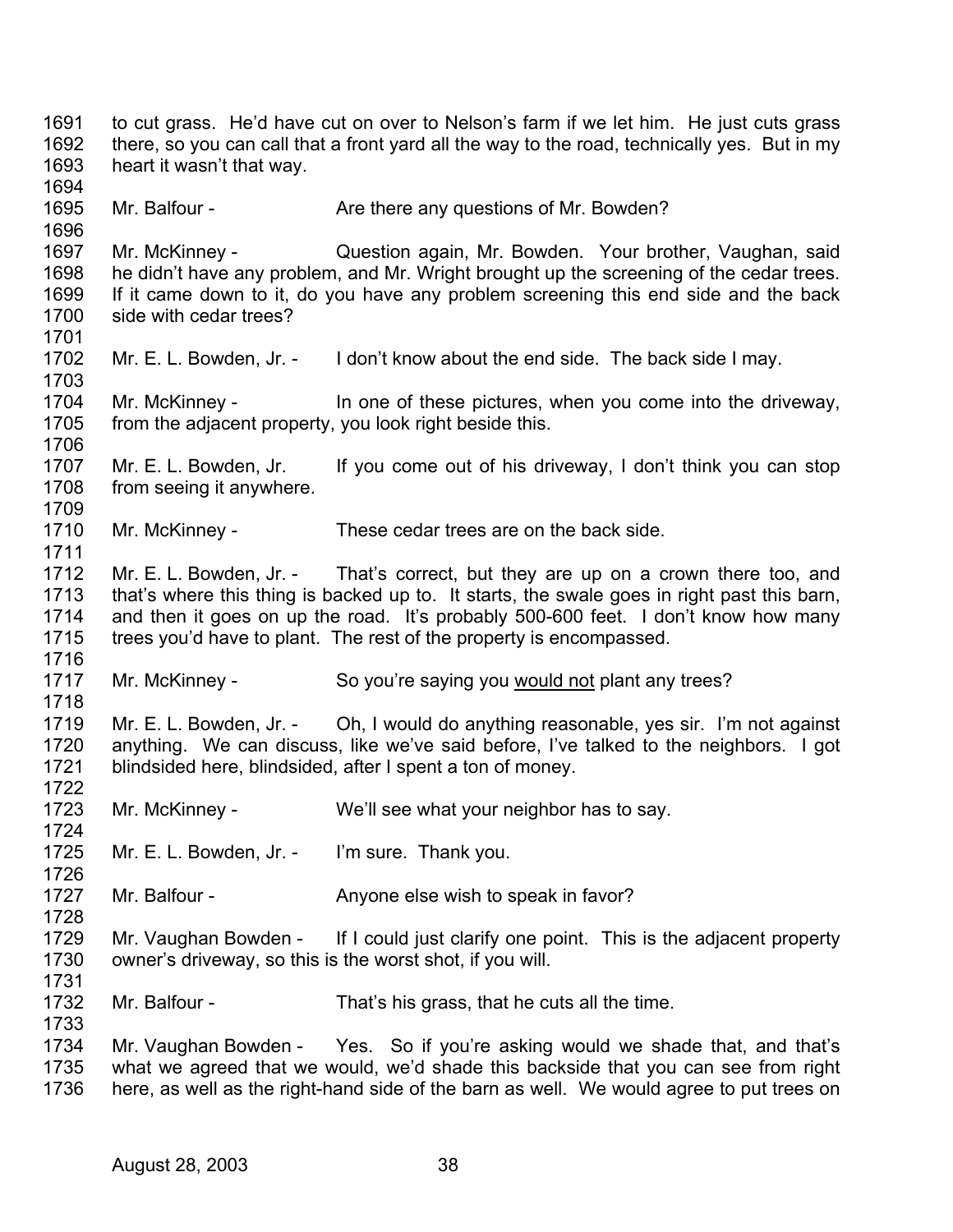1691 to cut grass. He'd have cut on over to Nelson's farm if we let him. He just cuts grass
1692 there, so you can call that a front yard all the way to the road, technically yes. But in my
1693 heart it wasn't that way.
1694
1695 Mr. Balfour - Are there any questions of Mr. Bowden?
1696
1697 Mr. McKinney - Question again, Mr. Bowden. Your brother, Vaughan, said
1698 he didn't have any problem, and Mr. Wright brought up the screening of the cedar trees.
1699 If it came down to it, do you have any problem screening this end side and the back
1700 side with cedar trees?
1701
1702 Mr. E. L. Bowden, Jr. - I don't know about the end side. The back side I may.
1703
1704 Mr. McKinney - In one of these pictures, when you come into the driveway,
1705 from the adjacent property, you look right beside this.
1706
1707 Mr. E. L. Bowden, Jr. If you come out of his driveway, I don't think you can stop
1708 from seeing it anywhere.
1709
1710 Mr. McKinney - These cedar trees are on the back side.
1711
1712 Mr. E. L. Bowden, Jr. - That's correct, but they are up on a crown there too, and
1713 that's where this thing is backed up to. It starts, the swale goes in right past this barn,
1714 and then it goes on up the road. It's probably 500-600 feet. I don't know how many
1715 trees you'd have to plant. The rest of the property is encompassed.
1716
1717 Mr. McKinney - So you're saying you <u>would not</u> plant any trees?
1718
1719 Mr. E. L. Bowden, Jr. - Oh, I would do anything reasonable, yes sir. I'm not against
1720 anything. We can discuss, like we've said before, I've talked to the neighbors. I got
1721 blindsided here, blindsided, after I spent a ton of money.
1722
1723 Mr. McKinney - We'll see what your neighbor has to say.
1724
1725 Mr. E. L. Bowden, Jr. - I'm sure. Thank you.
1726
1727 Mr. Balfour - Anyone else wish to speak in favor?
1728
1729 Mr. Vaughan Bowden - If I could just clarify one point. This is the adjacent property
1730 owner's driveway, so this is the worst shot, if you will.
1731
1732 Mr. Balfour - That's his grass, that he cuts all the time.
1733
1734 Mr. Vaughan Bowden - Yes. So if you're asking would we shade that, and that's
1735 what we agreed that we would, we'd shade this backside that you can see from right
1736 here, as well as the right-hand side of the barn as well. We would agree to put trees on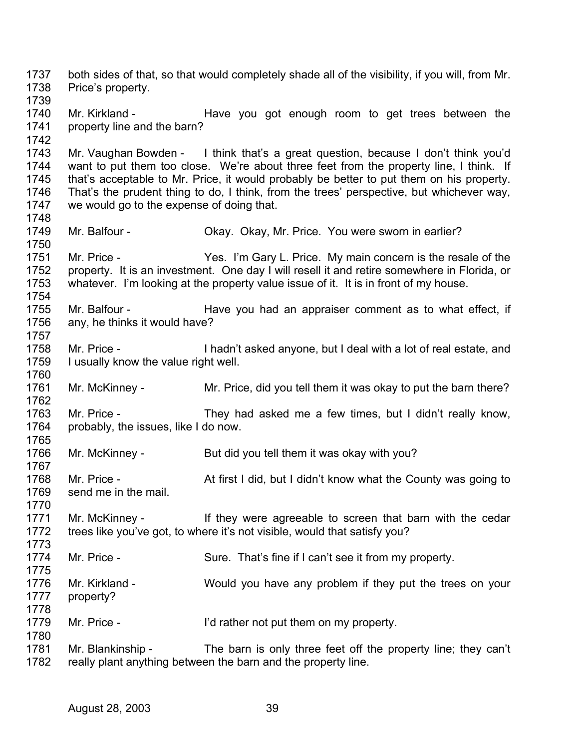1737 both sides of that, so that would completely shade all of the visibility, if you will, from Mr.
1738 Price's property.
1739
1740 Mr. Kirkland - Have you got enough room to get trees between the
1741 property line and the barn?
1742
1743 Mr. Vaughan Bowden - I think that's a great question, because I don't think you'd
1744 want to put them too close. We're about three feet from the property line, I think. If
1745 that's acceptable to Mr. Price, it would probably be better to put them on his property.
1746 That's the prudent thing to do, I think, from the trees' perspective, but whichever way,
1747 we would go to the expense of doing that.
1748
1749 Mr. Balfour - Okay. Okay, Mr. Price. You were sworn in earlier?
1750
1751 Mr. Price - Yes. I'm Gary L. Price. My main concern is the resale of the
1752 property. It is an investment. One day I will resell it and retire somewhere in Florida, or
1753 whatever. I'm looking at the property value issue of it. It is in front of my house.
1754
1755 Mr. Balfour - Have you had an appraiser comment as to what effect, if
1756 any, he thinks it would have?
1757
1758 Mr. Price - I hadn't asked anyone, but I deal with a lot of real estate, and
1759 I usually know the value right well.
1760
1761 Mr. McKinney - Mr. Price, did you tell them it was okay to put the barn there?
1762
1763 Mr. Price - They had asked me a few times, but I didn't really know,
1764 probably, the issues, like I do now.
1765
1766 Mr. McKinney - But did you tell them it was okay with you?
1767
1768 Mr. Price - At first I did, but I didn't know what the County was going to
1769 send me in the mail.
1770
1771 Mr. McKinney - If they were agreeable to screen that barn with the cedar
1772 trees like you've got, to where it's not visible, would that satisfy you?
1773
1774 Mr. Price - Sure. That's fine if I can't see it from my property.
1775
1776 Mr. Kirkland - Would you have any problem if they put the trees on your
1777 property?
1778
1779 Mr. Price - I'd rather not put them on my property.
1780
1781 Mr. Blankinship - The barn is only three feet off the property line; they can't
1782 really plant anything between the barn and the property line.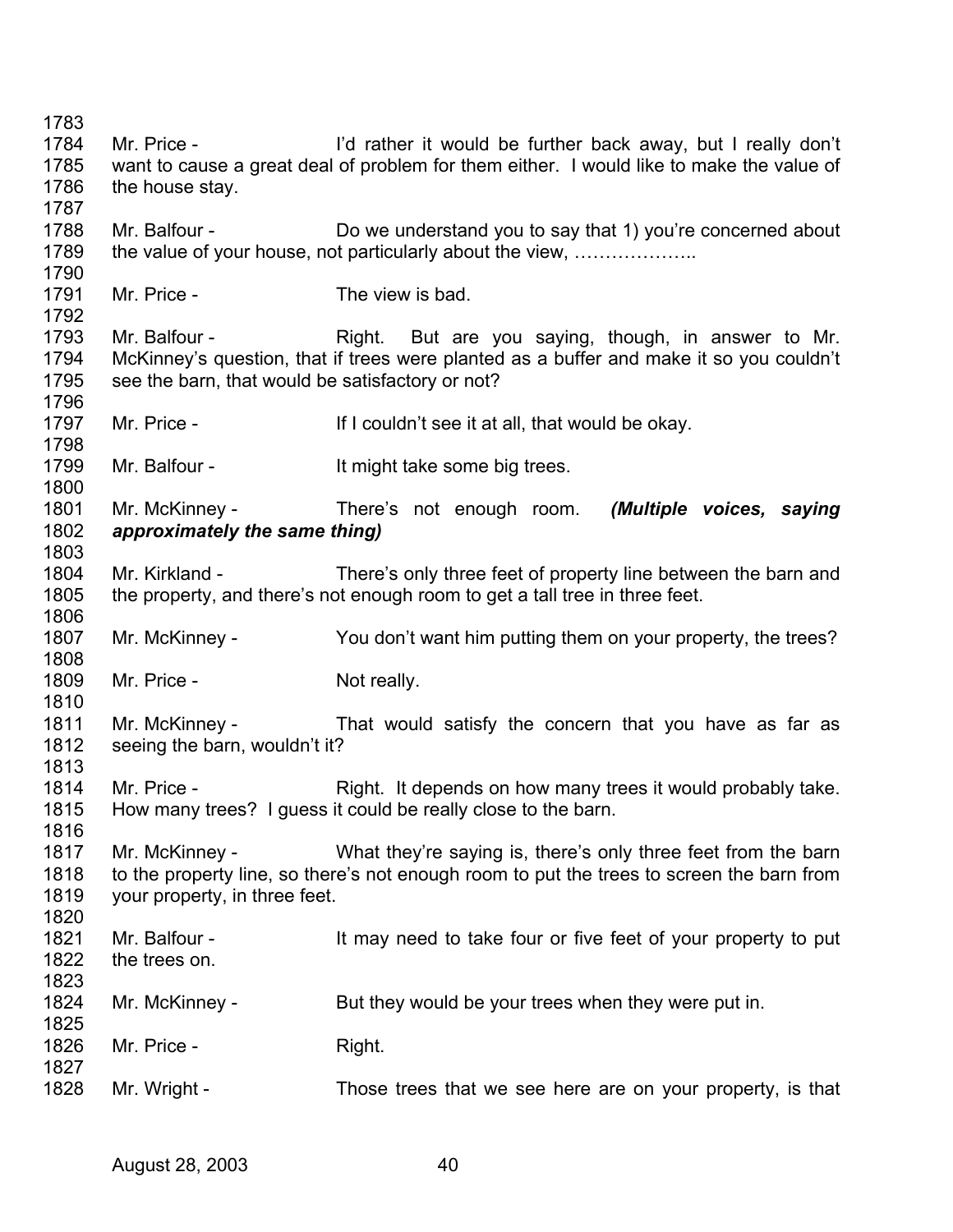Mr. Price - I'd rather it would be further back away, but I really don't want to cause a great deal of problem for them either. I would like to make the value of the house stay.

Mr. Balfour - Do we understand you to say that 1) you're concerned about the value of your house, not particularly about the view, ………………..

Mr. Price - The view is bad.

Mr. Balfour - Right. But are you saying, though, in answer to Mr. McKinney's question, that if trees were planted as a buffer and make it so you couldn't see the barn, that would be satisfactory or not?

Mr. Price - If I couldn't see it at all, that would be okay.

Mr. Balfour - It might take some big trees.

Mr. McKinney - There's not enough room. ***(Multiple voices, saying approximately the same thing)***

Mr. Kirkland - There's only three feet of property line between the barn and the property, and there's not enough room to get a tall tree in three feet.

Mr. McKinney - You don't want him putting them on your property, the trees?

Mr. Price - Not really.

Mr. McKinney - That would satisfy the concern that you have as far as seeing the barn, wouldn't it?

Mr. Price - Right. It depends on how many trees it would probably take. How many trees? I guess it could be really close to the barn.

Mr. McKinney - What they're saying is, there's only three feet from the barn to the property line, so there's not enough room to put the trees to screen the barn from your property, in three feet.

Mr. Balfour - It may need to take four or five feet of your property to put the trees on.

Mr. McKinney - But they would be your trees when they were put in.

Mr. Price - Right.

Mr. Wright - Those trees that we see here are on your property, is that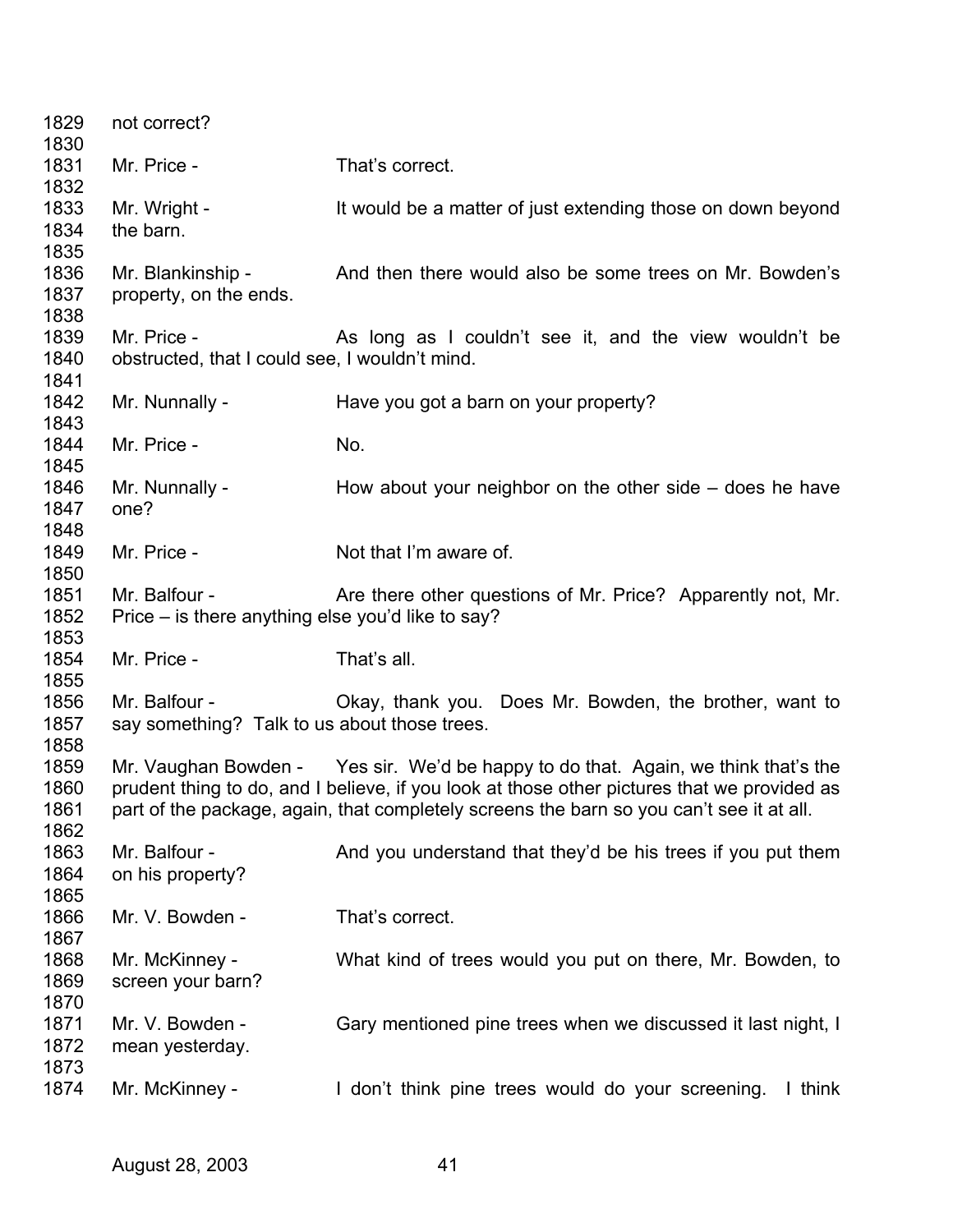1829 not correct?
1830
1831 Mr. Price - That's correct.
1832
1833 Mr. Wright - It would be a matter of just extending those on down beyond
1834 the barn.
1835
1836 Mr. Blankinship - And then there would also be some trees on Mr. Bowden's
1837 property, on the ends.
1838
1839 Mr. Price - As long as I couldn't see it, and the view wouldn't be
1840 obstructed, that I could see, I wouldn't mind.
1841
1842 Mr. Nunnally - Have you got a barn on your property?
1843
1844 Mr. Price - No.
1845
1846 Mr. Nunnally - How about your neighbor on the other side – does he have
1847 one?
1848
1849 Mr. Price - Not that I'm aware of.
1850
1851 Mr. Balfour - Are there other questions of Mr. Price? Apparently not, Mr.
1852 Price – is there anything else you'd like to say?
1853
1854 Mr. Price - That's all.
1855
1856 Mr. Balfour - Okay, thank you. Does Mr. Bowden, the brother, want to
1857 say something? Talk to us about those trees.
1858
1859 Mr. Vaughan Bowden - Yes sir. We'd be happy to do that. Again, we think that's the
1860 prudent thing to do, and I believe, if you look at those other pictures that we provided as
1861 part of the package, again, that completely screens the barn so you can't see it at all.
1862
1863 Mr. Balfour - And you understand that they'd be his trees if you put them
1864 on his property?
1865
1866 Mr. V. Bowden - That's correct.
1867
1868 Mr. McKinney - What kind of trees would you put on there, Mr. Bowden, to
1869 screen your barn?
1870
1871 Mr. V. Bowden - Gary mentioned pine trees when we discussed it last night, I
1872 mean yesterday.
1873
1874 Mr. McKinney - I don't think pine trees would do your screening. I think

August 28, 2003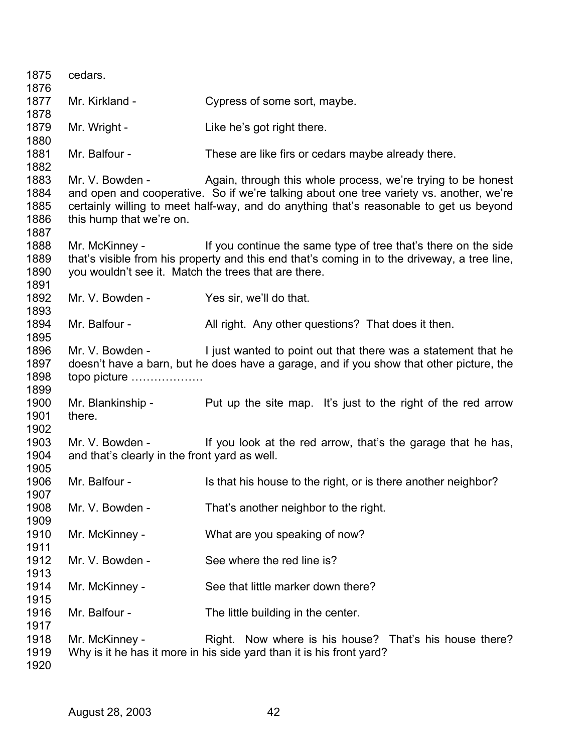1875 cedars.

1876

1877 Mr. Kirkland - Cypress of some sort, maybe.

1878

1879 Mr. Wright - Like he's got right there.

1880

1881 Mr. Balfour - These are like firs or cedars maybe already there.

1882

1883 Mr. V. Bowden - Again, through this whole process, we're trying to be honest
1884 and open and cooperative. So if we're talking about one tree variety vs. another, we're
1885 certainly willing to meet half-way, and do anything that's reasonable to get us beyond
1886 this hump that we're on.

1887

1888 Mr. McKinney - If you continue the same type of tree that's there on the side
1889 that's visible from his property and this end that's coming in to the driveway, a tree line,
1890 you wouldn't see it. Match the trees that are there.

1891

1892 Mr. V. Bowden - Yes sir, we'll do that.

1893

1894 Mr. Balfour - All right. Any other questions? That does it then.

1895

1896 Mr. V. Bowden - I just wanted to point out that there was a statement that he
1897 doesn't have a barn, but he does have a garage, and if you show that other picture, the
1898 topo picture ……………….

1899

1900 Mr. Blankinship - Put up the site map. It's just to the right of the red arrow
1901 there.

1902

1903 Mr. V. Bowden - If you look at the red arrow, that's the garage that he has,
1904 and that's clearly in the front yard as well.

1905

1906 Mr. Balfour - Is that his house to the right, or is there another neighbor?

1907

1908 Mr. V. Bowden - That's another neighbor to the right.

1909

1910 Mr. McKinney - What are you speaking of now?

1911

1912 Mr. V. Bowden - See where the red line is?

1913

1914 Mr. McKinney - See that little marker down there?

1915

1916 Mr. Balfour - The little building in the center.

1917

1918 Mr. McKinney - Right. Now where is his house? That's his house there?
1919 Why is it he has it more in his side yard than it is his front yard?

1920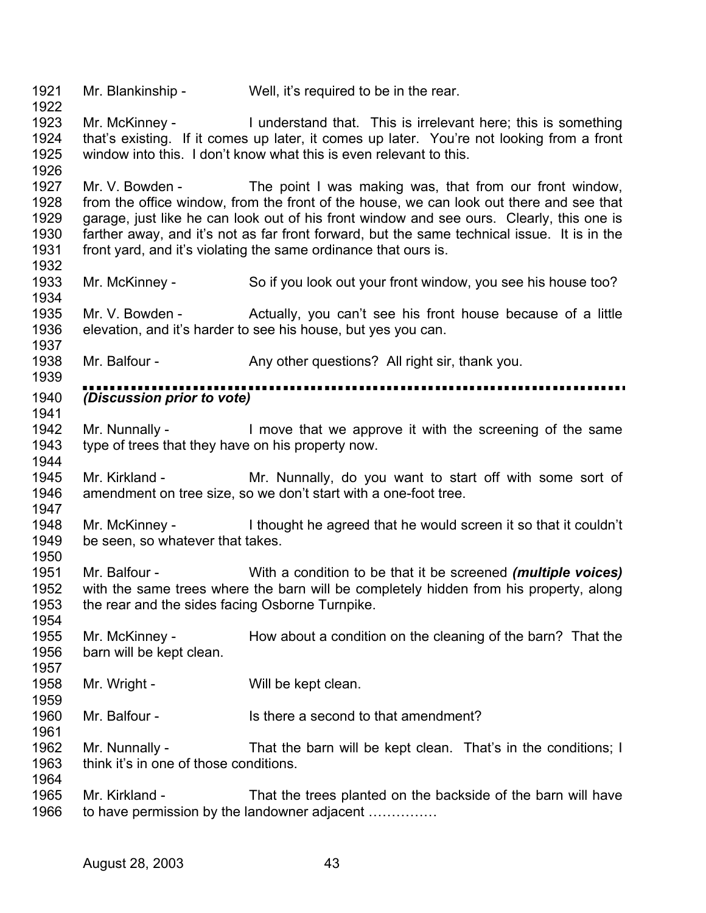Mr. Blankinship - Well, it's required to be in the rear.

Mr. McKinney - I understand that. This is irrelevant here; this is something that's existing. If it comes up later, it comes up later. You're not looking from a front window into this. I don't know what this is even relevant to this.

Mr. V. Bowden - The point I was making was, that from our front window, from the office window, from the front of the house, we can look out there and see that garage, just like he can look out of his front window and see ours. Clearly, this one is farther away, and it's not as far front forward, but the same technical issue. It is in the front yard, and it's violating the same ordinance that ours is.

Mr. McKinney - So if you look out your front window, you see his house too?

Mr. V. Bowden - Actually, you can't see his front house because of a little elevation, and it's harder to see his house, but yes you can.

Mr. Balfour - Any other questions? All right sir, thank you.

---

***(Discussion prior to vote)***

Mr. Nunnally - I move that we approve it with the screening of the same type of trees that they have on his property now.

Mr. Kirkland - Mr. Nunnally, do you want to start off with some sort of amendment on tree size, so we don't start with a one-foot tree.

Mr. McKinney - I thought he agreed that he would screen it so that it couldn't be seen, so whatever that takes.

Mr. Balfour - With a condition to be that it be screened ***(multiple voices)*** with the same trees where the barn will be completely hidden from his property, along the rear and the sides facing Osborne Turnpike.

Mr. McKinney - How about a condition on the cleaning of the barn? That the barn will be kept clean.

Mr. Wright - Will be kept clean.

Mr. Balfour - Is there a second to that amendment?

Mr. Nunnally - That the barn will be kept clean. That's in the conditions; I think it's in one of those conditions.

Mr. Kirkland - That the trees planted on the backside of the barn will have to have permission by the landowner adjacent ……………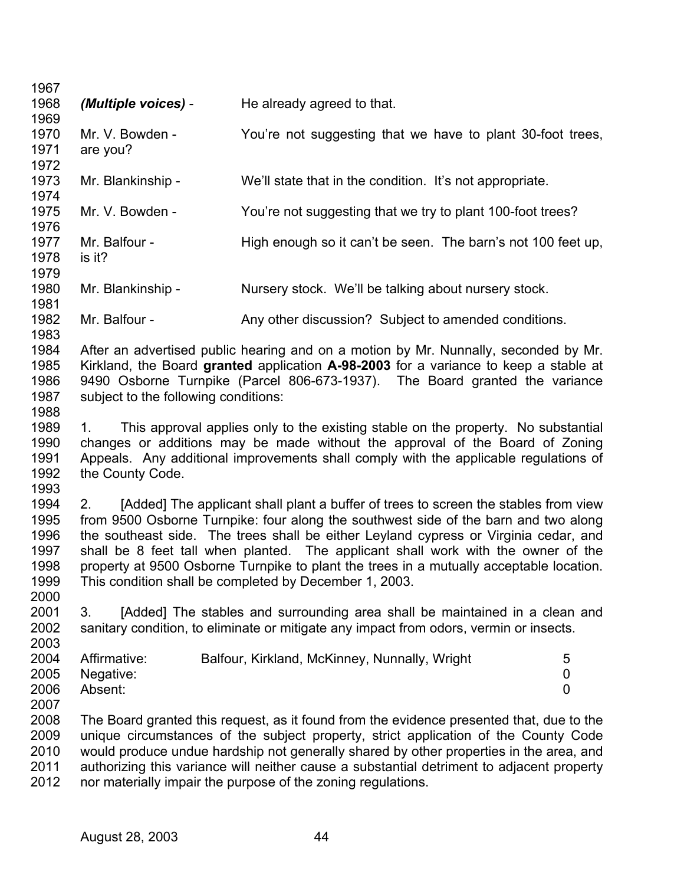*(Multiple voices)* - He already agreed to that.

Mr. V. Bowden - You're not suggesting that we have to plant 30-foot trees, are you?

Mr. Blankinship - We'll state that in the condition. It's not appropriate.

Mr. V. Bowden - You're not suggesting that we try to plant 100-foot trees?

Mr. Balfour - High enough so it can't be seen. The barn's not 100 feet up, is it?

Mr. Blankinship - Nursery stock. We'll be talking about nursery stock.

Mr. Balfour - Any other discussion? Subject to amended conditions.

After an advertised public hearing and on a motion by Mr. Nunnally, seconded by Mr. Kirkland, the Board **granted** application **A-98-2003** for a variance to keep a stable at 9490 Osborne Turnpike (Parcel 806-673-1937). The Board granted the variance subject to the following conditions:

1. This approval applies only to the existing stable on the property. No substantial changes or additions may be made without the approval of the Board of Zoning Appeals. Any additional improvements shall comply with the applicable regulations of the County Code.

2. [Added] The applicant shall plant a buffer of trees to screen the stables from view from 9500 Osborne Turnpike: four along the southwest side of the barn and two along the southeast side. The trees shall be either Leyland cypress or Virginia cedar, and shall be 8 feet tall when planted. The applicant shall work with the owner of the property at 9500 Osborne Turnpike to plant the trees in a mutually acceptable location. This condition shall be completed by December 1, 2003.

3. [Added] The stables and surrounding area shall be maintained in a clean and sanitary condition, to eliminate or mitigate any impact from odors, vermin or insects.

| | | |
|---|---|---|
| Affirmative: | Balfour, Kirkland, McKinney, Nunnally, Wright | 5 |
| Negative: | | 0 |
| Absent: | | 0 |

The Board granted this request, as it found from the evidence presented that, due to the unique circumstances of the subject property, strict application of the County Code would produce undue hardship not generally shared by other properties in the area, and authorizing this variance will neither cause a substantial detriment to adjacent property nor materially impair the purpose of the zoning regulations.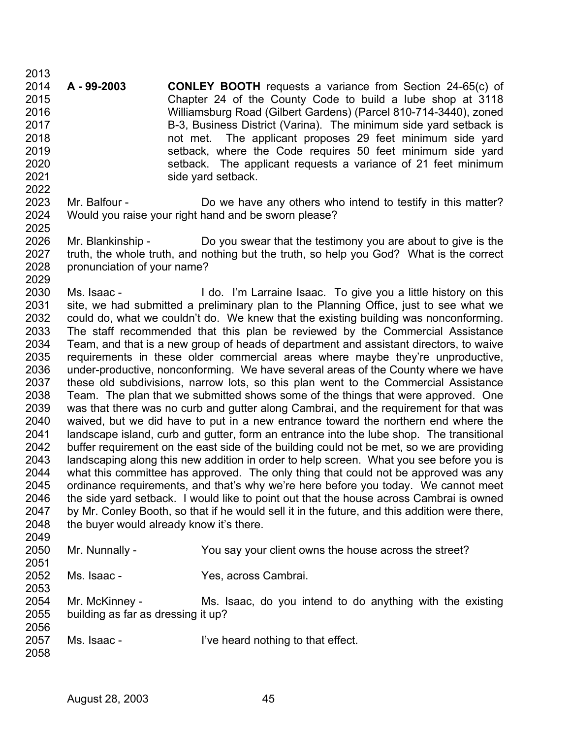**A - 99-2003** **CONLEY BOOTH** requests a variance from Section 24-65(c) of Chapter 24 of the County Code to build a lube shop at 3118 Williamsburg Road (Gilbert Gardens) (Parcel 810-714-3440), zoned B-3, Business District (Varina). The minimum side yard setback is not met. The applicant proposes 29 feet minimum side yard setback, where the Code requires 50 feet minimum side yard setback. The applicant requests a variance of 21 feet minimum side yard setback.

Mr. Balfour - Do we have any others who intend to testify in this matter? Would you raise your right hand and be sworn please?

Mr. Blankinship - Do you swear that the testimony you are about to give is the truth, the whole truth, and nothing but the truth, so help you God? What is the correct pronunciation of your name?

Ms. Isaac - I do. I'm Larraine Isaac. To give you a little history on this site, we had submitted a preliminary plan to the Planning Office, just to see what we could do, what we couldn't do. We knew that the existing building was nonconforming. The staff recommended that this plan be reviewed by the Commercial Assistance Team, and that is a new group of heads of department and assistant directors, to waive requirements in these older commercial areas where maybe they're unproductive, under-productive, nonconforming. We have several areas of the County where we have these old subdivisions, narrow lots, so this plan went to the Commercial Assistance Team. The plan that we submitted shows some of the things that were approved. One was that there was no curb and gutter along Cambrai, and the requirement for that was waived, but we did have to put in a new entrance toward the northern end where the landscape island, curb and gutter, form an entrance into the lube shop. The transitional buffer requirement on the east side of the building could not be met, so we are providing landscaping along this new addition in order to help screen. What you see before you is what this committee has approved. The only thing that could not be approved was any ordinance requirements, and that's why we're here before you today. We cannot meet the side yard setback. I would like to point out that the house across Cambrai is owned by Mr. Conley Booth, so that if he would sell it in the future, and this addition were there, the buyer would already know it's there.

Mr. Nunnally - You say your client owns the house across the street?

Ms. Isaac - Yes, across Cambrai.

Mr. McKinney - Ms. Isaac, do you intend to do anything with the existing building as far as dressing it up?

Ms. Isaac - I've heard nothing to that effect.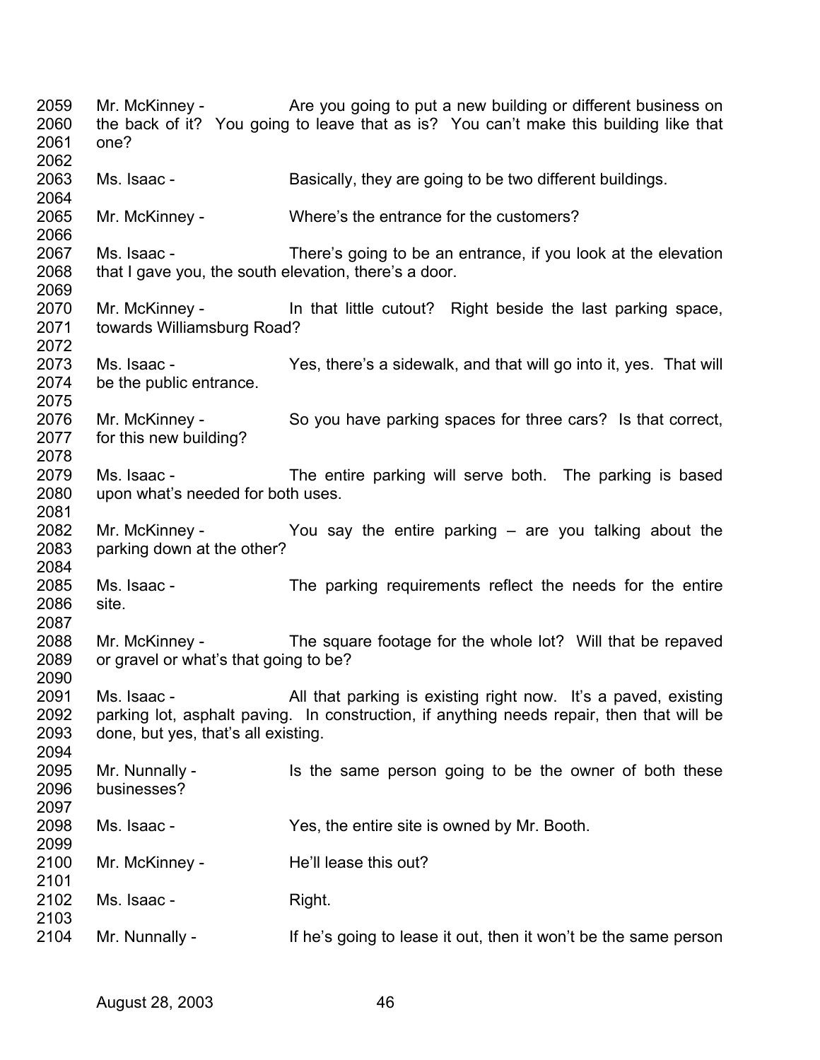2059 Mr. McKinney - Are you going to put a new building or different business on
2060 the back of it? You going to leave that as is? You can't make this building like that
2061 one?
2062
2063 Ms. Isaac - Basically, they are going to be two different buildings.
2064
2065 Mr. McKinney - Where's the entrance for the customers?
2066
2067 Ms. Isaac - There's going to be an entrance, if you look at the elevation
2068 that I gave you, the south elevation, there's a door.
2069
2070 Mr. McKinney - In that little cutout? Right beside the last parking space,
2071 towards Williamsburg Road?
2072
2073 Ms. Isaac - Yes, there's a sidewalk, and that will go into it, yes. That will
2074 be the public entrance.
2075
2076 Mr. McKinney - So you have parking spaces for three cars? Is that correct,
2077 for this new building?
2078
2079 Ms. Isaac - The entire parking will serve both. The parking is based
2080 upon what's needed for both uses.
2081
2082 Mr. McKinney - You say the entire parking – are you talking about the
2083 parking down at the other?
2084
2085 Ms. Isaac - The parking requirements reflect the needs for the entire
2086 site.
2087
2088 Mr. McKinney - The square footage for the whole lot? Will that be repaved
2089 or gravel or what's that going to be?
2090
2091 Ms. Isaac - All that parking is existing right now. It's a paved, existing
2092 parking lot, asphalt paving. In construction, if anything needs repair, then that will be
2093 done, but yes, that's all existing.
2094
2095 Mr. Nunnally - Is the same person going to be the owner of both these
2096 businesses?
2097
2098 Ms. Isaac - Yes, the entire site is owned by Mr. Booth.
2099
2100 Mr. McKinney - He'll lease this out?
2101
2102 Ms. Isaac - Right.
2103
2104 Mr. Nunnally - If he's going to lease it out, then it won't be the same person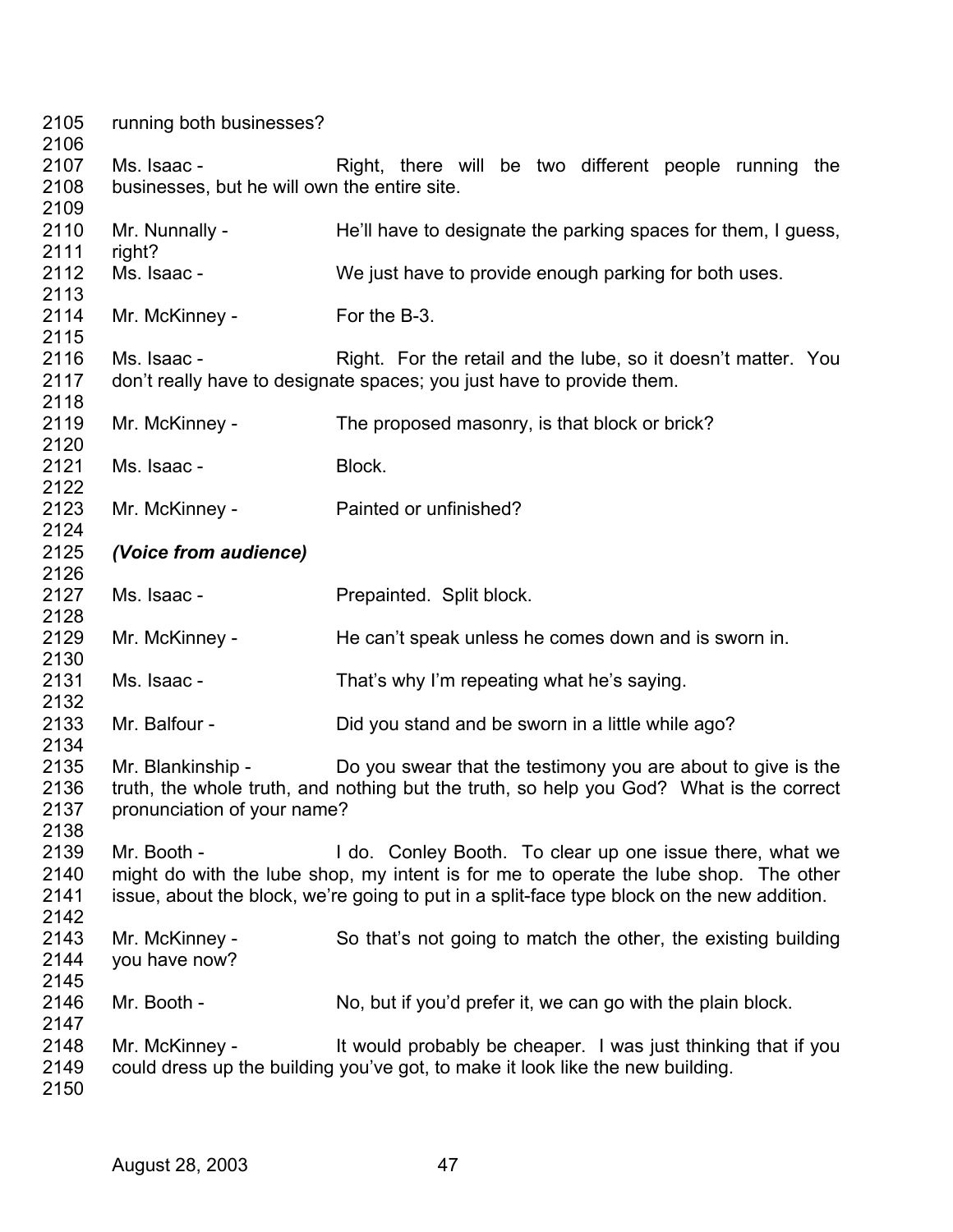running both businesses?

Ms. Isaac - Right, there will be two different people running the businesses, but he will own the entire site.

Mr. Nunnally - He'll have to designate the parking spaces for them, I guess, right?

Ms. Isaac - We just have to provide enough parking for both uses.

Mr. McKinney - For the B-3.

Ms. Isaac - Right. For the retail and the lube, so it doesn't matter. You don't really have to designate spaces; you just have to provide them.

Mr. McKinney - The proposed masonry, is that block or brick?

Ms. Isaac - Block.

Mr. McKinney - Painted or unfinished?

***(Voice from audience)***

Ms. Isaac - Prepainted. Split block.

Mr. McKinney - He can't speak unless he comes down and is sworn in.

Ms. Isaac - That's why I'm repeating what he's saying.

Mr. Balfour - Did you stand and be sworn in a little while ago?

Mr. Blankinship - Do you swear that the testimony you are about to give is the truth, the whole truth, and nothing but the truth, so help you God? What is the correct pronunciation of your name?

Mr. Booth - I do. Conley Booth. To clear up one issue there, what we might do with the lube shop, my intent is for me to operate the lube shop. The other issue, about the block, we're going to put in a split-face type block on the new addition.

Mr. McKinney - So that's not going to match the other, the existing building you have now?

Mr. Booth - No, but if you'd prefer it, we can go with the plain block.

Mr. McKinney - It would probably be cheaper. I was just thinking that if you could dress up the building you've got, to make it look like the new building.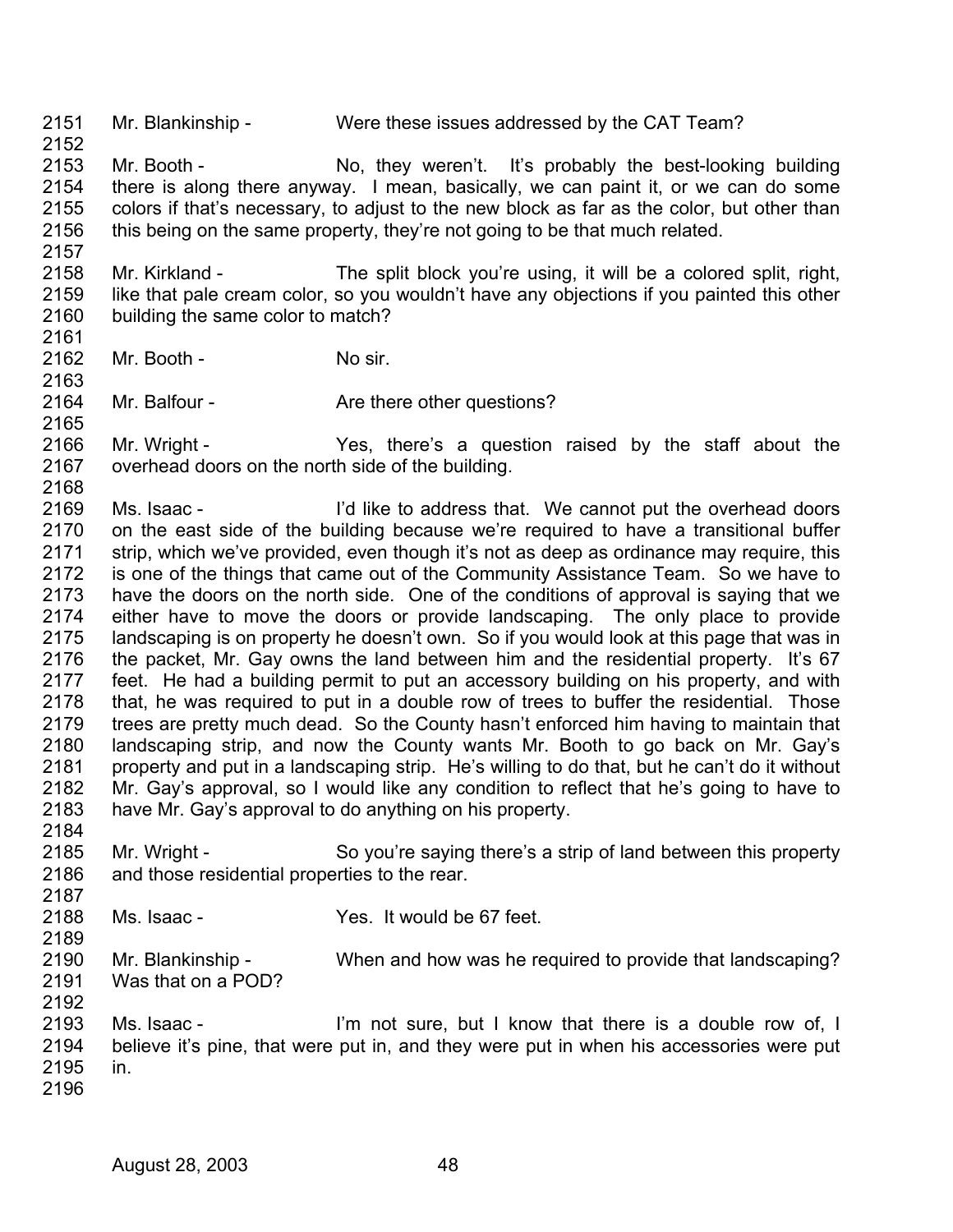2151 Mr. Blankinship - Were these issues addressed by the CAT Team?

2152

2153 Mr. Booth - No, they weren't. It's probably the best-looking building
2154 there is along there anyway. I mean, basically, we can paint it, or we can do some
2155 colors if that's necessary, to adjust to the new block as far as the color, but other than
2156 this being on the same property, they're not going to be that much related.

2157

2158 Mr. Kirkland - The split block you're using, it will be a colored split, right,
2159 like that pale cream color, so you wouldn't have any objections if you painted this other
2160 building the same color to match?

2161

2162 Mr. Booth - No sir.

2163

2164 Mr. Balfour - Are there other questions?

2165

2166 Mr. Wright - Yes, there's a question raised by the staff about the
2167 overhead doors on the north side of the building.

2168

2169 Ms. Isaac - I'd like to address that. We cannot put the overhead doors
2170 on the east side of the building because we're required to have a transitional buffer
2171 strip, which we've provided, even though it's not as deep as ordinance may require, this
2172 is one of the things that came out of the Community Assistance Team. So we have to
2173 have the doors on the north side. One of the conditions of approval is saying that we
2174 either have to move the doors or provide landscaping. The only place to provide
2175 landscaping is on property he doesn't own. So if you would look at this page that was in
2176 the packet, Mr. Gay owns the land between him and the residential property. It's 67
2177 feet. He had a building permit to put an accessory building on his property, and with
2178 that, he was required to put in a double row of trees to buffer the residential. Those
2179 trees are pretty much dead. So the County hasn't enforced him having to maintain that
2180 landscaping strip, and now the County wants Mr. Booth to go back on Mr. Gay's
2181 property and put in a landscaping strip. He's willing to do that, but he can't do it without
2182 Mr. Gay's approval, so I would like any condition to reflect that he's going to have to
2183 have Mr. Gay's approval to do anything on his property.

2184

2185 Mr. Wright - So you're saying there's a strip of land between this property
2186 and those residential properties to the rear.

2187

2188 Ms. Isaac - Yes. It would be 67 feet.

2189

2190 Mr. Blankinship - When and how was he required to provide that landscaping?
2191 Was that on a POD?

2192

2193 Ms. Isaac - I'm not sure, but I know that there is a double row of, I
2194 believe it's pine, that were put in, and they were put in when his accessories were put
2195 in.

2196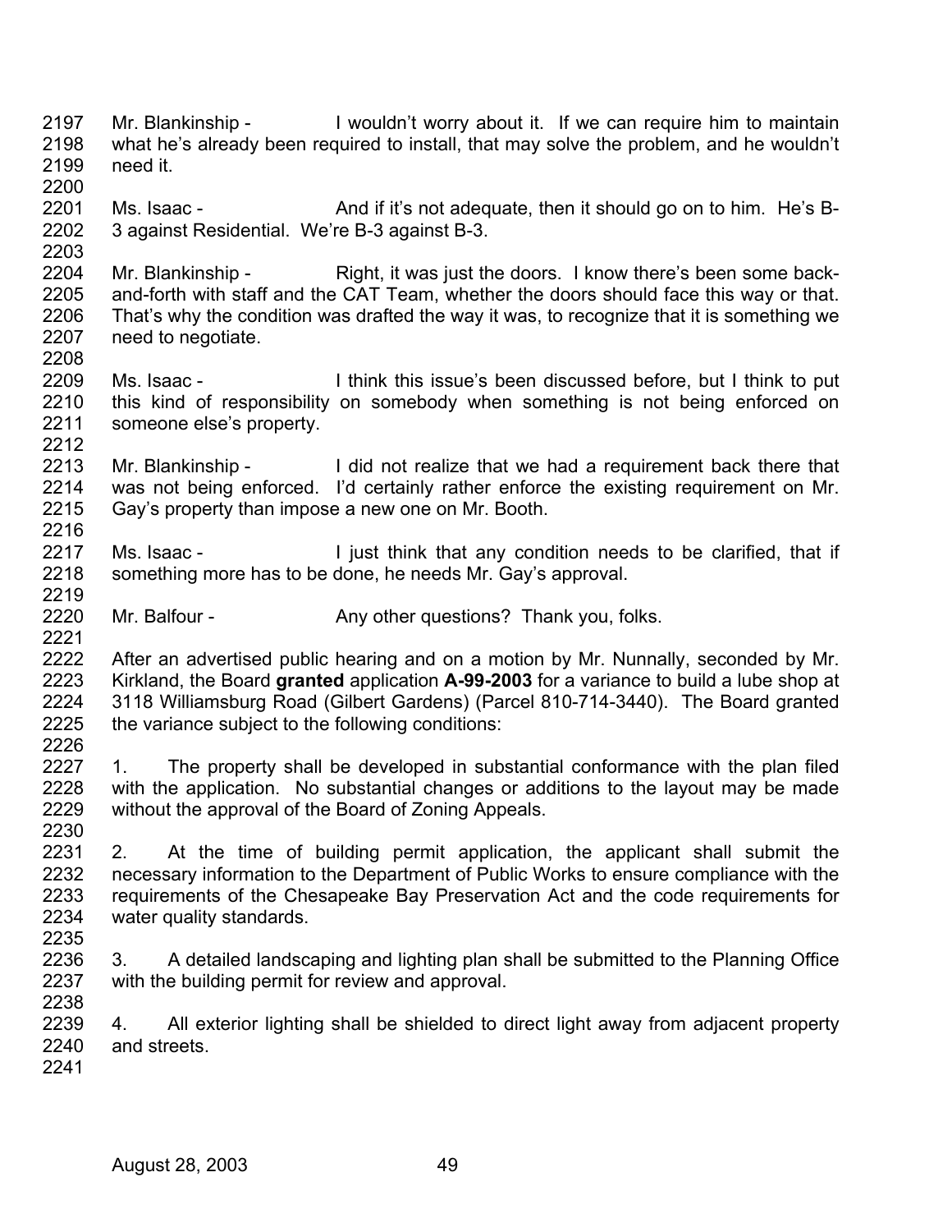Mr. Blankinship - I wouldn't worry about it. If we can require him to maintain what he's already been required to install, that may solve the problem, and he wouldn't need it.

Ms. Isaac - And if it's not adequate, then it should go on to him. He's B-3 against Residential. We're B-3 against B-3.

Mr. Blankinship - Right, it was just the doors. I know there's been some back-and-forth with staff and the CAT Team, whether the doors should face this way or that. That's why the condition was drafted the way it was, to recognize that it is something we need to negotiate.

Ms. Isaac - I think this issue's been discussed before, but I think to put this kind of responsibility on somebody when something is not being enforced on someone else's property.

Mr. Blankinship - I did not realize that we had a requirement back there that was not being enforced. I'd certainly rather enforce the existing requirement on Mr. Gay's property than impose a new one on Mr. Booth.

Ms. Isaac - I just think that any condition needs to be clarified, that if something more has to be done, he needs Mr. Gay's approval.

Mr. Balfour - Any other questions? Thank you, folks.

After an advertised public hearing and on a motion by Mr. Nunnally, seconded by Mr. Kirkland, the Board **granted** application **A-99-2003** for a variance to build a lube shop at 3118 Williamsburg Road (Gilbert Gardens) (Parcel 810-714-3440). The Board granted the variance subject to the following conditions:

1. The property shall be developed in substantial conformance with the plan filed with the application. No substantial changes or additions to the layout may be made without the approval of the Board of Zoning Appeals.

2. At the time of building permit application, the applicant shall submit the necessary information to the Department of Public Works to ensure compliance with the requirements of the Chesapeake Bay Preservation Act and the code requirements for water quality standards.

3. A detailed landscaping and lighting plan shall be submitted to the Planning Office with the building permit for review and approval.

4. All exterior lighting shall be shielded to direct light away from adjacent property and streets.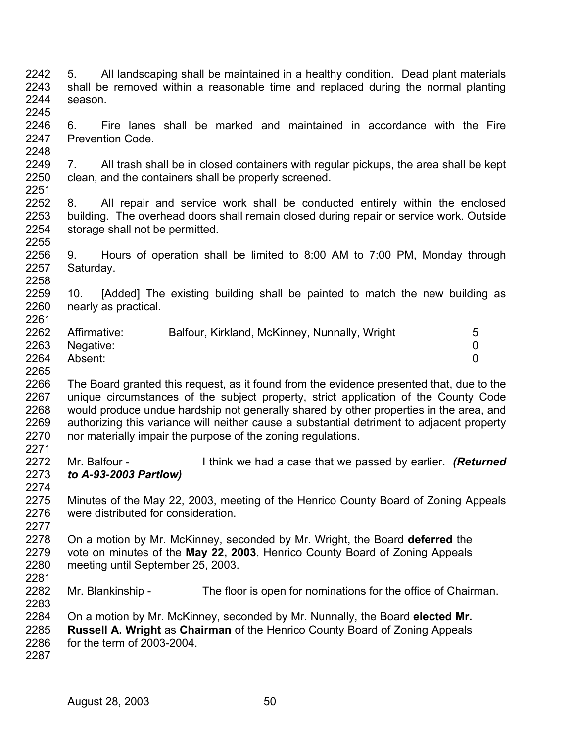5. All landscaping shall be maintained in a healthy condition. Dead plant materials shall be removed within a reasonable time and replaced during the normal planting season.

6. Fire lanes shall be marked and maintained in accordance with the Fire Prevention Code.

7. All trash shall be in closed containers with regular pickups, the area shall be kept clean, and the containers shall be properly screened.

8. All repair and service work shall be conducted entirely within the enclosed building. The overhead doors shall remain closed during repair or service work. Outside storage shall not be permitted.

9. Hours of operation shall be limited to 8:00 AM to 7:00 PM, Monday through Saturday.

10. [Added] The existing building shall be painted to match the new building as nearly as practical.

| | | |
|---|---|---|
| Affirmative: | Balfour, Kirkland, McKinney, Nunnally, Wright | 5 |
| Negative: | | 0 |
| Absent: | | 0 |

The Board granted this request, as it found from the evidence presented that, due to the unique circumstances of the subject property, strict application of the County Code would produce undue hardship not generally shared by other properties in the area, and authorizing this variance will neither cause a substantial detriment to adjacent property nor materially impair the purpose of the zoning regulations.

Mr. Balfour - I think we had a case that we passed by earlier. ***(Returned to A-93-2003 Partlow)***

Minutes of the May 22, 2003, meeting of the Henrico County Board of Zoning Appeals were distributed for consideration.

On a motion by Mr. McKinney, seconded by Mr. Wright, the Board **deferred** the vote on minutes of the **May 22, 2003**, Henrico County Board of Zoning Appeals meeting until September 25, 2003.

Mr. Blankinship - The floor is open for nominations for the office of Chairman.

On a motion by Mr. McKinney, seconded by Mr. Nunnally, the Board **elected Mr. Russell A. Wright** as **Chairman** of the Henrico County Board of Zoning Appeals for the term of 2003-2004.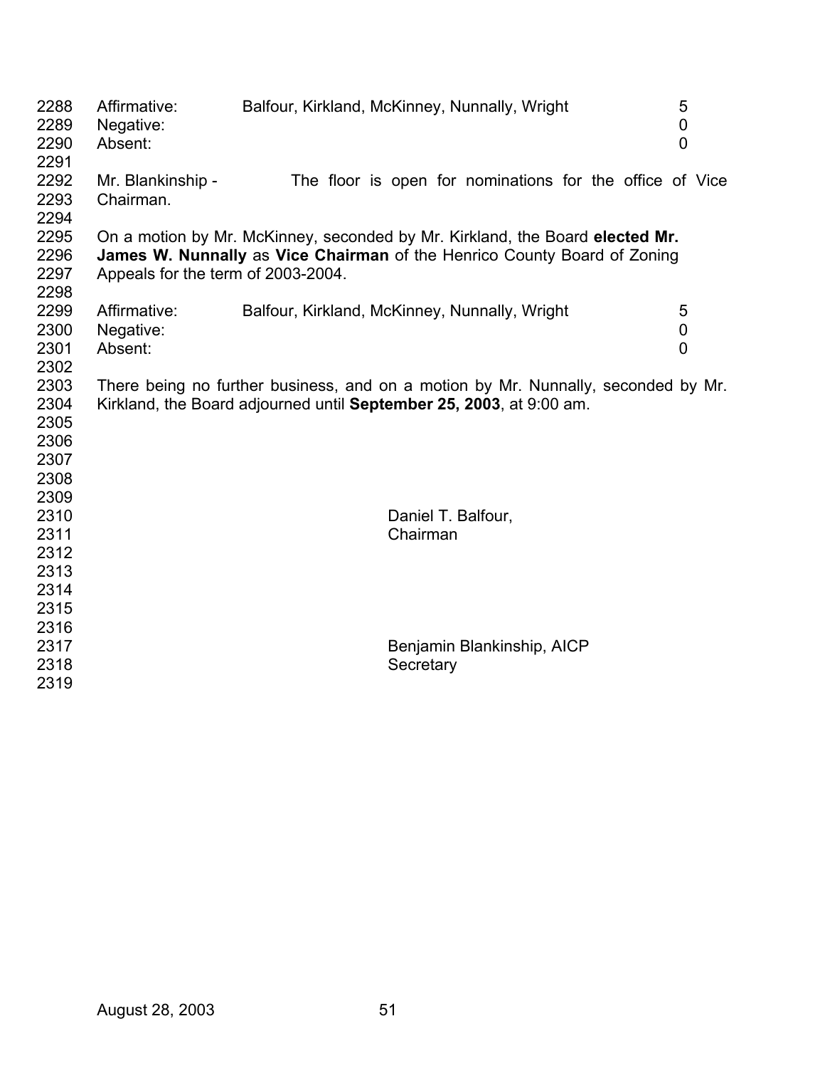| | | |
|---|---|---|
| Affirmative: | Balfour, Kirkland, McKinney, Nunnally, Wright | 5 |
| Negative: | | 0 |
| Absent: | | 0 |

Mr. Blankinship - The floor is open for nominations for the office of Vice Chairman.

On a motion by Mr. McKinney, seconded by Mr. Kirkland, the Board **elected Mr. James W. Nunnally** as **Vice Chairman** of the Henrico County Board of Zoning Appeals for the term of 2003-2004.

| | | |
|---|---|---|
| Affirmative: | Balfour, Kirkland, McKinney, Nunnally, Wright | 5 |
| Negative: | | 0 |
| Absent: | | 0 |

There being no further business, and on a motion by Mr. Nunnally, seconded by Mr. Kirkland, the Board adjourned until **September 25, 2003**, at 9:00 am.

Daniel T. Balfour,
Chairman

Benjamin Blankinship, AICP
Secretary